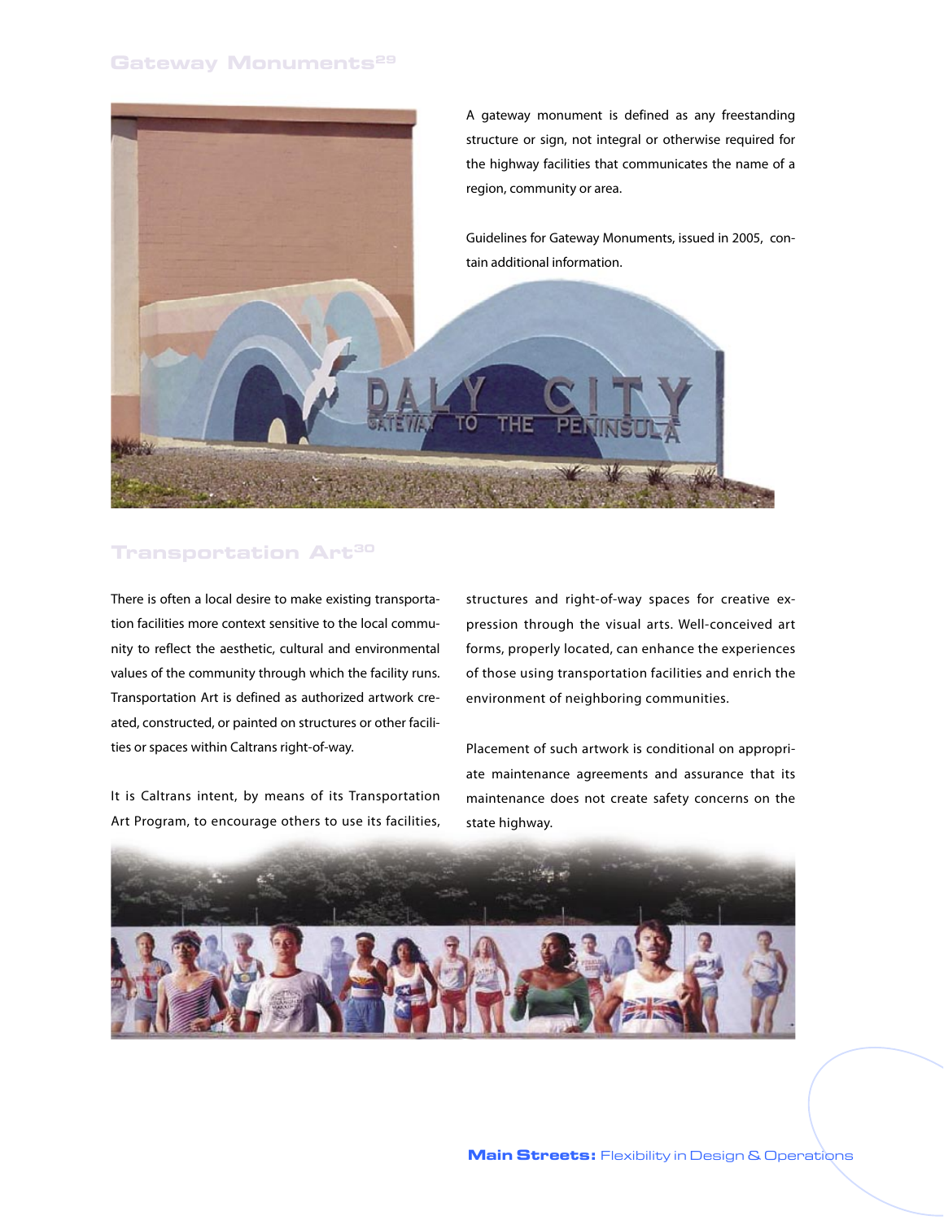## Gateway Monuments[29]

A gateway monument is defined as any freestanding structure or sign, not integral or otherwise required for the highway facilities that communicates the name of a region, community or area.

Guidelines for Gateway Monuments, issued in 2005, contain additional information.

## Transportation Art[30]

There is often a local desire to make existing transportation facilities more context sensitive to the local community to reflect the aesthetic, cultural and environmental values of the community through which the facility runs. Transportation Art is defined as authorized artwork created, constructed, or painted on structures or other facilities or spaces within Caltrans right-of-way.

It is Caltrans intent, by means of its Transportation Art Program, to encourage others to use its facilities, structures and right-of-way spaces for creative expression through the visual arts. Well-conceived art forms, properly located, can enhance the experiences of those using transportation facilities and enrich the environment of neighboring communities.

Placement of such artwork is conditional on appropriate maintenance agreements and assurance that its maintenance does not create safety concerns on the state highway.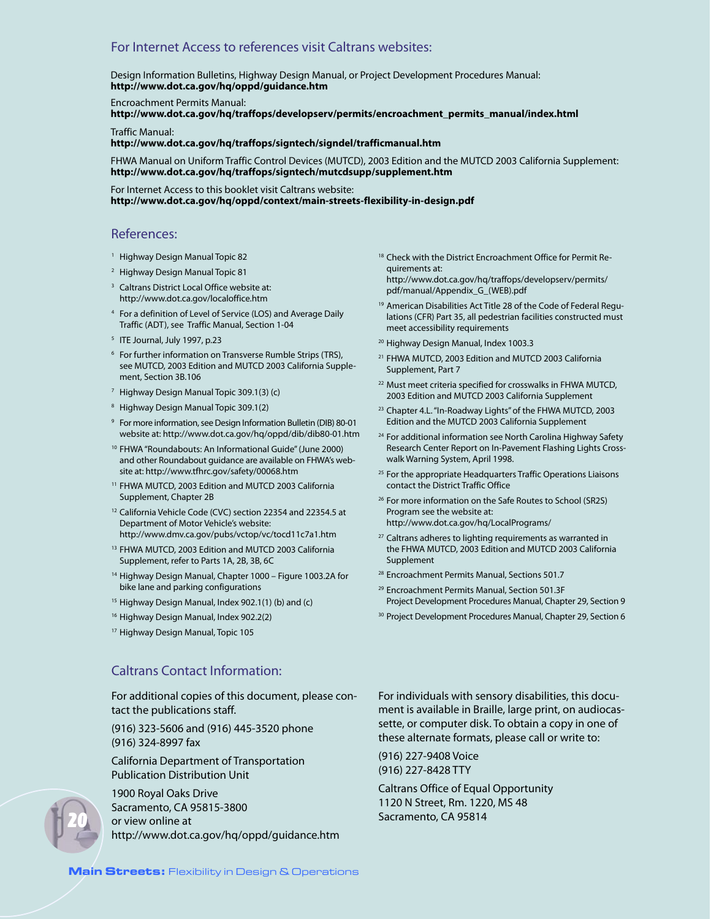## For Internet Access to references visit Caltrans websites:

Design Information Bulletins, Highway Design Manual, or Project Development Procedures Manual:
**http://www.dot.ca.gov/hq/oppd/guidance.htm**

Encroachment Permits Manual:
**http://www.dot.ca.gov/hq/traffops/developserv/permits/encroachment_permits_manual/index.html**

Traffic Manual:
**http://www.dot.ca.gov/hq/traffops/signtech/signdel/trafficmanual.htm**

FHWA Manual on Uniform Traffic Control Devices (MUTCD), 2003 Edition and the MUTCD 2003 California Supplement:
**http://www.dot.ca.gov/hq/traffops/signtech/mutcdsupp/supplement.htm**

For Internet Access to this booklet visit Caltrans website:
**http://www.dot.ca.gov/hq/oppd/context/main-streets-flexibility-in-design.pdf**

## References:

1. Highway Design Manual Topic 82
2. Highway Design Manual Topic 81
3. Caltrans District Local Office website at: http://www.dot.ca.gov/localoffice.htm
4. For a definition of Level of Service (LOS) and Average Daily Traffic (ADT), see Traffic Manual, Section 1-04
5. ITE Journal, July 1997, p.23
6. For further information on Transverse Rumble Strips (TRS), see MUTCD, 2003 Edition and MUTCD 2003 California Supplement, Section 3B.106
7. Highway Design Manual Topic 309.1(3) (c)
8. Highway Design Manual Topic 309.1(2)
9. For more information, see Design Information Bulletin (DIB) 80-01 website at: http://www.dot.ca.gov/hq/oppd/dib/dib80-01.htm
10. FHWA "Roundabouts: An Informational Guide" (June 2000) and other Roundabout guidance are available on FHWA's website at: http://www.tfhrc.gov/safety/00068.htm
11. FHWA MUTCD, 2003 Edition and MUTCD 2003 California Supplement, Chapter 2B
12. California Vehicle Code (CVC) section 22354 and 22354.5 at Department of Motor Vehicle's website: http://www.dmv.ca.gov/pubs/vctop/vc/tocd11c7a1.htm
13. FHWA MUTCD, 2003 Edition and MUTCD 2003 California Supplement, refer to Parts 1A, 2B, 3B, 6C
14. Highway Design Manual, Chapter 1000 – Figure 1003.2A for bike lane and parking configurations
15. Highway Design Manual, Index 902.1(1) (b) and (c)
16. Highway Design Manual, Index 902.2(2)
17. Highway Design Manual, Topic 105
18. Check with the District Encroachment Office for Permit Requirements at: http://www.dot.ca.gov/hq/traffops/developserv/permits/pdf/manual/Appendix_G_(WEB).pdf
19. American Disabilities Act Title 28 of the Code of Federal Regulations (CFR) Part 35, all pedestrian facilities constructed must meet accessibility requirements
20. Highway Design Manual, Index 1003.3
21. FHWA MUTCD, 2003 Edition and MUTCD 2003 California Supplement, Part 7
22. Must meet criteria specified for crosswalks in FHWA MUTCD, 2003 Edition and MUTCD 2003 California Supplement
23. Chapter 4.L. "In-Roadway Lights" of the FHWA MUTCD, 2003 Edition and the MUTCD 2003 California Supplement
24. For additional information see North Carolina Highway Safety Research Center Report on In-Pavement Flashing Lights Crosswalk Warning System, April 1998.
25. For the appropriate Headquarters Traffic Operations Liaisons contact the District Traffic Office
26. For more information on the Safe Routes to School (SR2S) Program see the website at: http://www.dot.ca.gov/hq/LocalPrograms/
27. Caltrans adheres to lighting requirements as warranted in the FHWA MUTCD, 2003 Edition and MUTCD 2003 California Supplement
28. Encroachment Permits Manual, Sections 501.7
29. Encroachment Permits Manual, Section 501.3F
    Project Development Procedures Manual, Chapter 29, Section 9
30. Project Development Procedures Manual, Chapter 29, Section 6

## Caltrans Contact Information:

For additional copies of this document, please contact the publications staff.

(916) 323-5606 and (916) 445-3520 phone
(916) 324-8997 fax

California Department of Transportation
Publication Distribution Unit

1900 Royal Oaks Drive
Sacramento, CA 95815-3800
or view online at
http://www.dot.ca.gov/hq/oppd/guidance.htm

For individuals with sensory disabilities, this document is available in Braille, large print, on audiocassette, or computer disk. To obtain a copy in one of these alternate formats, please call or write to:

(916) 227-9408 Voice
(916) 227-8428 TTY

Caltrans Office of Equal Opportunity
1120 N Street, Rm. 1220, MS 48
Sacramento, CA 95814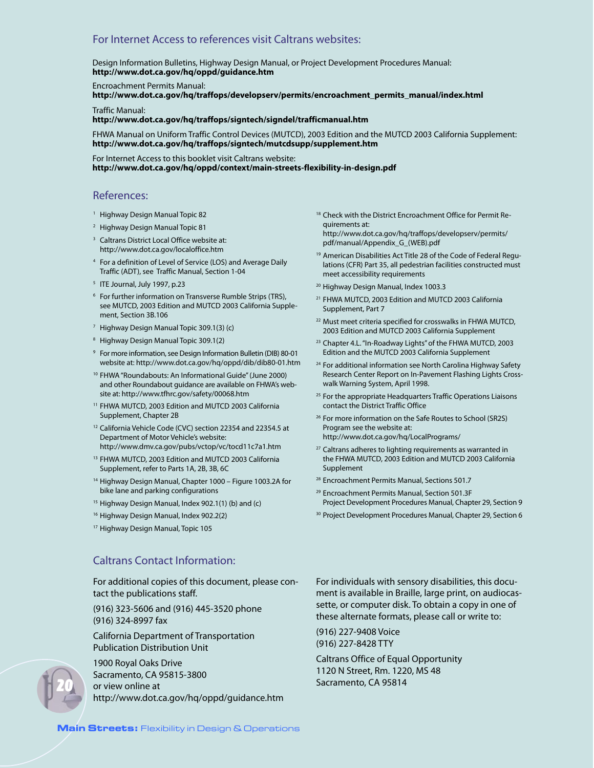## For Internet Access to references visit Caltrans websites:

Design Information Bulletins, Highway Design Manual, or Project Development Procedures Manual:
**http://www.dot.ca.gov/hq/oppd/guidance.htm**

Encroachment Permits Manual:
**http://www.dot.ca.gov/hq/traffops/developserv/permits/encroachment_permits_manual/index.html**

Traffic Manual:
**http://www.dot.ca.gov/hq/traffops/signtech/signdel/trafficmanual.htm**

FHWA Manual on Uniform Traffic Control Devices (MUTCD), 2003 Edition and the MUTCD 2003 California Supplement:
**http://www.dot.ca.gov/hq/traffops/signtech/mutcdsupp/supplement.htm**

For Internet Access to this booklet visit Caltrans website:
**http://www.dot.ca.gov/hq/oppd/context/main-streets-flexibility-in-design.pdf**

## References:

[1] Highway Design Manual Topic 82

[2] Highway Design Manual Topic 81

[3] Caltrans District Local Office website at: http://www.dot.ca.gov/localoffice.htm

[4] For a definition of Level of Service (LOS) and Average Daily Traffic (ADT), see Traffic Manual, Section 1-04

[5] ITE Journal, July 1997, p.23

[6] For further information on Transverse Rumble Strips (TRS), see MUTCD, 2003 Edition and MUTCD 2003 California Supplement, Section 3B.106

[7] Highway Design Manual Topic 309.1(3) (c)

[8] Highway Design Manual Topic 309.1(2)

[9] For more information, see Design Information Bulletin (DIB) 80-01 website at: http://www.dot.ca.gov/hq/oppd/dib/dib80-01.htm

[10] FHWA "Roundabouts: An Informational Guide" (June 2000) and other Roundabout guidance are available on FHWA's website at: http://www.tfhrc.gov/safety/00068.htm

[11] FHWA MUTCD, 2003 Edition and MUTCD 2003 California Supplement, Chapter 2B

[12] California Vehicle Code (CVC) section 22354 and 22354.5 at Department of Motor Vehicle's website: http://www.dmv.ca.gov/pubs/vctop/vc/tocd11c7a1.htm

[13] FHWA MUTCD, 2003 Edition and MUTCD 2003 California Supplement, refer to Parts 1A, 2B, 3B, 6C

[14] Highway Design Manual, Chapter 1000 – Figure 1003.2A for bike lane and parking configurations

[15] Highway Design Manual, Index 902.1(1) (b) and (c)

[16] Highway Design Manual, Index 902.2(2)

[17] Highway Design Manual, Topic 105

[18] Check with the District Encroachment Office for Permit Requirements at: http://www.dot.ca.gov/hq/traffops/developserv/permits/pdf/manual/Appendix_G_(WEB).pdf

[19] American Disabilities Act Title 28 of the Code of Federal Regulations (CFR) Part 35, all pedestrian facilities constructed must meet accessibility requirements

[20] Highway Design Manual, Index 1003.3

[21] FHWA MUTCD, 2003 Edition and MUTCD 2003 California Supplement, Part 7

[22] Must meet criteria specified for crosswalks in FHWA MUTCD, 2003 Edition and MUTCD 2003 California Supplement

[23] Chapter 4.L. "In-Roadway Lights" of the FHWA MUTCD, 2003 Edition and the MUTCD 2003 California Supplement

[24] For additional information see North Carolina Highway Safety Research Center Report on In-Pavement Flashing Lights Crosswalk Warning System, April 1998.

[25] For the appropriate Headquarters Traffic Operations Liaisons contact the District Traffic Office

[26] For more information on the Safe Routes to School (SR2S) Program see the website at: http://www.dot.ca.gov/hq/LocalPrograms/

[27] Caltrans adheres to lighting requirements as warranted in the FHWA MUTCD, 2003 Edition and MUTCD 2003 California Supplement

[28] Encroachment Permits Manual, Sections 501.7

[29] Encroachment Permits Manual, Section 501.3F
Project Development Procedures Manual, Chapter 29, Section 9

[30] Project Development Procedures Manual, Chapter 29, Section 6

## Caltrans Contact Information:

For additional copies of this document, please contact the publications staff.

(916) 323-5606 and (916) 445-3520 phone
(916) 324-8997 fax

California Department of Transportation
Publication Distribution Unit

1900 Royal Oaks Drive
Sacramento, CA 95815-3800
or view online at
http://www.dot.ca.gov/hq/oppd/guidance.htm

For individuals with sensory disabilities, this document is available in Braille, large print, on audiocassette, or computer disk. To obtain a copy in one of these alternate formats, please call or write to:

(916) 227-9408 Voice
(916) 227-8428 TTY

Caltrans Office of Equal Opportunity
1120 N Street, Rm. 1220, MS 48
Sacramento, CA 95814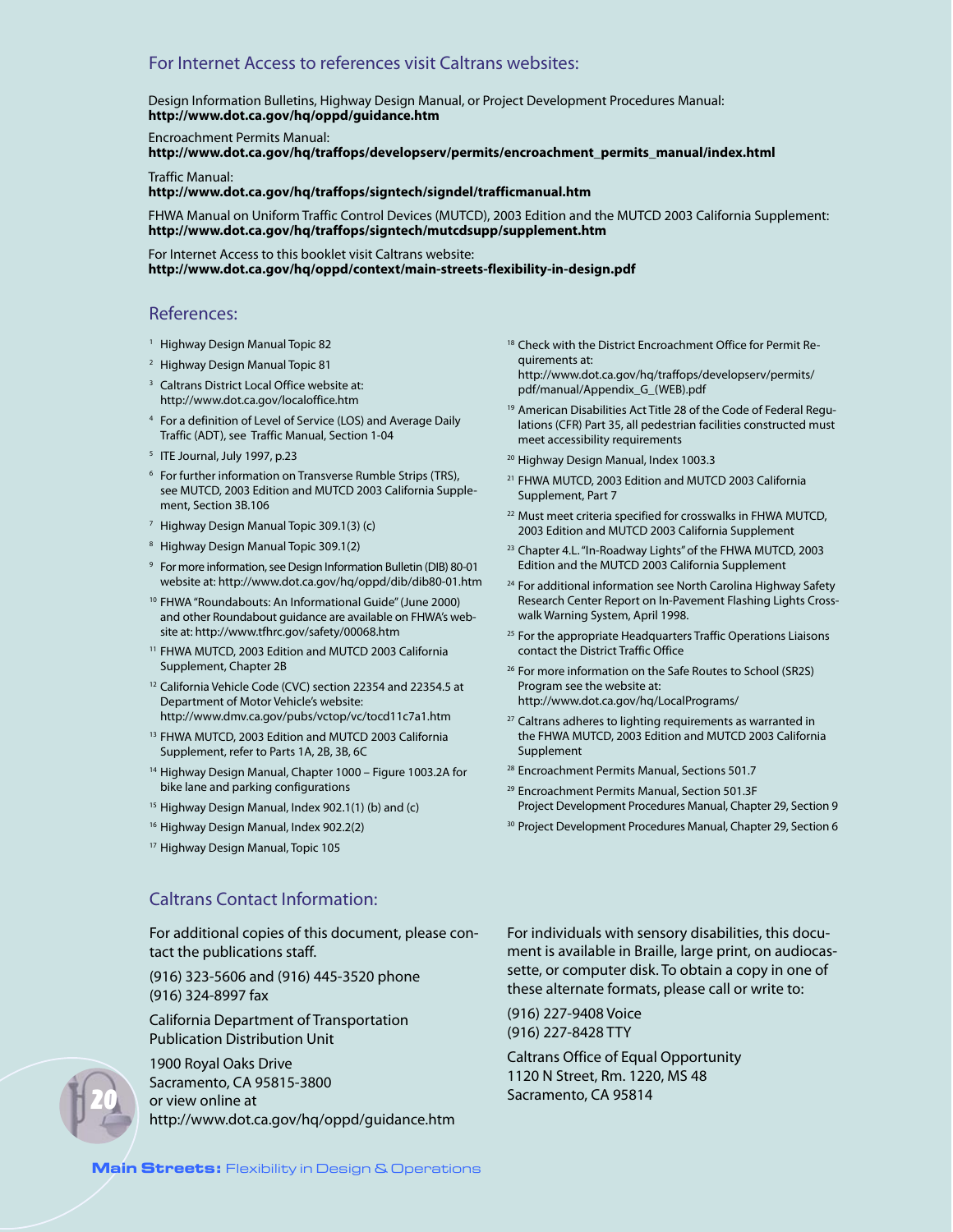## For Internet Access to references visit Caltrans websites:

Design Information Bulletins, Highway Design Manual, or Project Development Procedures Manual:
**http://www.dot.ca.gov/hq/oppd/guidance.htm**

Encroachment Permits Manual:
**http://www.dot.ca.gov/hq/traffops/developserv/permits/encroachment_permits_manual/index.html**

Traffic Manual:
**http://www.dot.ca.gov/hq/traffops/signtech/signdel/trafficmanual.htm**

FHWA Manual on Uniform Traffic Control Devices (MUTCD), 2003 Edition and the MUTCD 2003 California Supplement:
**http://www.dot.ca.gov/hq/traffops/signtech/mutcdsupp/supplement.htm**

For Internet Access to this booklet visit Caltrans website:
**http://www.dot.ca.gov/hq/oppd/context/main-streets-flexibility-in-design.pdf**

## References:

[1] Highway Design Manual Topic 82

[2] Highway Design Manual Topic 81

[3] Caltrans District Local Office website at: http://www.dot.ca.gov/localoffice.htm

[4] For a definition of Level of Service (LOS) and Average Daily Traffic (ADT), see Traffic Manual, Section 1-04

[5] ITE Journal, July 1997, p.23

[6] For further information on Transverse Rumble Strips (TRS), see MUTCD, 2003 Edition and MUTCD 2003 California Supplement, Section 3B.106

[7] Highway Design Manual Topic 309.1(3) (c)

[8] Highway Design Manual Topic 309.1(2)

[9] For more information, see Design Information Bulletin (DIB) 80-01 website at: http://www.dot.ca.gov/hq/oppd/dib/dib80-01.htm

[10] FHWA "Roundabouts: An Informational Guide" (June 2000) and other Roundabout guidance are available on FHWA's website at: http://www.tfhrc.gov/safety/00068.htm

[11] FHWA MUTCD, 2003 Edition and MUTCD 2003 California Supplement, Chapter 2B

[12] California Vehicle Code (CVC) section 22354 and 22354.5 at Department of Motor Vehicle's website: http://www.dmv.ca.gov/pubs/vctop/vc/tocd11c7a1.htm

[13] FHWA MUTCD, 2003 Edition and MUTCD 2003 California Supplement, refer to Parts 1A, 2B, 3B, 6C

[14] Highway Design Manual, Chapter 1000 – Figure 1003.2A for bike lane and parking configurations

[15] Highway Design Manual, Index 902.1(1) (b) and (c)

[16] Highway Design Manual, Index 902.2(2)

[17] Highway Design Manual, Topic 105

[18] Check with the District Encroachment Office for Permit Requirements at: http://www.dot.ca.gov/hq/traffops/developserv/permits/pdf/manual/Appendix_G_(WEB).pdf

[19] American Disabilities Act Title 28 of the Code of Federal Regulations (CFR) Part 35, all pedestrian facilities constructed must meet accessibility requirements

[20] Highway Design Manual, Index 1003.3

[21] FHWA MUTCD, 2003 Edition and MUTCD 2003 California Supplement, Part 7

[22] Must meet criteria specified for crosswalks in FHWA MUTCD, 2003 Edition and MUTCD 2003 California Supplement

[23] Chapter 4.L. "In-Roadway Lights" of the FHWA MUTCD, 2003 Edition and the MUTCD 2003 California Supplement

[24] For additional information see North Carolina Highway Safety Research Center Report on In-Pavement Flashing Lights Crosswalk Warning System, April 1998.

[25] For the appropriate Headquarters Traffic Operations Liaisons contact the District Traffic Office

[26] For more information on the Safe Routes to School (SR2S) Program see the website at: http://www.dot.ca.gov/hq/LocalPrograms/

[27] Caltrans adheres to lighting requirements as warranted in the FHWA MUTCD, 2003 Edition and MUTCD 2003 California Supplement

[28] Encroachment Permits Manual, Sections 501.7

[29] Encroachment Permits Manual, Section 501.3F
Project Development Procedures Manual, Chapter 29, Section 9

[30] Project Development Procedures Manual, Chapter 29, Section 6

## Caltrans Contact Information:

For additional copies of this document, please contact the publications staff.

(916) 323-5606 and (916) 445-3520 phone
(916) 324-8997 fax

California Department of Transportation
Publication Distribution Unit

1900 Royal Oaks Drive
Sacramento, CA 95815-3800
or view online at
http://www.dot.ca.gov/hq/oppd/guidance.htm

For individuals with sensory disabilities, this document is available in Braille, large print, on audiocassette, or computer disk. To obtain a copy in one of these alternate formats, please call or write to:

(916) 227-9408 Voice
(916) 227-8428 TTY

Caltrans Office of Equal Opportunity
1120 N Street, Rm. 1220, MS 48
Sacramento, CA 95814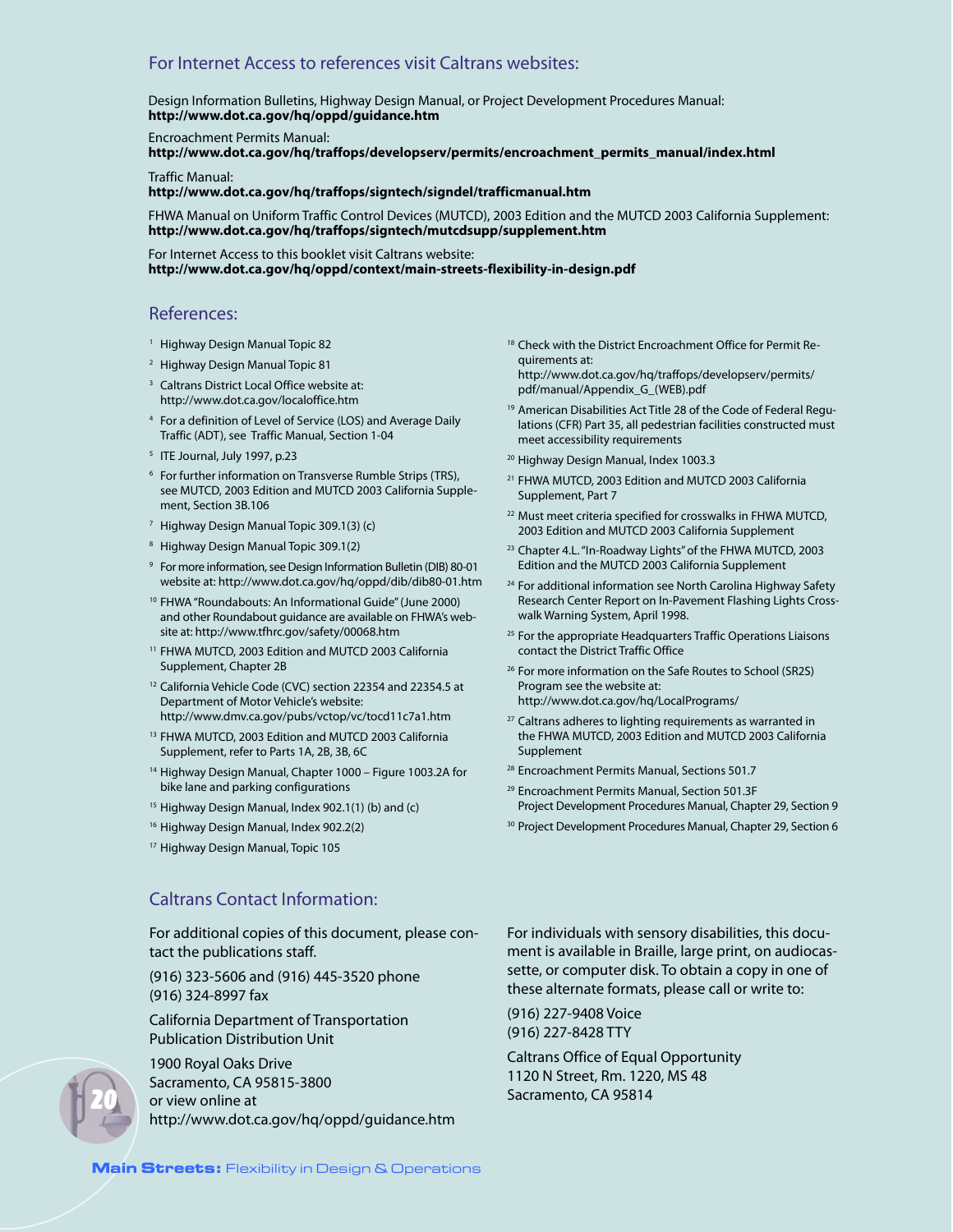## For Internet Access to references visit Caltrans websites:

Design Information Bulletins, Highway Design Manual, or Project Development Procedures Manual:
**http://www.dot.ca.gov/hq/oppd/guidance.htm**

Encroachment Permits Manual:
**http://www.dot.ca.gov/hq/traffops/developserv/permits/encroachment_permits_manual/index.html**

Traffic Manual:
**http://www.dot.ca.gov/hq/traffops/signtech/signdel/trafficmanual.htm**

FHWA Manual on Uniform Traffic Control Devices (MUTCD), 2003 Edition and the MUTCD 2003 California Supplement:
**http://www.dot.ca.gov/hq/traffops/signtech/mutcdsupp/supplement.htm**

For Internet Access to this booklet visit Caltrans website:
**http://www.dot.ca.gov/hq/oppd/context/main-streets-flexibility-in-design.pdf**

## References:

[1] Highway Design Manual Topic 82

[2] Highway Design Manual Topic 81

[3] Caltrans District Local Office website at: http://www.dot.ca.gov/localoffice.htm

[4] For a definition of Level of Service (LOS) and Average Daily Traffic (ADT), see Traffic Manual, Section 1-04

[5] ITE Journal, July 1997, p.23

[6] For further information on Transverse Rumble Strips (TRS), see MUTCD, 2003 Edition and MUTCD 2003 California Supplement, Section 3B.106

[7] Highway Design Manual Topic 309.1(3) (c)

[8] Highway Design Manual Topic 309.1(2)

[9] For more information, see Design Information Bulletin (DIB) 80-01 website at: http://www.dot.ca.gov/hq/oppd/dib/dib80-01.htm

[10] FHWA "Roundabouts: An Informational Guide" (June 2000) and other Roundabout guidance are available on FHWA's website at: http://www.tfhrc.gov/safety/00068.htm

[11] FHWA MUTCD, 2003 Edition and MUTCD 2003 California Supplement, Chapter 2B

[12] California Vehicle Code (CVC) section 22354 and 22354.5 at Department of Motor Vehicle's website: http://www.dmv.ca.gov/pubs/vctop/vc/tocd11c7a1.htm

[13] FHWA MUTCD, 2003 Edition and MUTCD 2003 California Supplement, refer to Parts 1A, 2B, 3B, 6C

[14] Highway Design Manual, Chapter 1000 – Figure 1003.2A for bike lane and parking configurations

[15] Highway Design Manual, Index 902.1(1) (b) and (c)

[16] Highway Design Manual, Index 902.2(2)

[17] Highway Design Manual, Topic 105

[18] Check with the District Encroachment Office for Permit Requirements at: http://www.dot.ca.gov/hq/traffops/developserv/permits/pdf/manual/Appendix_G_(WEB).pdf

[19] American Disabilities Act Title 28 of the Code of Federal Regulations (CFR) Part 35, all pedestrian facilities constructed must meet accessibility requirements

[20] Highway Design Manual, Index 1003.3

[21] FHWA MUTCD, 2003 Edition and MUTCD 2003 California Supplement, Part 7

[22] Must meet criteria specified for crosswalks in FHWA MUTCD, 2003 Edition and MUTCD 2003 California Supplement

[23] Chapter 4.L. "In-Roadway Lights" of the FHWA MUTCD, 2003 Edition and the MUTCD 2003 California Supplement

[24] For additional information see North Carolina Highway Safety Research Center Report on In-Pavement Flashing Lights Crosswalk Warning System, April 1998.

[25] For the appropriate Headquarters Traffic Operations Liaisons contact the District Traffic Office

[26] For more information on the Safe Routes to School (SR2S) Program see the website at: http://www.dot.ca.gov/hq/LocalPrograms/

[27] Caltrans adheres to lighting requirements as warranted in the FHWA MUTCD, 2003 Edition and MUTCD 2003 California Supplement

[28] Encroachment Permits Manual, Sections 501.7

[29] Encroachment Permits Manual, Section 501.3F
Project Development Procedures Manual, Chapter 29, Section 9

[30] Project Development Procedures Manual, Chapter 29, Section 6

## Caltrans Contact Information:

For additional copies of this document, please contact the publications staff.

(916) 323-5606 and (916) 445-3520 phone
(916) 324-8997 fax

California Department of Transportation
Publication Distribution Unit

1900 Royal Oaks Drive
Sacramento, CA 95815-3800
or view online at
http://www.dot.ca.gov/hq/oppd/guidance.htm

For individuals with sensory disabilities, this document is available in Braille, large print, on audiocassette, or computer disk. To obtain a copy in one of these alternate formats, please call or write to:

(916) 227-9408 Voice
(916) 227-8428 TTY

Caltrans Office of Equal Opportunity
1120 N Street, Rm. 1220, MS 48
Sacramento, CA 95814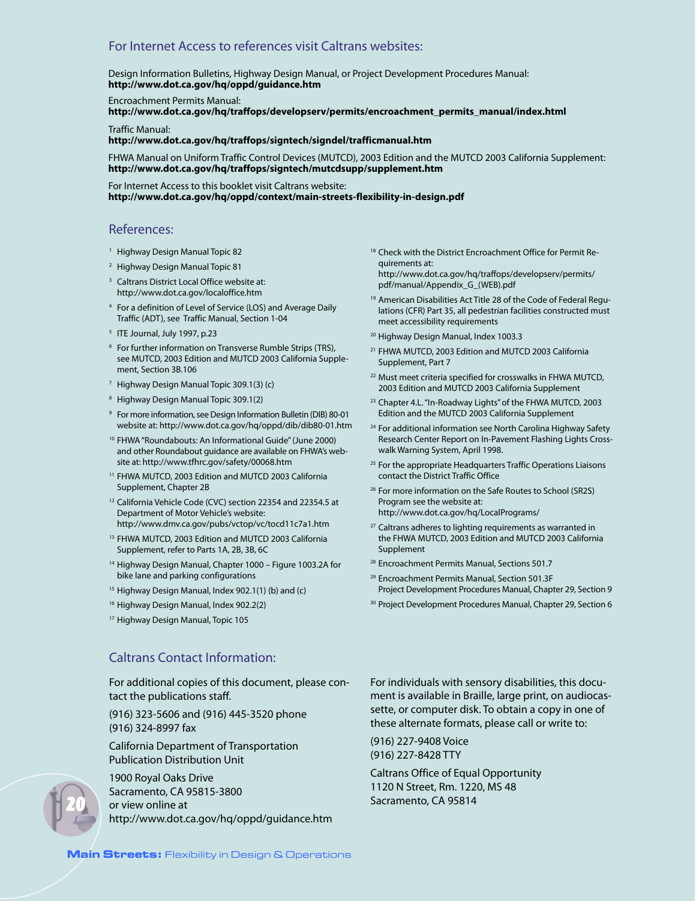## For Internet Access to references visit Caltrans websites:

Design Information Bulletins, Highway Design Manual, or Project Development Procedures Manual:
**http://www.dot.ca.gov/hq/oppd/guidance.htm**

Encroachment Permits Manual:
**http://www.dot.ca.gov/hq/traffops/developserv/permits/encroachment_permits_manual/index.html**

Traffic Manual:
**http://www.dot.ca.gov/hq/traffops/signtech/signdel/trafficmanual.htm**

FHWA Manual on Uniform Traffic Control Devices (MUTCD), 2003 Edition and the MUTCD 2003 California Supplement:
**http://www.dot.ca.gov/hq/traffops/signtech/mutcdsupp/supplement.htm**

For Internet Access to this booklet visit Caltrans website:
**http://www.dot.ca.gov/hq/oppd/context/main-streets-flexibility-in-design.pdf**

## References:

[1] Highway Design Manual Topic 82

[2] Highway Design Manual Topic 81

[3] Caltrans District Local Office website at: http://www.dot.ca.gov/localoffice.htm

[4] For a definition of Level of Service (LOS) and Average Daily Traffic (ADT), see Traffic Manual, Section 1-04

[5] ITE Journal, July 1997, p.23

[6] For further information on Transverse Rumble Strips (TRS), see MUTCD, 2003 Edition and MUTCD 2003 California Supplement, Section 3B.106

[7] Highway Design Manual Topic 309.1(3) (c)

[8] Highway Design Manual Topic 309.1(2)

[9] For more information, see Design Information Bulletin (DIB) 80-01 website at: http://www.dot.ca.gov/hq/oppd/dib/dib80-01.htm

[10] FHWA "Roundabouts: An Informational Guide" (June 2000) and other Roundabout guidance are available on FHWA's website at: http://www.tfhrc.gov/safety/00068.htm

[11] FHWA MUTCD, 2003 Edition and MUTCD 2003 California Supplement, Chapter 2B

[12] California Vehicle Code (CVC) section 22354 and 22354.5 at Department of Motor Vehicle's website: http://www.dmv.ca.gov/pubs/vctop/vc/tocd11c7a1.htm

[13] FHWA MUTCD, 2003 Edition and MUTCD 2003 California Supplement, refer to Parts 1A, 2B, 3B, 6C

[14] Highway Design Manual, Chapter 1000 – Figure 1003.2A for bike lane and parking configurations

[15] Highway Design Manual, Index 902.1(1) (b) and (c)

[16] Highway Design Manual, Index 902.2(2)

[17] Highway Design Manual, Topic 105

[18] Check with the District Encroachment Office for Permit Requirements at: http://www.dot.ca.gov/hq/traffops/developserv/permits/pdf/manual/Appendix_G_(WEB).pdf

[19] American Disabilities Act Title 28 of the Code of Federal Regulations (CFR) Part 35, all pedestrian facilities constructed must meet accessibility requirements

[20] Highway Design Manual, Index 1003.3

[21] FHWA MUTCD, 2003 Edition and MUTCD 2003 California Supplement, Part 7

[22] Must meet criteria specified for crosswalks in FHWA MUTCD, 2003 Edition and MUTCD 2003 California Supplement

[23] Chapter 4.L. "In-Roadway Lights" of the FHWA MUTCD, 2003 Edition and the MUTCD 2003 California Supplement

[24] For additional information see North Carolina Highway Safety Research Center Report on In-Pavement Flashing Lights Crosswalk Warning System, April 1998.

[25] For the appropriate Headquarters Traffic Operations Liaisons contact the District Traffic Office

[26] For more information on the Safe Routes to School (SR2S) Program see the website at: http://www.dot.ca.gov/hq/LocalPrograms/

[27] Caltrans adheres to lighting requirements as warranted in the FHWA MUTCD, 2003 Edition and MUTCD 2003 California Supplement

[28] Encroachment Permits Manual, Sections 501.7

[29] Encroachment Permits Manual, Section 501.3F
Project Development Procedures Manual, Chapter 29, Section 9

[30] Project Development Procedures Manual, Chapter 29, Section 6

## Caltrans Contact Information:

For additional copies of this document, please contact the publications staff.

(916) 323-5606 and (916) 445-3520 phone
(916) 324-8997 fax

California Department of Transportation
Publication Distribution Unit

1900 Royal Oaks Drive
Sacramento, CA 95815-3800
or view online at
http://www.dot.ca.gov/hq/oppd/guidance.htm

For individuals with sensory disabilities, this document is available in Braille, large print, on audiocassette, or computer disk. To obtain a copy in one of these alternate formats, please call or write to:

(916) 227-9408 Voice
(916) 227-8428 TTY

Caltrans Office of Equal Opportunity
1120 N Street, Rm. 1220, MS 48
Sacramento, CA 95814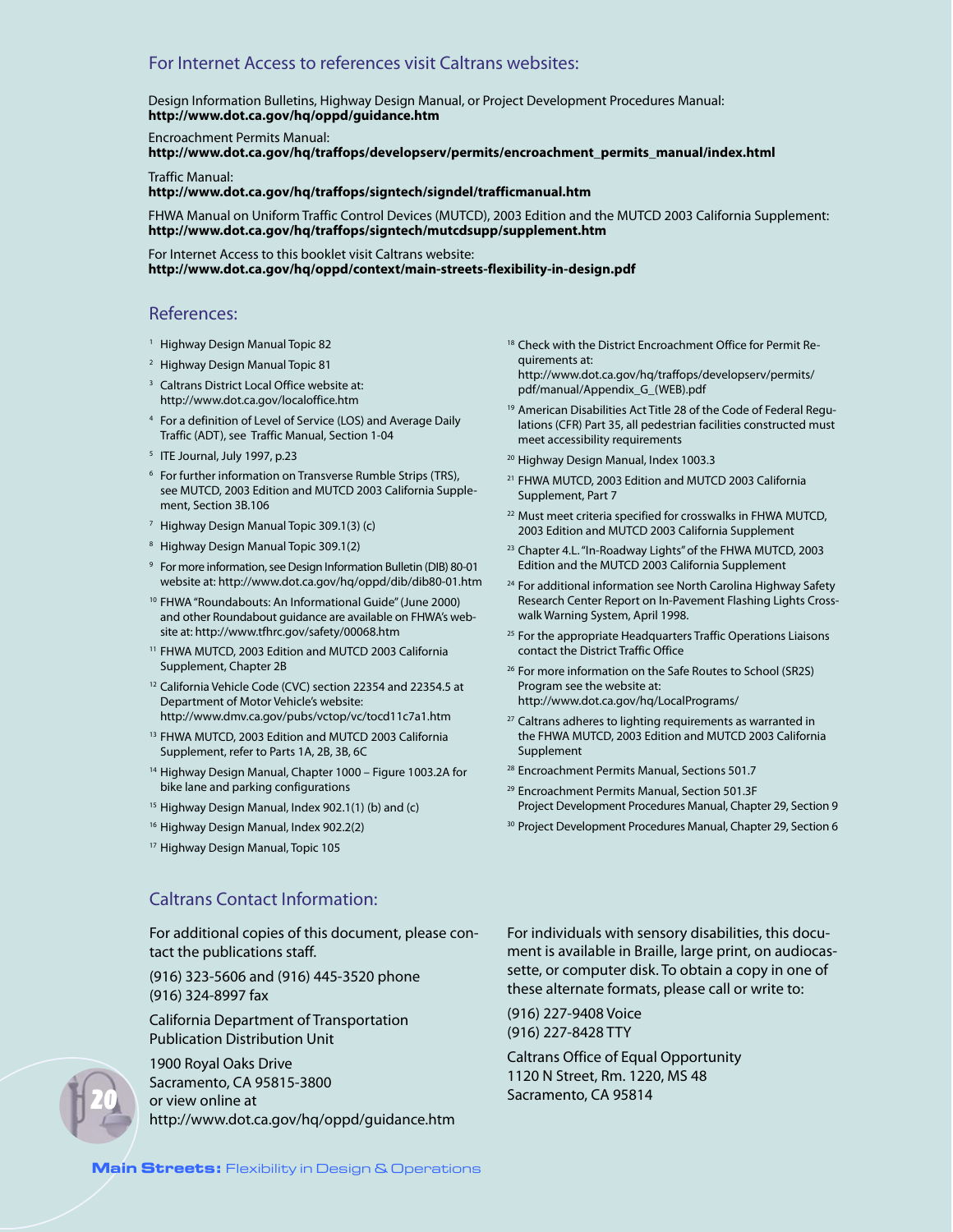## For Internet Access to references visit Caltrans websites:

Design Information Bulletins, Highway Design Manual, or Project Development Procedures Manual:
**http://www.dot.ca.gov/hq/oppd/guidance.htm**

Encroachment Permits Manual:
**http://www.dot.ca.gov/hq/traffops/developserv/permits/encroachment_permits_manual/index.html**

Traffic Manual:
**http://www.dot.ca.gov/hq/traffops/signtech/signdel/trafficmanual.htm**

FHWA Manual on Uniform Traffic Control Devices (MUTCD), 2003 Edition and the MUTCD 2003 California Supplement:
**http://www.dot.ca.gov/hq/traffops/signtech/mutcdsupp/supplement.htm**

For Internet Access to this booklet visit Caltrans website:
**http://www.dot.ca.gov/hq/oppd/context/main-streets-flexibility-in-design.pdf**

## References:

[1] Highway Design Manual Topic 82

[2] Highway Design Manual Topic 81

[3] Caltrans District Local Office website at: http://www.dot.ca.gov/localoffice.htm

[4] For a definition of Level of Service (LOS) and Average Daily Traffic (ADT), see Traffic Manual, Section 1-04

[5] ITE Journal, July 1997, p.23

[6] For further information on Transverse Rumble Strips (TRS), see MUTCD, 2003 Edition and MUTCD 2003 California Supplement, Section 3B.106

[7] Highway Design Manual Topic 309.1(3) (c)

[8] Highway Design Manual Topic 309.1(2)

[9] For more information, see Design Information Bulletin (DIB) 80-01 website at: http://www.dot.ca.gov/hq/oppd/dib/dib80-01.htm

[10] FHWA "Roundabouts: An Informational Guide" (June 2000) and other Roundabout guidance are available on FHWA's website at: http://www.tfhrc.gov/safety/00068.htm

[11] FHWA MUTCD, 2003 Edition and MUTCD 2003 California Supplement, Chapter 2B

[12] California Vehicle Code (CVC) section 22354 and 22354.5 at Department of Motor Vehicle's website: http://www.dmv.ca.gov/pubs/vctop/vc/tocd11c7a1.htm

[13] FHWA MUTCD, 2003 Edition and MUTCD 2003 California Supplement, refer to Parts 1A, 2B, 3B, 6C

[14] Highway Design Manual, Chapter 1000 – Figure 1003.2A for bike lane and parking configurations

[15] Highway Design Manual, Index 902.1(1) (b) and (c)

[16] Highway Design Manual, Index 902.2(2)

[17] Highway Design Manual, Topic 105

[18] Check with the District Encroachment Office for Permit Requirements at: http://www.dot.ca.gov/hq/traffops/developserv/permits/pdf/manual/Appendix_G_(WEB).pdf

[19] American Disabilities Act Title 28 of the Code of Federal Regulations (CFR) Part 35, all pedestrian facilities constructed must meet accessibility requirements

[20] Highway Design Manual, Index 1003.3

[21] FHWA MUTCD, 2003 Edition and MUTCD 2003 California Supplement, Part 7

[22] Must meet criteria specified for crosswalks in FHWA MUTCD, 2003 Edition and MUTCD 2003 California Supplement

[23] Chapter 4.L. "In-Roadway Lights" of the FHWA MUTCD, 2003 Edition and the MUTCD 2003 California Supplement

[24] For additional information see North Carolina Highway Safety Research Center Report on In-Pavement Flashing Lights Crosswalk Warning System, April 1998.

[25] For the appropriate Headquarters Traffic Operations Liaisons contact the District Traffic Office

[26] For more information on the Safe Routes to School (SR2S) Program see the website at: http://www.dot.ca.gov/hq/LocalPrograms/

[27] Caltrans adheres to lighting requirements as warranted in the FHWA MUTCD, 2003 Edition and MUTCD 2003 California Supplement

[28] Encroachment Permits Manual, Sections 501.7

[29] Encroachment Permits Manual, Section 501.3F
Project Development Procedures Manual, Chapter 29, Section 9

[30] Project Development Procedures Manual, Chapter 29, Section 6

## Caltrans Contact Information:

For additional copies of this document, please contact the publications staff.

(916) 323-5606 and (916) 445-3520 phone
(916) 324-8997 fax

California Department of Transportation
Publication Distribution Unit

1900 Royal Oaks Drive
Sacramento, CA 95815-3800
or view online at
http://www.dot.ca.gov/hq/oppd/guidance.htm

For individuals with sensory disabilities, this document is available in Braille, large print, on audiocassette, or computer disk. To obtain a copy in one of these alternate formats, please call or write to:

(916) 227-9408 Voice
(916) 227-8428 TTY

Caltrans Office of Equal Opportunity
1120 N Street, Rm. 1220, MS 48
Sacramento, CA 95814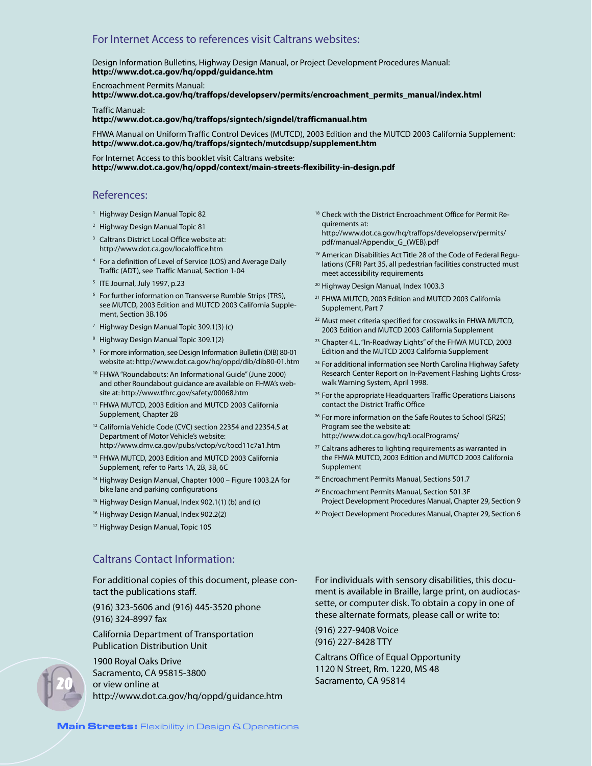## For Internet Access to references visit Caltrans websites:

Design Information Bulletins, Highway Design Manual, or Project Development Procedures Manual:
**http://www.dot.ca.gov/hq/oppd/guidance.htm**

Encroachment Permits Manual:
**http://www.dot.ca.gov/hq/traffops/developserv/permits/encroachment_permits_manual/index.html**

Traffic Manual:
**http://www.dot.ca.gov/hq/traffops/signtech/signdel/trafficmanual.htm**

FHWA Manual on Uniform Traffic Control Devices (MUTCD), 2003 Edition and the MUTCD 2003 California Supplement:
**http://www.dot.ca.gov/hq/traffops/signtech/mutcdsupp/supplement.htm**

For Internet Access to this booklet visit Caltrans website:
**http://www.dot.ca.gov/hq/oppd/context/main-streets-flexibility-in-design.pdf**

## References:

[1] Highway Design Manual Topic 82

[2] Highway Design Manual Topic 81

[3] Caltrans District Local Office website at: http://www.dot.ca.gov/localoffice.htm

[4] For a definition of Level of Service (LOS) and Average Daily Traffic (ADT), see Traffic Manual, Section 1-04

[5] ITE Journal, July 1997, p.23

[6] For further information on Transverse Rumble Strips (TRS), see MUTCD, 2003 Edition and MUTCD 2003 California Supplement, Section 3B.106

[7] Highway Design Manual Topic 309.1(3) (c)

[8] Highway Design Manual Topic 309.1(2)

[9] For more information, see Design Information Bulletin (DIB) 80-01 website at: http://www.dot.ca.gov/hq/oppd/dib/dib80-01.htm

[10] FHWA "Roundabouts: An Informational Guide" (June 2000) and other Roundabout guidance are available on FHWA's website at: http://www.tfhrc.gov/safety/00068.htm

[11] FHWA MUTCD, 2003 Edition and MUTCD 2003 California Supplement, Chapter 2B

[12] California Vehicle Code (CVC) section 22354 and 22354.5 at Department of Motor Vehicle's website: http://www.dmv.ca.gov/pubs/vctop/vc/tocd11c7a1.htm

[13] FHWA MUTCD, 2003 Edition and MUTCD 2003 California Supplement, refer to Parts 1A, 2B, 3B, 6C

[14] Highway Design Manual, Chapter 1000 – Figure 1003.2A for bike lane and parking configurations

[15] Highway Design Manual, Index 902.1(1) (b) and (c)

[16] Highway Design Manual, Index 902.2(2)

[17] Highway Design Manual, Topic 105

[18] Check with the District Encroachment Office for Permit Requirements at: http://www.dot.ca.gov/hq/traffops/developserv/permits/pdf/manual/Appendix_G_(WEB).pdf

[19] American Disabilities Act Title 28 of the Code of Federal Regulations (CFR) Part 35, all pedestrian facilities constructed must meet accessibility requirements

[20] Highway Design Manual, Index 1003.3

[21] FHWA MUTCD, 2003 Edition and MUTCD 2003 California Supplement, Part 7

[22] Must meet criteria specified for crosswalks in FHWA MUTCD, 2003 Edition and MUTCD 2003 California Supplement

[23] Chapter 4.L. "In-Roadway Lights" of the FHWA MUTCD, 2003 Edition and the MUTCD 2003 California Supplement

[24] For additional information see North Carolina Highway Safety Research Center Report on In-Pavement Flashing Lights Crosswalk Warning System, April 1998.

[25] For the appropriate Headquarters Traffic Operations Liaisons contact the District Traffic Office

[26] For more information on the Safe Routes to School (SR2S) Program see the website at: http://www.dot.ca.gov/hq/LocalPrograms/

[27] Caltrans adheres to lighting requirements as warranted in the FHWA MUTCD, 2003 Edition and MUTCD 2003 California Supplement

[28] Encroachment Permits Manual, Sections 501.7

[29] Encroachment Permits Manual, Section 501.3F
Project Development Procedures Manual, Chapter 29, Section 9

[30] Project Development Procedures Manual, Chapter 29, Section 6

## Caltrans Contact Information:

For additional copies of this document, please contact the publications staff.

(916) 323-5606 and (916) 445-3520 phone
(916) 324-8997 fax

California Department of Transportation
Publication Distribution Unit

1900 Royal Oaks Drive
Sacramento, CA 95815-3800
or view online at
http://www.dot.ca.gov/hq/oppd/guidance.htm

For individuals with sensory disabilities, this document is available in Braille, large print, on audiocassette, or computer disk. To obtain a copy in one of these alternate formats, please call or write to:

(916) 227-9408 Voice
(916) 227-8428 TTY

Caltrans Office of Equal Opportunity
1120 N Street, Rm. 1220, MS 48
Sacramento, CA 95814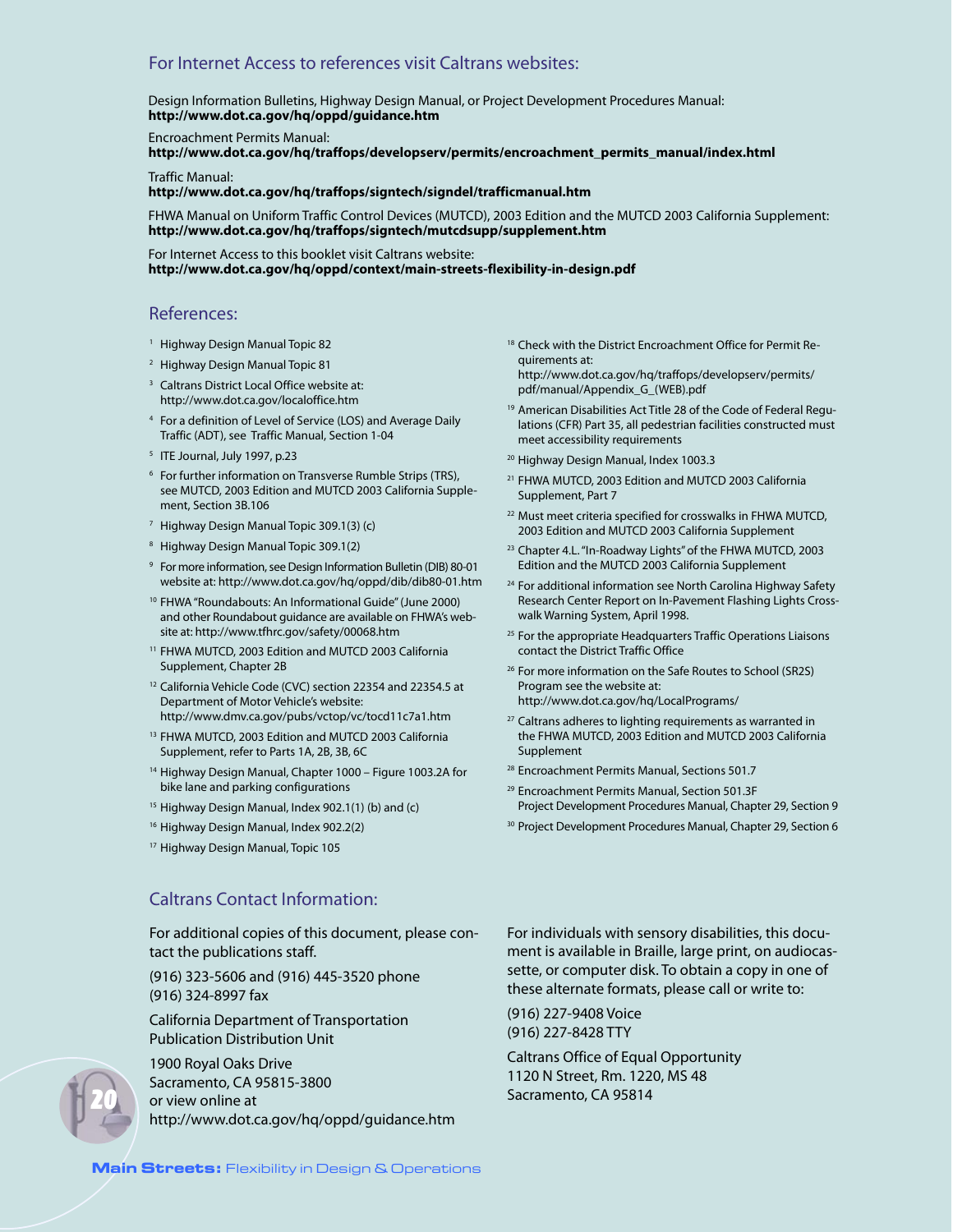## For Internet Access to references visit Caltrans websites:

Design Information Bulletins, Highway Design Manual, or Project Development Procedures Manual:
**http://www.dot.ca.gov/hq/oppd/guidance.htm**

Encroachment Permits Manual:
**http://www.dot.ca.gov/hq/traffops/developserv/permits/encroachment_permits_manual/index.html**

Traffic Manual:
**http://www.dot.ca.gov/hq/traffops/signtech/signdel/trafficmanual.htm**

FHWA Manual on Uniform Traffic Control Devices (MUTCD), 2003 Edition and the MUTCD 2003 California Supplement:
**http://www.dot.ca.gov/hq/traffops/signtech/mutcdsupp/supplement.htm**

For Internet Access to this booklet visit Caltrans website:
**http://www.dot.ca.gov/hq/oppd/context/main-streets-flexibility-in-design.pdf**

## References:

[1] Highway Design Manual Topic 82

[2] Highway Design Manual Topic 81

[3] Caltrans District Local Office website at: http://www.dot.ca.gov/localoffice.htm

[4] For a definition of Level of Service (LOS) and Average Daily Traffic (ADT), see Traffic Manual, Section 1-04

[5] ITE Journal, July 1997, p.23

[6] For further information on Transverse Rumble Strips (TRS), see MUTCD, 2003 Edition and MUTCD 2003 California Supplement, Section 3B.106

[7] Highway Design Manual Topic 309.1(3) (c)

[8] Highway Design Manual Topic 309.1(2)

[9] For more information, see Design Information Bulletin (DIB) 80-01 website at: http://www.dot.ca.gov/hq/oppd/dib/dib80-01.htm

[10] FHWA "Roundabouts: An Informational Guide" (June 2000) and other Roundabout guidance are available on FHWA's website at: http://www.tfhrc.gov/safety/00068.htm

[11] FHWA MUTCD, 2003 Edition and MUTCD 2003 California Supplement, Chapter 2B

[12] California Vehicle Code (CVC) section 22354 and 22354.5 at Department of Motor Vehicle's website: http://www.dmv.ca.gov/pubs/vctop/vc/tocd11c7a1.htm

[13] FHWA MUTCD, 2003 Edition and MUTCD 2003 California Supplement, refer to Parts 1A, 2B, 3B, 6C

[14] Highway Design Manual, Chapter 1000 – Figure 1003.2A for bike lane and parking configurations

[15] Highway Design Manual, Index 902.1(1) (b) and (c)

[16] Highway Design Manual, Index 902.2(2)

[17] Highway Design Manual, Topic 105

[18] Check with the District Encroachment Office for Permit Requirements at: http://www.dot.ca.gov/hq/traffops/developserv/permits/pdf/manual/Appendix_G_(WEB).pdf

[19] American Disabilities Act Title 28 of the Code of Federal Regulations (CFR) Part 35, all pedestrian facilities constructed must meet accessibility requirements

[20] Highway Design Manual, Index 1003.3

[21] FHWA MUTCD, 2003 Edition and MUTCD 2003 California Supplement, Part 7

[22] Must meet criteria specified for crosswalks in FHWA MUTCD, 2003 Edition and MUTCD 2003 California Supplement

[23] Chapter 4.L. "In-Roadway Lights" of the FHWA MUTCD, 2003 Edition and the MUTCD 2003 California Supplement

[24] For additional information see North Carolina Highway Safety Research Center Report on In-Pavement Flashing Lights Crosswalk Warning System, April 1998.

[25] For the appropriate Headquarters Traffic Operations Liaisons contact the District Traffic Office

[26] For more information on the Safe Routes to School (SR2S) Program see the website at: http://www.dot.ca.gov/hq/LocalPrograms/

[27] Caltrans adheres to lighting requirements as warranted in the FHWA MUTCD, 2003 Edition and MUTCD 2003 California Supplement

[28] Encroachment Permits Manual, Sections 501.7

[29] Encroachment Permits Manual, Section 501.3F
Project Development Procedures Manual, Chapter 29, Section 9

[30] Project Development Procedures Manual, Chapter 29, Section 6

## Caltrans Contact Information:

For additional copies of this document, please contact the publications staff.

(916) 323-5606 and (916) 445-3520 phone
(916) 324-8997 fax

California Department of Transportation
Publication Distribution Unit

1900 Royal Oaks Drive
Sacramento, CA 95815-3800
or view online at
http://www.dot.ca.gov/hq/oppd/guidance.htm

For individuals with sensory disabilities, this document is available in Braille, large print, on audiocassette, or computer disk. To obtain a copy in one of these alternate formats, please call or write to:

(916) 227-9408 Voice
(916) 227-8428 TTY

Caltrans Office of Equal Opportunity
1120 N Street, Rm. 1220, MS 48
Sacramento, CA 95814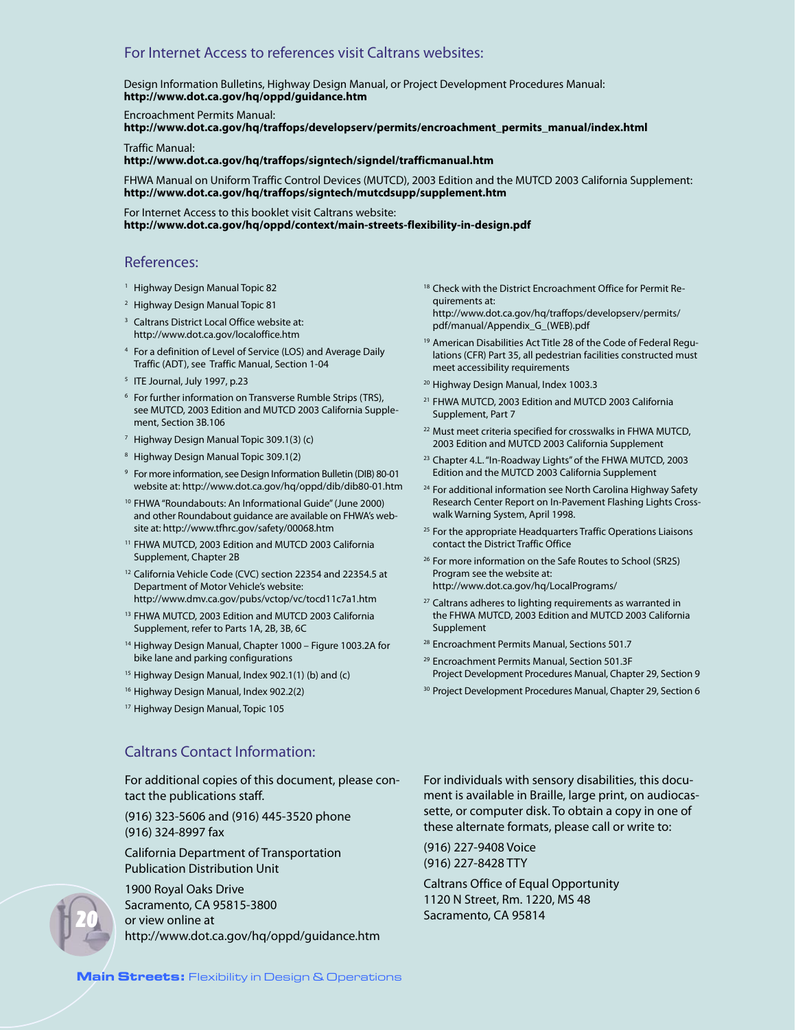## For Internet Access to references visit Caltrans websites:

Design Information Bulletins, Highway Design Manual, or Project Development Procedures Manual:
**http://www.dot.ca.gov/hq/oppd/guidance.htm**

Encroachment Permits Manual:
**http://www.dot.ca.gov/hq/traffops/developserv/permits/encroachment_permits_manual/index.html**

Traffic Manual:
**http://www.dot.ca.gov/hq/traffops/signtech/signdel/trafficmanual.htm**

FHWA Manual on Uniform Traffic Control Devices (MUTCD), 2003 Edition and the MUTCD 2003 California Supplement:
**http://www.dot.ca.gov/hq/traffops/signtech/mutcdsupp/supplement.htm**

For Internet Access to this booklet visit Caltrans website:
**http://www.dot.ca.gov/hq/oppd/context/main-streets-flexibility-in-design.pdf**

## References:

[1] Highway Design Manual Topic 82

[2] Highway Design Manual Topic 81

[3] Caltrans District Local Office website at: http://www.dot.ca.gov/localoffice.htm

[4] For a definition of Level of Service (LOS) and Average Daily Traffic (ADT), see Traffic Manual, Section 1-04

[5] ITE Journal, July 1997, p.23

[6] For further information on Transverse Rumble Strips (TRS), see MUTCD, 2003 Edition and MUTCD 2003 California Supplement, Section 3B.106

[7] Highway Design Manual Topic 309.1(3) (c)

[8] Highway Design Manual Topic 309.1(2)

[9] For more information, see Design Information Bulletin (DIB) 80-01 website at: http://www.dot.ca.gov/hq/oppd/dib/dib80-01.htm

[10] FHWA "Roundabouts: An Informational Guide" (June 2000) and other Roundabout guidance are available on FHWA's website at: http://www.tfhrc.gov/safety/00068.htm

[11] FHWA MUTCD, 2003 Edition and MUTCD 2003 California Supplement, Chapter 2B

[12] California Vehicle Code (CVC) section 22354 and 22354.5 at Department of Motor Vehicle's website: http://www.dmv.ca.gov/pubs/vctop/vc/tocd11c7a1.htm

[13] FHWA MUTCD, 2003 Edition and MUTCD 2003 California Supplement, refer to Parts 1A, 2B, 3B, 6C

[14] Highway Design Manual, Chapter 1000 – Figure 1003.2A for bike lane and parking configurations

[15] Highway Design Manual, Index 902.1(1) (b) and (c)

[16] Highway Design Manual, Index 902.2(2)

[17] Highway Design Manual, Topic 105

[18] Check with the District Encroachment Office for Permit Requirements at: http://www.dot.ca.gov/hq/traffops/developserv/permits/pdf/manual/Appendix_G_(WEB).pdf

[19] American Disabilities Act Title 28 of the Code of Federal Regulations (CFR) Part 35, all pedestrian facilities constructed must meet accessibility requirements

[20] Highway Design Manual, Index 1003.3

[21] FHWA MUTCD, 2003 Edition and MUTCD 2003 California Supplement, Part 7

[22] Must meet criteria specified for crosswalks in FHWA MUTCD, 2003 Edition and MUTCD 2003 California Supplement

[23] Chapter 4.L. "In-Roadway Lights" of the FHWA MUTCD, 2003 Edition and the MUTCD 2003 California Supplement

[24] For additional information see North Carolina Highway Safety Research Center Report on In-Pavement Flashing Lights Crosswalk Warning System, April 1998.

[25] For the appropriate Headquarters Traffic Operations Liaisons contact the District Traffic Office

[26] For more information on the Safe Routes to School (SR2S) Program see the website at: http://www.dot.ca.gov/hq/LocalPrograms/

[27] Caltrans adheres to lighting requirements as warranted in the FHWA MUTCD, 2003 Edition and MUTCD 2003 California Supplement

[28] Encroachment Permits Manual, Sections 501.7

[29] Encroachment Permits Manual, Section 501.3F
Project Development Procedures Manual, Chapter 29, Section 9

[30] Project Development Procedures Manual, Chapter 29, Section 6

## Caltrans Contact Information:

For additional copies of this document, please contact the publications staff.

(916) 323-5606 and (916) 445-3520 phone
(916) 324-8997 fax

California Department of Transportation
Publication Distribution Unit

1900 Royal Oaks Drive
Sacramento, CA 95815-3800
or view online at
http://www.dot.ca.gov/hq/oppd/guidance.htm

For individuals with sensory disabilities, this document is available in Braille, large print, on audiocassette, or computer disk. To obtain a copy in one of these alternate formats, please call or write to:

(916) 227-9408 Voice
(916) 227-8428 TTY

Caltrans Office of Equal Opportunity
1120 N Street, Rm. 1220, MS 48
Sacramento, CA 95814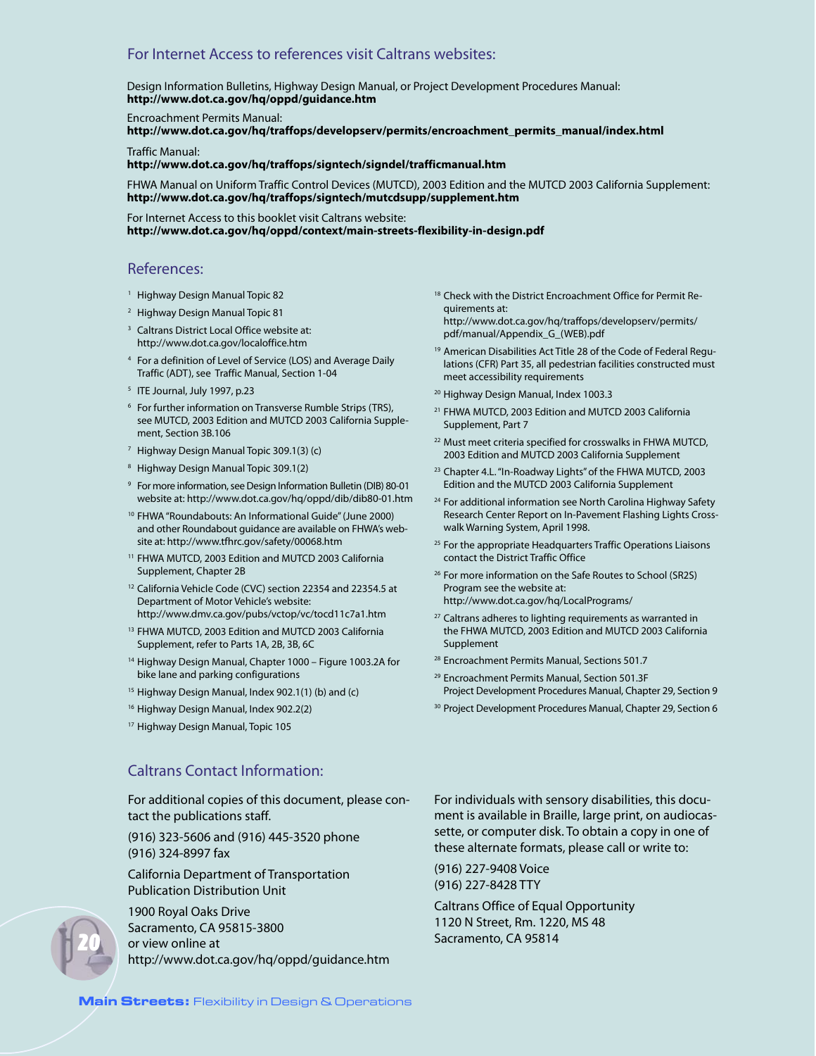## For Internet Access to references visit Caltrans websites:

Design Information Bulletins, Highway Design Manual, or Project Development Procedures Manual:
**http://www.dot.ca.gov/hq/oppd/guidance.htm**

Encroachment Permits Manual:
**http://www.dot.ca.gov/hq/traffops/developserv/permits/encroachment_permits_manual/index.html**

Traffic Manual:
**http://www.dot.ca.gov/hq/traffops/signtech/signdel/trafficmanual.htm**

FHWA Manual on Uniform Traffic Control Devices (MUTCD), 2003 Edition and the MUTCD 2003 California Supplement:
**http://www.dot.ca.gov/hq/traffops/signtech/mutcdsupp/supplement.htm**

For Internet Access to this booklet visit Caltrans website:
**http://www.dot.ca.gov/hq/oppd/context/main-streets-flexibility-in-design.pdf**

## References:

[1] Highway Design Manual Topic 82

[2] Highway Design Manual Topic 81

[3] Caltrans District Local Office website at: http://www.dot.ca.gov/localoffice.htm

[4] For a definition of Level of Service (LOS) and Average Daily Traffic (ADT), see Traffic Manual, Section 1-04

[5] ITE Journal, July 1997, p.23

[6] For further information on Transverse Rumble Strips (TRS), see MUTCD, 2003 Edition and MUTCD 2003 California Supplement, Section 3B.106

[7] Highway Design Manual Topic 309.1(3) (c)

[8] Highway Design Manual Topic 309.1(2)

[9] For more information, see Design Information Bulletin (DIB) 80-01 website at: http://www.dot.ca.gov/hq/oppd/dib/dib80-01.htm

[10] FHWA "Roundabouts: An Informational Guide" (June 2000) and other Roundabout guidance are available on FHWA's website at: http://www.tfhrc.gov/safety/00068.htm

[11] FHWA MUTCD, 2003 Edition and MUTCD 2003 California Supplement, Chapter 2B

[12] California Vehicle Code (CVC) section 22354 and 22354.5 at Department of Motor Vehicle's website: http://www.dmv.ca.gov/pubs/vctop/vc/tocd11c7a1.htm

[13] FHWA MUTCD, 2003 Edition and MUTCD 2003 California Supplement, refer to Parts 1A, 2B, 3B, 6C

[14] Highway Design Manual, Chapter 1000 – Figure 1003.2A for bike lane and parking configurations

[15] Highway Design Manual, Index 902.1(1) (b) and (c)

[16] Highway Design Manual, Index 902.2(2)

[17] Highway Design Manual, Topic 105

[18] Check with the District Encroachment Office for Permit Requirements at: http://www.dot.ca.gov/hq/traffops/developserv/permits/pdf/manual/Appendix_G_(WEB).pdf

[19] American Disabilities Act Title 28 of the Code of Federal Regulations (CFR) Part 35, all pedestrian facilities constructed must meet accessibility requirements

[20] Highway Design Manual, Index 1003.3

[21] FHWA MUTCD, 2003 Edition and MUTCD 2003 California Supplement, Part 7

[22] Must meet criteria specified for crosswalks in FHWA MUTCD, 2003 Edition and MUTCD 2003 California Supplement

[23] Chapter 4.L. "In-Roadway Lights" of the FHWA MUTCD, 2003 Edition and the MUTCD 2003 California Supplement

[24] For additional information see North Carolina Highway Safety Research Center Report on In-Pavement Flashing Lights Crosswalk Warning System, April 1998.

[25] For the appropriate Headquarters Traffic Operations Liaisons contact the District Traffic Office

[26] For more information on the Safe Routes to School (SR2S) Program see the website at: http://www.dot.ca.gov/hq/LocalPrograms/

[27] Caltrans adheres to lighting requirements as warranted in the FHWA MUTCD, 2003 Edition and MUTCD 2003 California Supplement

[28] Encroachment Permits Manual, Sections 501.7

[29] Encroachment Permits Manual, Section 501.3F
Project Development Procedures Manual, Chapter 29, Section 9

[30] Project Development Procedures Manual, Chapter 29, Section 6

## Caltrans Contact Information:

For additional copies of this document, please contact the publications staff.

(916) 323-5606 and (916) 445-3520 phone
(916) 324-8997 fax

California Department of Transportation
Publication Distribution Unit

1900 Royal Oaks Drive
Sacramento, CA 95815-3800
or view online at
http://www.dot.ca.gov/hq/oppd/guidance.htm

For individuals with sensory disabilities, this document is available in Braille, large print, on audiocassette, or computer disk. To obtain a copy in one of these alternate formats, please call or write to:

(916) 227-9408 Voice
(916) 227-8428 TTY

Caltrans Office of Equal Opportunity
1120 N Street, Rm. 1220, MS 48
Sacramento, CA 95814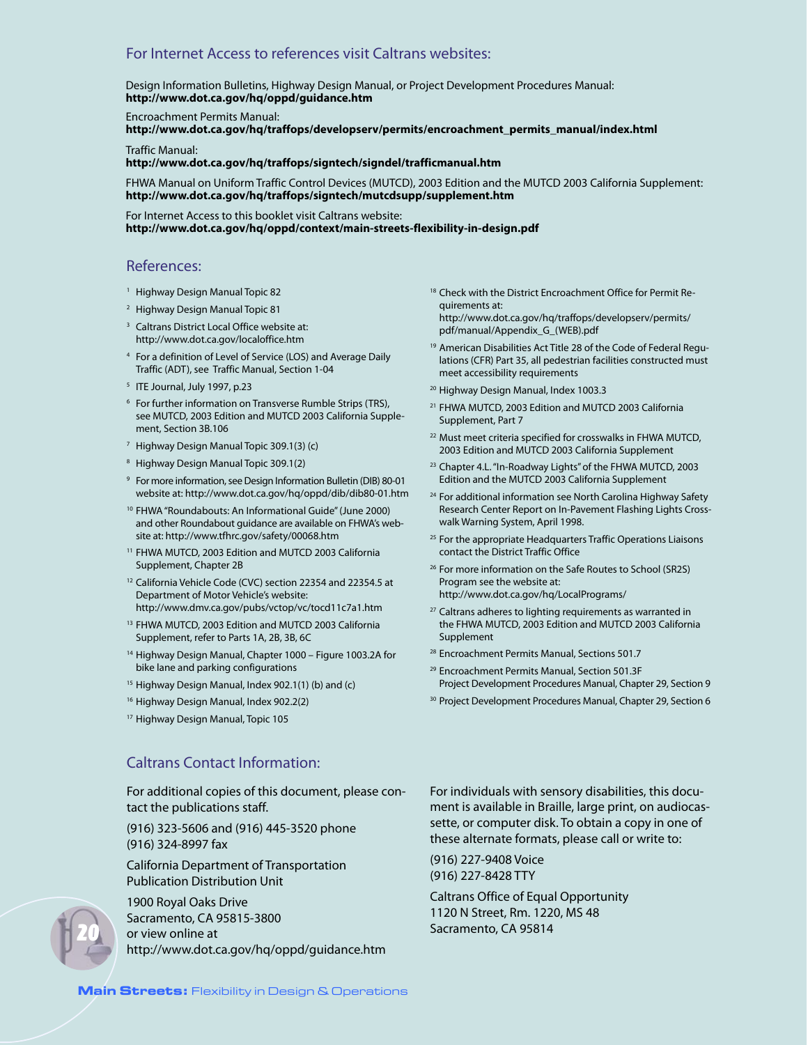## For Internet Access to references visit Caltrans websites:

Design Information Bulletins, Highway Design Manual, or Project Development Procedures Manual:
**http://www.dot.ca.gov/hq/oppd/guidance.htm**

Encroachment Permits Manual:
**http://www.dot.ca.gov/hq/traffops/developserv/permits/encroachment_permits_manual/index.html**

Traffic Manual:
**http://www.dot.ca.gov/hq/traffops/signtech/signdel/trafficmanual.htm**

FHWA Manual on Uniform Traffic Control Devices (MUTCD), 2003 Edition and the MUTCD 2003 California Supplement:
**http://www.dot.ca.gov/hq/traffops/signtech/mutcdsupp/supplement.htm**

For Internet Access to this booklet visit Caltrans website:
**http://www.dot.ca.gov/hq/oppd/context/main-streets-flexibility-in-design.pdf**

## References:

[1] Highway Design Manual Topic 82

[2] Highway Design Manual Topic 81

[3] Caltrans District Local Office website at: http://www.dot.ca.gov/localoffice.htm

[4] For a definition of Level of Service (LOS) and Average Daily Traffic (ADT), see Traffic Manual, Section 1-04

[5] ITE Journal, July 1997, p.23

[6] For further information on Transverse Rumble Strips (TRS), see MUTCD, 2003 Edition and MUTCD 2003 California Supplement, Section 3B.106

[7] Highway Design Manual Topic 309.1(3) (c)

[8] Highway Design Manual Topic 309.1(2)

[9] For more information, see Design Information Bulletin (DIB) 80-01 website at: http://www.dot.ca.gov/hq/oppd/dib/dib80-01.htm

[10] FHWA "Roundabouts: An Informational Guide" (June 2000) and other Roundabout guidance are available on FHWA's website at: http://www.tfhrc.gov/safety/00068.htm

[11] FHWA MUTCD, 2003 Edition and MUTCD 2003 California Supplement, Chapter 2B

[12] California Vehicle Code (CVC) section 22354 and 22354.5 at Department of Motor Vehicle's website: http://www.dmv.ca.gov/pubs/vctop/vc/tocd11c7a1.htm

[13] FHWA MUTCD, 2003 Edition and MUTCD 2003 California Supplement, refer to Parts 1A, 2B, 3B, 6C

[14] Highway Design Manual, Chapter 1000 – Figure 1003.2A for bike lane and parking configurations

[15] Highway Design Manual, Index 902.1(1) (b) and (c)

[16] Highway Design Manual, Index 902.2(2)

[17] Highway Design Manual, Topic 105

[18] Check with the District Encroachment Office for Permit Requirements at: http://www.dot.ca.gov/hq/traffops/developserv/permits/pdf/manual/Appendix_G_(WEB).pdf

[19] American Disabilities Act Title 28 of the Code of Federal Regulations (CFR) Part 35, all pedestrian facilities constructed must meet accessibility requirements

[20] Highway Design Manual, Index 1003.3

[21] FHWA MUTCD, 2003 Edition and MUTCD 2003 California Supplement, Part 7

[22] Must meet criteria specified for crosswalks in FHWA MUTCD, 2003 Edition and MUTCD 2003 California Supplement

[23] Chapter 4.L. "In-Roadway Lights" of the FHWA MUTCD, 2003 Edition and the MUTCD 2003 California Supplement

[24] For additional information see North Carolina Highway Safety Research Center Report on In-Pavement Flashing Lights Crosswalk Warning System, April 1998.

[25] For the appropriate Headquarters Traffic Operations Liaisons contact the District Traffic Office

[26] For more information on the Safe Routes to School (SR2S) Program see the website at: http://www.dot.ca.gov/hq/LocalPrograms/

[27] Caltrans adheres to lighting requirements as warranted in the FHWA MUTCD, 2003 Edition and MUTCD 2003 California Supplement

[28] Encroachment Permits Manual, Sections 501.7

[29] Encroachment Permits Manual, Section 501.3F
Project Development Procedures Manual, Chapter 29, Section 9

[30] Project Development Procedures Manual, Chapter 29, Section 6

## Caltrans Contact Information:

For additional copies of this document, please contact the publications staff.

(916) 323-5606 and (916) 445-3520 phone
(916) 324-8997 fax

California Department of Transportation
Publication Distribution Unit

1900 Royal Oaks Drive
Sacramento, CA 95815-3800
or view online at
http://www.dot.ca.gov/hq/oppd/guidance.htm

For individuals with sensory disabilities, this document is available in Braille, large print, on audiocassette, or computer disk. To obtain a copy in one of these alternate formats, please call or write to:

(916) 227-9408 Voice
(916) 227-8428 TTY

Caltrans Office of Equal Opportunity
1120 N Street, Rm. 1220, MS 48
Sacramento, CA 95814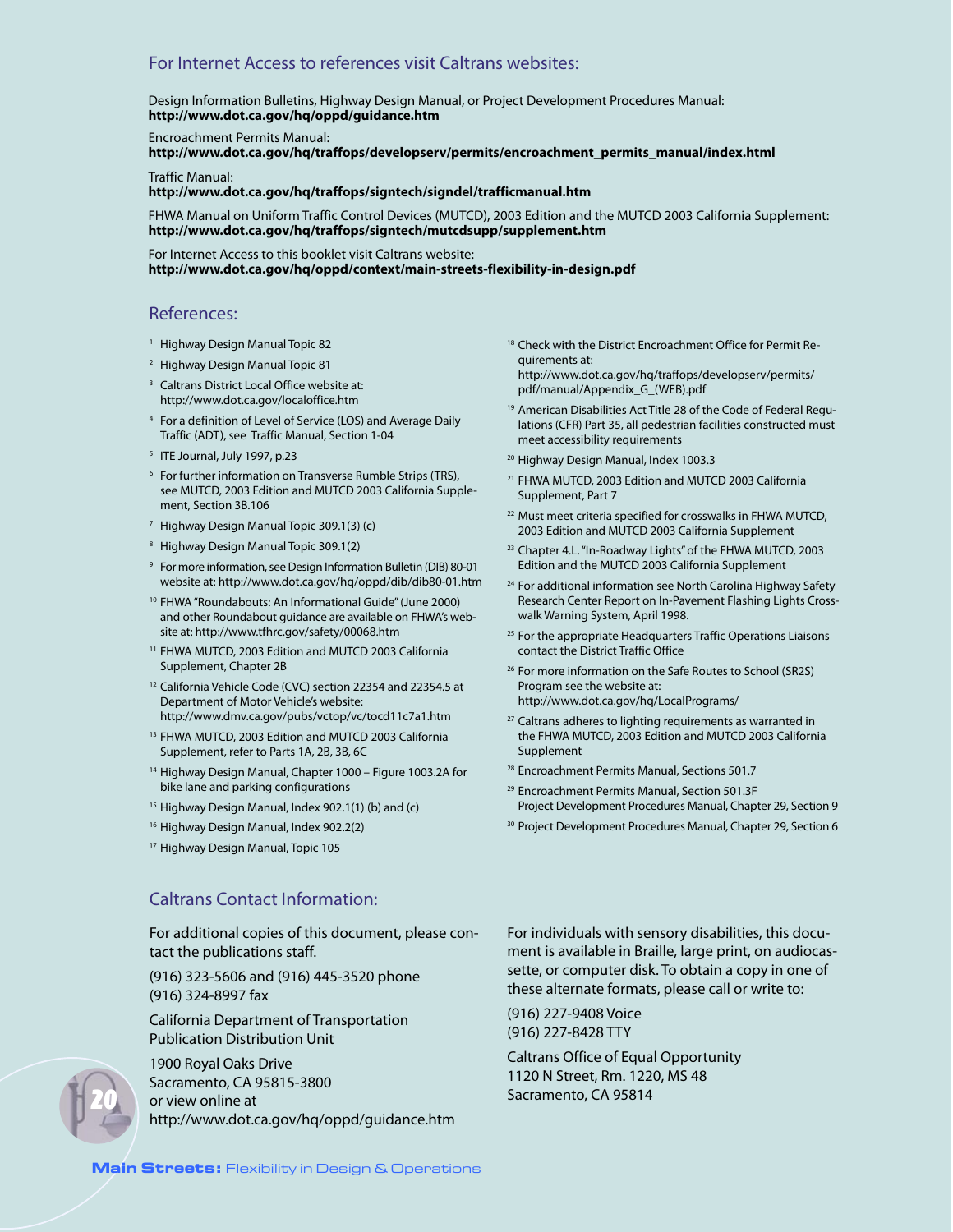## For Internet Access to references visit Caltrans websites:

Design Information Bulletins, Highway Design Manual, or Project Development Procedures Manual:
**http://www.dot.ca.gov/hq/oppd/guidance.htm**

Encroachment Permits Manual:
**http://www.dot.ca.gov/hq/traffops/developserv/permits/encroachment_permits_manual/index.html**

Traffic Manual:
**http://www.dot.ca.gov/hq/traffops/signtech/signdel/trafficmanual.htm**

FHWA Manual on Uniform Traffic Control Devices (MUTCD), 2003 Edition and the MUTCD 2003 California Supplement:
**http://www.dot.ca.gov/hq/traffops/signtech/mutcdsupp/supplement.htm**

For Internet Access to this booklet visit Caltrans website:
**http://www.dot.ca.gov/hq/oppd/context/main-streets-flexibility-in-design.pdf**

## References:

1. Highway Design Manual Topic 82
2. Highway Design Manual Topic 81
3. Caltrans District Local Office website at: http://www.dot.ca.gov/localoffice.htm
4. For a definition of Level of Service (LOS) and Average Daily Traffic (ADT), see Traffic Manual, Section 1-04
5. ITE Journal, July 1997, p.23
6. For further information on Transverse Rumble Strips (TRS), see MUTCD, 2003 Edition and MUTCD 2003 California Supplement, Section 3B.106
7. Highway Design Manual Topic 309.1(3) (c)
8. Highway Design Manual Topic 309.1(2)
9. For more information, see Design Information Bulletin (DIB) 80-01 website at: http://www.dot.ca.gov/hq/oppd/dib/dib80-01.htm
10. FHWA "Roundabouts: An Informational Guide" (June 2000) and other Roundabout guidance are available on FHWA's website at: http://www.tfhrc.gov/safety/00068.htm
11. FHWA MUTCD, 2003 Edition and MUTCD 2003 California Supplement, Chapter 2B
12. California Vehicle Code (CVC) section 22354 and 22354.5 at Department of Motor Vehicle's website: http://www.dmv.ca.gov/pubs/vctop/vc/tocd11c7a1.htm
13. FHWA MUTCD, 2003 Edition and MUTCD 2003 California Supplement, refer to Parts 1A, 2B, 3B, 6C
14. Highway Design Manual, Chapter 1000 – Figure 1003.2A for bike lane and parking configurations
15. Highway Design Manual, Index 902.1(1) (b) and (c)
16. Highway Design Manual, Index 902.2(2)
17. Highway Design Manual, Topic 105
18. Check with the District Encroachment Office for Permit Requirements at: http://www.dot.ca.gov/hq/traffops/developserv/permits/pdf/manual/Appendix_G_(WEB).pdf
19. American Disabilities Act Title 28 of the Code of Federal Regulations (CFR) Part 35, all pedestrian facilities constructed must meet accessibility requirements
20. Highway Design Manual, Index 1003.3
21. FHWA MUTCD, 2003 Edition and MUTCD 2003 California Supplement, Part 7
22. Must meet criteria specified for crosswalks in FHWA MUTCD, 2003 Edition and MUTCD 2003 California Supplement
23. Chapter 4.L. "In-Roadway Lights" of the FHWA MUTCD, 2003 Edition and the MUTCD 2003 California Supplement
24. For additional information see North Carolina Highway Safety Research Center Report on In-Pavement Flashing Lights Crosswalk Warning System, April 1998.
25. For the appropriate Headquarters Traffic Operations Liaisons contact the District Traffic Office
26. For more information on the Safe Routes to School (SR2S) Program see the website at: http://www.dot.ca.gov/hq/LocalPrograms/
27. Caltrans adheres to lighting requirements as warranted in the FHWA MUTCD, 2003 Edition and MUTCD 2003 California Supplement
28. Encroachment Permits Manual, Sections 501.7
29. Encroachment Permits Manual, Section 501.3F
    Project Development Procedures Manual, Chapter 29, Section 9
30. Project Development Procedures Manual, Chapter 29, Section 6

## Caltrans Contact Information:

For additional copies of this document, please contact the publications staff.

(916) 323-5606 and (916) 445-3520 phone
(916) 324-8997 fax

California Department of Transportation
Publication Distribution Unit

1900 Royal Oaks Drive
Sacramento, CA 95815-3800
or view online at
http://www.dot.ca.gov/hq/oppd/guidance.htm

For individuals with sensory disabilities, this document is available in Braille, large print, on audiocassette, or computer disk. To obtain a copy in one of these alternate formats, please call or write to:

(916) 227-9408 Voice
(916) 227-8428 TTY

Caltrans Office of Equal Opportunity
1120 N Street, Rm. 1220, MS 48
Sacramento, CA 95814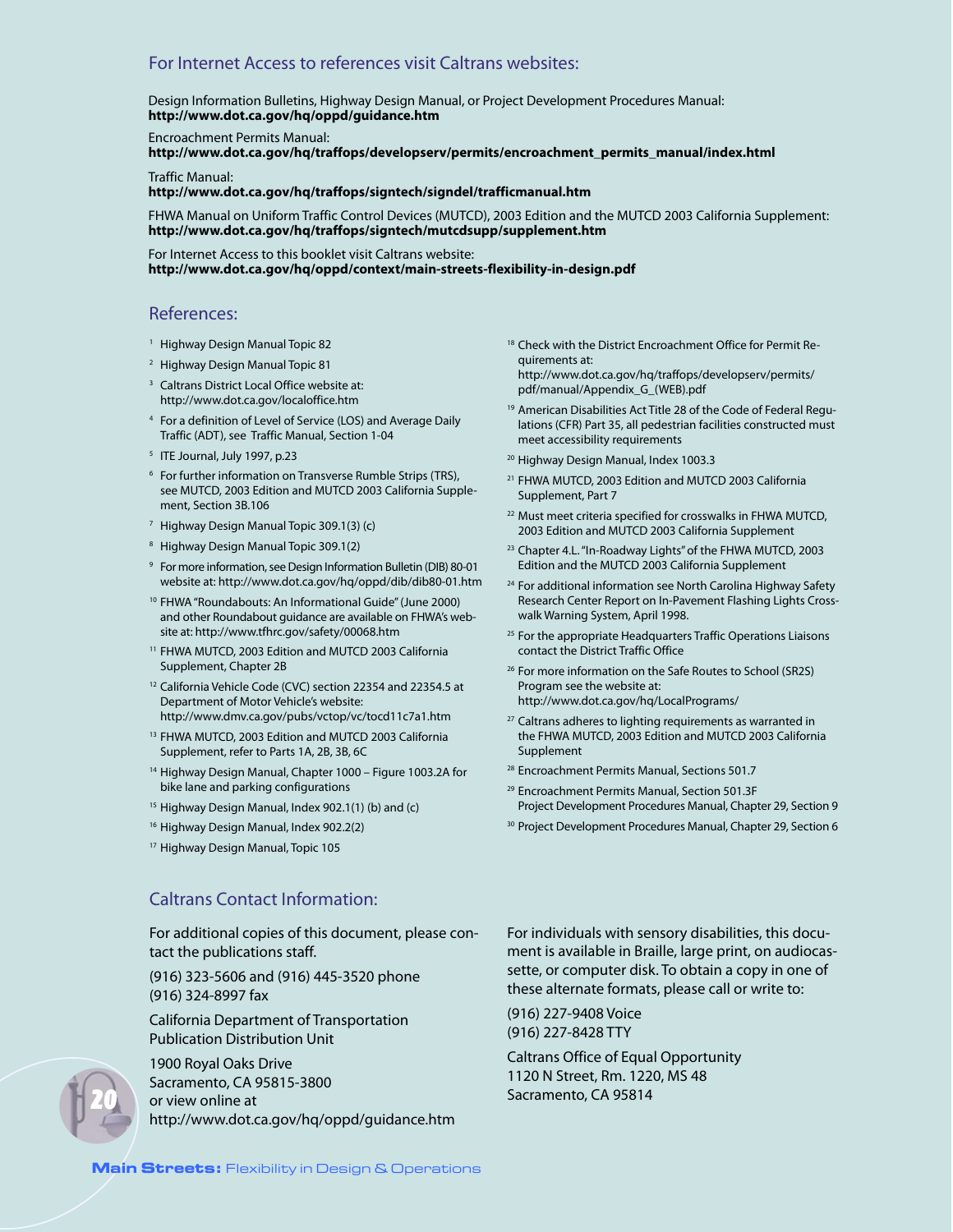## For Internet Access to references visit Caltrans websites:

Design Information Bulletins, Highway Design Manual, or Project Development Procedures Manual:
**http://www.dot.ca.gov/hq/oppd/guidance.htm**

Encroachment Permits Manual:
**http://www.dot.ca.gov/hq/traffops/developserv/permits/encroachment_permits_manual/index.html**

Traffic Manual:
**http://www.dot.ca.gov/hq/traffops/signtech/signdel/trafficmanual.htm**

FHWA Manual on Uniform Traffic Control Devices (MUTCD), 2003 Edition and the MUTCD 2003 California Supplement:
**http://www.dot.ca.gov/hq/traffops/signtech/mutcdsupp/supplement.htm**

For Internet Access to this booklet visit Caltrans website:
**http://www.dot.ca.gov/hq/oppd/context/main-streets-flexibility-in-design.pdf**

## References:

[1] Highway Design Manual Topic 82

[2] Highway Design Manual Topic 81

[3] Caltrans District Local Office website at: http://www.dot.ca.gov/localoffice.htm

[4] For a definition of Level of Service (LOS) and Average Daily Traffic (ADT), see Traffic Manual, Section 1-04

[5] ITE Journal, July 1997, p.23

[6] For further information on Transverse Rumble Strips (TRS), see MUTCD, 2003 Edition and MUTCD 2003 California Supplement, Section 3B.106

[7] Highway Design Manual Topic 309.1(3) (c)

[8] Highway Design Manual Topic 309.1(2)

[9] For more information, see Design Information Bulletin (DIB) 80-01 website at: http://www.dot.ca.gov/hq/oppd/dib/dib80-01.htm

[10] FHWA "Roundabouts: An Informational Guide" (June 2000) and other Roundabout guidance are available on FHWA's website at: http://www.tfhrc.gov/safety/00068.htm

[11] FHWA MUTCD, 2003 Edition and MUTCD 2003 California Supplement, Chapter 2B

[12] California Vehicle Code (CVC) section 22354 and 22354.5 at Department of Motor Vehicle's website: http://www.dmv.ca.gov/pubs/vctop/vc/tocd11c7a1.htm

[13] FHWA MUTCD, 2003 Edition and MUTCD 2003 California Supplement, refer to Parts 1A, 2B, 3B, 6C

[14] Highway Design Manual, Chapter 1000 – Figure 1003.2A for bike lane and parking configurations

[15] Highway Design Manual, Index 902.1(1) (b) and (c)

[16] Highway Design Manual, Index 902.2(2)

[17] Highway Design Manual, Topic 105

[18] Check with the District Encroachment Office for Permit Requirements at: http://www.dot.ca.gov/hq/traffops/developserv/permits/pdf/manual/Appendix_G_(WEB).pdf

[19] American Disabilities Act Title 28 of the Code of Federal Regulations (CFR) Part 35, all pedestrian facilities constructed must meet accessibility requirements

[20] Highway Design Manual, Index 1003.3

[21] FHWA MUTCD, 2003 Edition and MUTCD 2003 California Supplement, Part 7

[22] Must meet criteria specified for crosswalks in FHWA MUTCD, 2003 Edition and MUTCD 2003 California Supplement

[23] Chapter 4.L. "In-Roadway Lights" of the FHWA MUTCD, 2003 Edition and the MUTCD 2003 California Supplement

[24] For additional information see North Carolina Highway Safety Research Center Report on In-Pavement Flashing Lights Crosswalk Warning System, April 1998.

[25] For the appropriate Headquarters Traffic Operations Liaisons contact the District Traffic Office

[26] For more information on the Safe Routes to School (SR2S) Program see the website at: http://www.dot.ca.gov/hq/LocalPrograms/

[27] Caltrans adheres to lighting requirements as warranted in the FHWA MUTCD, 2003 Edition and MUTCD 2003 California Supplement

[28] Encroachment Permits Manual, Sections 501.7

[29] Encroachment Permits Manual, Section 501.3F
Project Development Procedures Manual, Chapter 29, Section 9

[30] Project Development Procedures Manual, Chapter 29, Section 6

## Caltrans Contact Information:

For additional copies of this document, please contact the publications staff.

(916) 323-5606 and (916) 445-3520 phone
(916) 324-8997 fax

California Department of Transportation
Publication Distribution Unit

1900 Royal Oaks Drive
Sacramento, CA 95815-3800
or view online at
http://www.dot.ca.gov/hq/oppd/guidance.htm

For individuals with sensory disabilities, this document is available in Braille, large print, on audiocassette, or computer disk. To obtain a copy in one of these alternate formats, please call or write to:

(916) 227-9408 Voice
(916) 227-8428 TTY

Caltrans Office of Equal Opportunity
1120 N Street, Rm. 1220, MS 48
Sacramento, CA 95814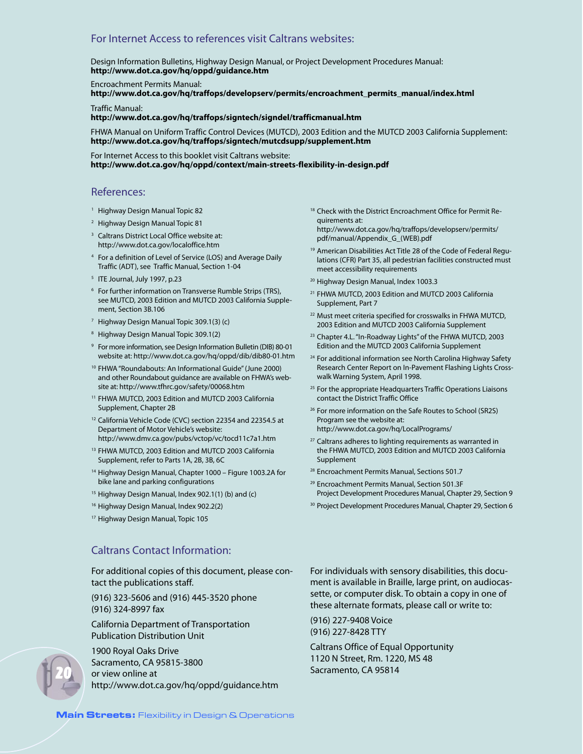## For Internet Access to references visit Caltrans websites:

Design Information Bulletins, Highway Design Manual, or Project Development Procedures Manual:
**http://www.dot.ca.gov/hq/oppd/guidance.htm**

Encroachment Permits Manual:
**http://www.dot.ca.gov/hq/traffops/developserv/permits/encroachment_permits_manual/index.html**

Traffic Manual:
**http://www.dot.ca.gov/hq/traffops/signtech/signdel/trafficmanual.htm**

FHWA Manual on Uniform Traffic Control Devices (MUTCD), 2003 Edition and the MUTCD 2003 California Supplement:
**http://www.dot.ca.gov/hq/traffops/signtech/mutcdsupp/supplement.htm**

For Internet Access to this booklet visit Caltrans website:
**http://www.dot.ca.gov/hq/oppd/context/main-streets-flexibility-in-design.pdf**

## References:

[1] Highway Design Manual Topic 82

[2] Highway Design Manual Topic 81

[3] Caltrans District Local Office website at: http://www.dot.ca.gov/localoffice.htm

[4] For a definition of Level of Service (LOS) and Average Daily Traffic (ADT), see Traffic Manual, Section 1-04

[5] ITE Journal, July 1997, p.23

[6] For further information on Transverse Rumble Strips (TRS), see MUTCD, 2003 Edition and MUTCD 2003 California Supplement, Section 3B.106

[7] Highway Design Manual Topic 309.1(3) (c)

[8] Highway Design Manual Topic 309.1(2)

[9] For more information, see Design Information Bulletin (DIB) 80-01 website at: http://www.dot.ca.gov/hq/oppd/dib/dib80-01.htm

[10] FHWA "Roundabouts: An Informational Guide" (June 2000) and other Roundabout guidance are available on FHWA's website at: http://www.tfhrc.gov/safety/00068.htm

[11] FHWA MUTCD, 2003 Edition and MUTCD 2003 California Supplement, Chapter 2B

[12] California Vehicle Code (CVC) section 22354 and 22354.5 at Department of Motor Vehicle's website: http://www.dmv.ca.gov/pubs/vctop/vc/tocd11c7a1.htm

[13] FHWA MUTCD, 2003 Edition and MUTCD 2003 California Supplement, refer to Parts 1A, 2B, 3B, 6C

[14] Highway Design Manual, Chapter 1000 – Figure 1003.2A for bike lane and parking configurations

[15] Highway Design Manual, Index 902.1(1) (b) and (c)

[16] Highway Design Manual, Index 902.2(2)

[17] Highway Design Manual, Topic 105

[18] Check with the District Encroachment Office for Permit Requirements at: http://www.dot.ca.gov/hq/traffops/developserv/permits/pdf/manual/Appendix_G_(WEB).pdf

[19] American Disabilities Act Title 28 of the Code of Federal Regulations (CFR) Part 35, all pedestrian facilities constructed must meet accessibility requirements

[20] Highway Design Manual, Index 1003.3

[21] FHWA MUTCD, 2003 Edition and MUTCD 2003 California Supplement, Part 7

[22] Must meet criteria specified for crosswalks in FHWA MUTCD, 2003 Edition and MUTCD 2003 California Supplement

[23] Chapter 4.L. "In-Roadway Lights" of the FHWA MUTCD, 2003 Edition and the MUTCD 2003 California Supplement

[24] For additional information see North Carolina Highway Safety Research Center Report on In-Pavement Flashing Lights Crosswalk Warning System, April 1998.

[25] For the appropriate Headquarters Traffic Operations Liaisons contact the District Traffic Office

[26] For more information on the Safe Routes to School (SR2S) Program see the website at: http://www.dot.ca.gov/hq/LocalPrograms/

[27] Caltrans adheres to lighting requirements as warranted in the FHWA MUTCD, 2003 Edition and MUTCD 2003 California Supplement

[28] Encroachment Permits Manual, Sections 501.7

[29] Encroachment Permits Manual, Section 501.3F
Project Development Procedures Manual, Chapter 29, Section 9

[30] Project Development Procedures Manual, Chapter 29, Section 6

## Caltrans Contact Information:

For additional copies of this document, please contact the publications staff.

(916) 323-5606 and (916) 445-3520 phone
(916) 324-8997 fax

California Department of Transportation
Publication Distribution Unit

1900 Royal Oaks Drive
Sacramento, CA 95815-3800
or view online at
http://www.dot.ca.gov/hq/oppd/guidance.htm

For individuals with sensory disabilities, this document is available in Braille, large print, on audiocassette, or computer disk. To obtain a copy in one of these alternate formats, please call or write to:

(916) 227-9408 Voice
(916) 227-8428 TTY

Caltrans Office of Equal Opportunity
1120 N Street, Rm. 1220, MS 48
Sacramento, CA 95814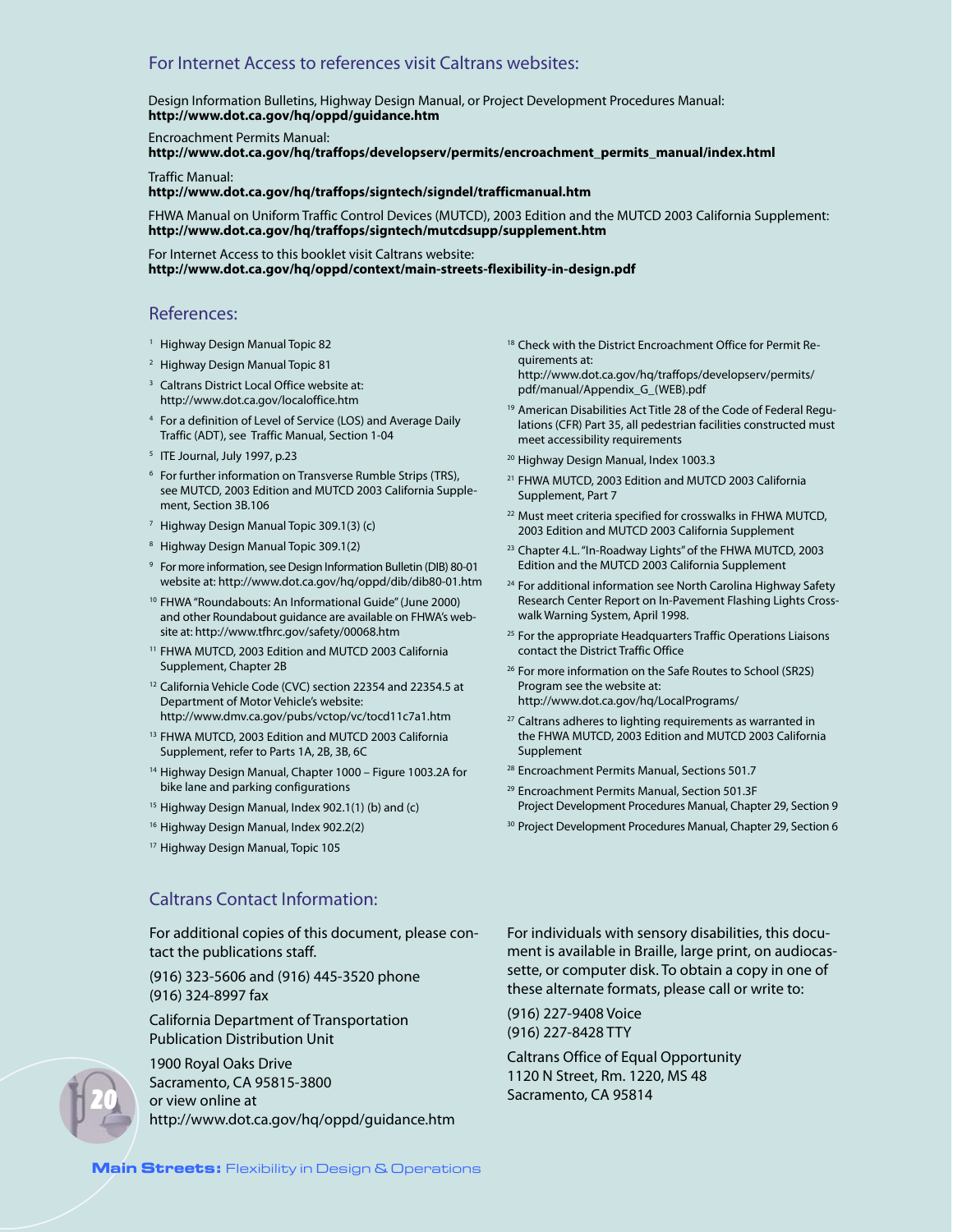## For Internet Access to references visit Caltrans websites:

Design Information Bulletins, Highway Design Manual, or Project Development Procedures Manual:
**http://www.dot.ca.gov/hq/oppd/guidance.htm**

Encroachment Permits Manual:
**http://www.dot.ca.gov/hq/traffops/developserv/permits/encroachment_permits_manual/index.html**

Traffic Manual:
**http://www.dot.ca.gov/hq/traffops/signtech/signdel/trafficmanual.htm**

FHWA Manual on Uniform Traffic Control Devices (MUTCD), 2003 Edition and the MUTCD 2003 California Supplement:
**http://www.dot.ca.gov/hq/traffops/signtech/mutcdsupp/supplement.htm**

For Internet Access to this booklet visit Caltrans website:
**http://www.dot.ca.gov/hq/oppd/context/main-streets-flexibility-in-design.pdf**

## References:

[1] Highway Design Manual Topic 82

[2] Highway Design Manual Topic 81

[3] Caltrans District Local Office website at: http://www.dot.ca.gov/localoffice.htm

[4] For a definition of Level of Service (LOS) and Average Daily Traffic (ADT), see Traffic Manual, Section 1-04

[5] ITE Journal, July 1997, p.23

[6] For further information on Transverse Rumble Strips (TRS), see MUTCD, 2003 Edition and MUTCD 2003 California Supplement, Section 3B.106

[7] Highway Design Manual Topic 309.1(3) (c)

[8] Highway Design Manual Topic 309.1(2)

[9] For more information, see Design Information Bulletin (DIB) 80-01 website at: http://www.dot.ca.gov/hq/oppd/dib/dib80-01.htm

[10] FHWA "Roundabouts: An Informational Guide" (June 2000) and other Roundabout guidance are available on FHWA's website at: http://www.tfhrc.gov/safety/00068.htm

[11] FHWA MUTCD, 2003 Edition and MUTCD 2003 California Supplement, Chapter 2B

[12] California Vehicle Code (CVC) section 22354 and 22354.5 at Department of Motor Vehicle's website: http://www.dmv.ca.gov/pubs/vctop/vc/tocd11c7a1.htm

[13] FHWA MUTCD, 2003 Edition and MUTCD 2003 California Supplement, refer to Parts 1A, 2B, 3B, 6C

[14] Highway Design Manual, Chapter 1000 – Figure 1003.2A for bike lane and parking configurations

[15] Highway Design Manual, Index 902.1(1) (b) and (c)

[16] Highway Design Manual, Index 902.2(2)

[17] Highway Design Manual, Topic 105

[18] Check with the District Encroachment Office for Permit Requirements at: http://www.dot.ca.gov/hq/traffops/developserv/permits/pdf/manual/Appendix_G_(WEB).pdf

[19] American Disabilities Act Title 28 of the Code of Federal Regulations (CFR) Part 35, all pedestrian facilities constructed must meet accessibility requirements

[20] Highway Design Manual, Index 1003.3

[21] FHWA MUTCD, 2003 Edition and MUTCD 2003 California Supplement, Part 7

[22] Must meet criteria specified for crosswalks in FHWA MUTCD, 2003 Edition and MUTCD 2003 California Supplement

[23] Chapter 4.L. "In-Roadway Lights" of the FHWA MUTCD, 2003 Edition and the MUTCD 2003 California Supplement

[24] For additional information see North Carolina Highway Safety Research Center Report on In-Pavement Flashing Lights Crosswalk Warning System, April 1998.

[25] For the appropriate Headquarters Traffic Operations Liaisons contact the District Traffic Office

[26] For more information on the Safe Routes to School (SR2S) Program see the website at: http://www.dot.ca.gov/hq/LocalPrograms/

[27] Caltrans adheres to lighting requirements as warranted in the FHWA MUTCD, 2003 Edition and MUTCD 2003 California Supplement

[28] Encroachment Permits Manual, Sections 501.7

[29] Encroachment Permits Manual, Section 501.3F
Project Development Procedures Manual, Chapter 29, Section 9

[30] Project Development Procedures Manual, Chapter 29, Section 6

## Caltrans Contact Information:

For additional copies of this document, please contact the publications staff.

(916) 323-5606 and (916) 445-3520 phone
(916) 324-8997 fax

California Department of Transportation
Publication Distribution Unit

1900 Royal Oaks Drive
Sacramento, CA 95815-3800
or view online at
http://www.dot.ca.gov/hq/oppd/guidance.htm

For individuals with sensory disabilities, this document is available in Braille, large print, on audiocassette, or computer disk. To obtain a copy in one of these alternate formats, please call or write to:

(916) 227-9408 Voice
(916) 227-8428 TTY

Caltrans Office of Equal Opportunity
1120 N Street, Rm. 1220, MS 48
Sacramento, CA 95814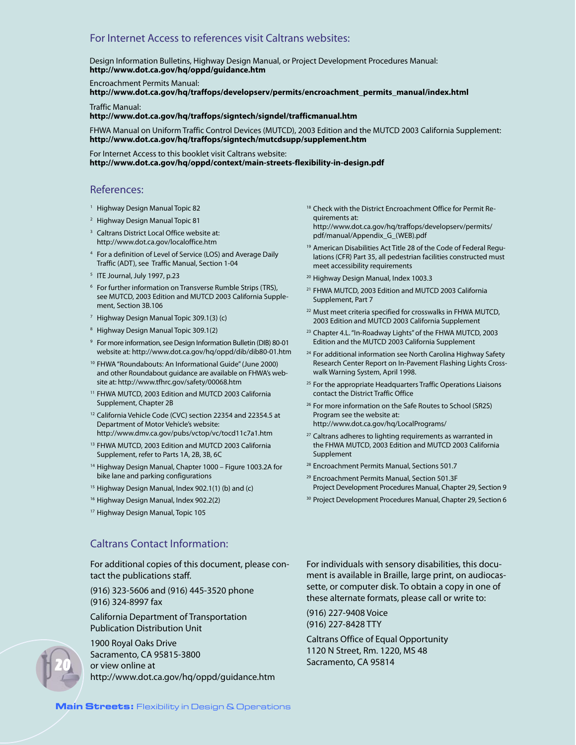## For Internet Access to references visit Caltrans websites:

Design Information Bulletins, Highway Design Manual, or Project Development Procedures Manual:
**http://www.dot.ca.gov/hq/oppd/guidance.htm**

Encroachment Permits Manual:
**http://www.dot.ca.gov/hq/traffops/developserv/permits/encroachment_permits_manual/index.html**

Traffic Manual:
**http://www.dot.ca.gov/hq/traffops/signtech/signdel/trafficmanual.htm**

FHWA Manual on Uniform Traffic Control Devices (MUTCD), 2003 Edition and the MUTCD 2003 California Supplement:
**http://www.dot.ca.gov/hq/traffops/signtech/mutcdsupp/supplement.htm**

For Internet Access to this booklet visit Caltrans website:
**http://www.dot.ca.gov/hq/oppd/context/main-streets-flexibility-in-design.pdf**

## References:

1. Highway Design Manual Topic 82
2. Highway Design Manual Topic 81
3. Caltrans District Local Office website at: http://www.dot.ca.gov/localoffice.htm
4. For a definition of Level of Service (LOS) and Average Daily Traffic (ADT), see Traffic Manual, Section 1-04
5. ITE Journal, July 1997, p.23
6. For further information on Transverse Rumble Strips (TRS), see MUTCD, 2003 Edition and MUTCD 2003 California Supplement, Section 3B.106
7. Highway Design Manual Topic 309.1(3) (c)
8. Highway Design Manual Topic 309.1(2)
9. For more information, see Design Information Bulletin (DIB) 80-01 website at: http://www.dot.ca.gov/hq/oppd/dib/dib80-01.htm
10. FHWA "Roundabouts: An Informational Guide" (June 2000) and other Roundabout guidance are available on FHWA's website at: http://www.tfhrc.gov/safety/00068.htm
11. FHWA MUTCD, 2003 Edition and MUTCD 2003 California Supplement, Chapter 2B
12. California Vehicle Code (CVC) section 22354 and 22354.5 at Department of Motor Vehicle's website: http://www.dmv.ca.gov/pubs/vctop/vc/tocd11c7a1.htm
13. FHWA MUTCD, 2003 Edition and MUTCD 2003 California Supplement, refer to Parts 1A, 2B, 3B, 6C
14. Highway Design Manual, Chapter 1000 – Figure 1003.2A for bike lane and parking configurations
15. Highway Design Manual, Index 902.1(1) (b) and (c)
16. Highway Design Manual, Index 902.2(2)
17. Highway Design Manual, Topic 105
18. Check with the District Encroachment Office for Permit Requirements at: http://www.dot.ca.gov/hq/traffops/developserv/permits/pdf/manual/Appendix_G_(WEB).pdf
19. American Disabilities Act Title 28 of the Code of Federal Regulations (CFR) Part 35, all pedestrian facilities constructed must meet accessibility requirements
20. Highway Design Manual, Index 1003.3
21. FHWA MUTCD, 2003 Edition and MUTCD 2003 California Supplement, Part 7
22. Must meet criteria specified for crosswalks in FHWA MUTCD, 2003 Edition and MUTCD 2003 California Supplement
23. Chapter 4.L. "In-Roadway Lights" of the FHWA MUTCD, 2003 Edition and the MUTCD 2003 California Supplement
24. For additional information see North Carolina Highway Safety Research Center Report on In-Pavement Flashing Lights Crosswalk Warning System, April 1998.
25. For the appropriate Headquarters Traffic Operations Liaisons contact the District Traffic Office
26. For more information on the Safe Routes to School (SR2S) Program see the website at: http://www.dot.ca.gov/hq/LocalPrograms/
27. Caltrans adheres to lighting requirements as warranted in the FHWA MUTCD, 2003 Edition and MUTCD 2003 California Supplement
28. Encroachment Permits Manual, Sections 501.7
29. Encroachment Permits Manual, Section 501.3F
    Project Development Procedures Manual, Chapter 29, Section 9
30. Project Development Procedures Manual, Chapter 29, Section 6

## Caltrans Contact Information:

For additional copies of this document, please contact the publications staff.

(916) 323-5606 and (916) 445-3520 phone
(916) 324-8997 fax

California Department of Transportation
Publication Distribution Unit

1900 Royal Oaks Drive
Sacramento, CA 95815-3800
or view online at
http://www.dot.ca.gov/hq/oppd/guidance.htm

For individuals with sensory disabilities, this document is available in Braille, large print, on audiocassette, or computer disk. To obtain a copy in one of these alternate formats, please call or write to:

(916) 227-9408 Voice
(916) 227-8428 TTY

Caltrans Office of Equal Opportunity
1120 N Street, Rm. 1220, MS 48
Sacramento, CA 95814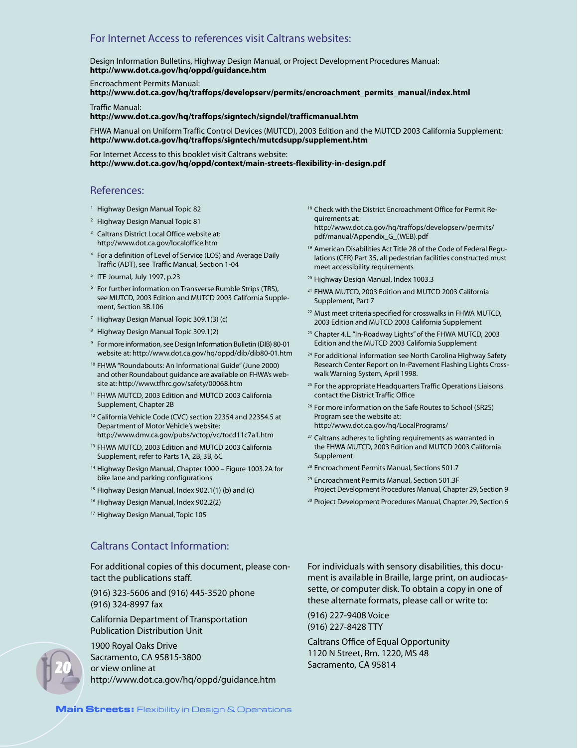## For Internet Access to references visit Caltrans websites:

Design Information Bulletins, Highway Design Manual, or Project Development Procedures Manual:
**http://www.dot.ca.gov/hq/oppd/guidance.htm**

Encroachment Permits Manual:
**http://www.dot.ca.gov/hq/traffops/developserv/permits/encroachment_permits_manual/index.html**

Traffic Manual:
**http://www.dot.ca.gov/hq/traffops/signtech/signdel/trafficmanual.htm**

FHWA Manual on Uniform Traffic Control Devices (MUTCD), 2003 Edition and the MUTCD 2003 California Supplement:
**http://www.dot.ca.gov/hq/traffops/signtech/mutcdsupp/supplement.htm**

For Internet Access to this booklet visit Caltrans website:
**http://www.dot.ca.gov/hq/oppd/context/main-streets-flexibility-in-design.pdf**

## References:

1. Highway Design Manual Topic 82
2. Highway Design Manual Topic 81
3. Caltrans District Local Office website at: http://www.dot.ca.gov/localoffice.htm
4. For a definition of Level of Service (LOS) and Average Daily Traffic (ADT), see Traffic Manual, Section 1-04
5. ITE Journal, July 1997, p.23
6. For further information on Transverse Rumble Strips (TRS), see MUTCD, 2003 Edition and MUTCD 2003 California Supplement, Section 3B.106
7. Highway Design Manual Topic 309.1(3) (c)
8. Highway Design Manual Topic 309.1(2)
9. For more information, see Design Information Bulletin (DIB) 80-01 website at: http://www.dot.ca.gov/hq/oppd/dib/dib80-01.htm
10. FHWA "Roundabouts: An Informational Guide" (June 2000) and other Roundabout guidance are available on FHWA's website at: http://www.tfhrc.gov/safety/00068.htm
11. FHWA MUTCD, 2003 Edition and MUTCD 2003 California Supplement, Chapter 2B
12. California Vehicle Code (CVC) section 22354 and 22354.5 at Department of Motor Vehicle's website: http://www.dmv.ca.gov/pubs/vctop/vc/tocd11c7a1.htm
13. FHWA MUTCD, 2003 Edition and MUTCD 2003 California Supplement, refer to Parts 1A, 2B, 3B, 6C
14. Highway Design Manual, Chapter 1000 – Figure 1003.2A for bike lane and parking configurations
15. Highway Design Manual, Index 902.1(1) (b) and (c)
16. Highway Design Manual, Index 902.2(2)
17. Highway Design Manual, Topic 105
18. Check with the District Encroachment Office for Permit Requirements at: http://www.dot.ca.gov/hq/traffops/developserv/permits/pdf/manual/Appendix_G_(WEB).pdf
19. American Disabilities Act Title 28 of the Code of Federal Regulations (CFR) Part 35, all pedestrian facilities constructed must meet accessibility requirements
20. Highway Design Manual, Index 1003.3
21. FHWA MUTCD, 2003 Edition and MUTCD 2003 California Supplement, Part 7
22. Must meet criteria specified for crosswalks in FHWA MUTCD, 2003 Edition and MUTCD 2003 California Supplement
23. Chapter 4.L. "In-Roadway Lights" of the FHWA MUTCD, 2003 Edition and the MUTCD 2003 California Supplement
24. For additional information see North Carolina Highway Safety Research Center Report on In-Pavement Flashing Lights Crosswalk Warning System, April 1998.
25. For the appropriate Headquarters Traffic Operations Liaisons contact the District Traffic Office
26. For more information on the Safe Routes to School (SR2S) Program see the website at: http://www.dot.ca.gov/hq/LocalPrograms/
27. Caltrans adheres to lighting requirements as warranted in the FHWA MUTCD, 2003 Edition and MUTCD 2003 California Supplement
28. Encroachment Permits Manual, Sections 501.7
29. Encroachment Permits Manual, Section 501.3F
    Project Development Procedures Manual, Chapter 29, Section 9
30. Project Development Procedures Manual, Chapter 29, Section 6

## Caltrans Contact Information:

For additional copies of this document, please contact the publications staff.

(916) 323-5606 and (916) 445-3520 phone
(916) 324-8997 fax

California Department of Transportation
Publication Distribution Unit

1900 Royal Oaks Drive
Sacramento, CA 95815-3800
or view online at
http://www.dot.ca.gov/hq/oppd/guidance.htm

For individuals with sensory disabilities, this document is available in Braille, large print, on audiocassette, or computer disk. To obtain a copy in one of these alternate formats, please call or write to:

(916) 227-9408 Voice
(916) 227-8428 TTY

Caltrans Office of Equal Opportunity
1120 N Street, Rm. 1220, MS 48
Sacramento, CA 95814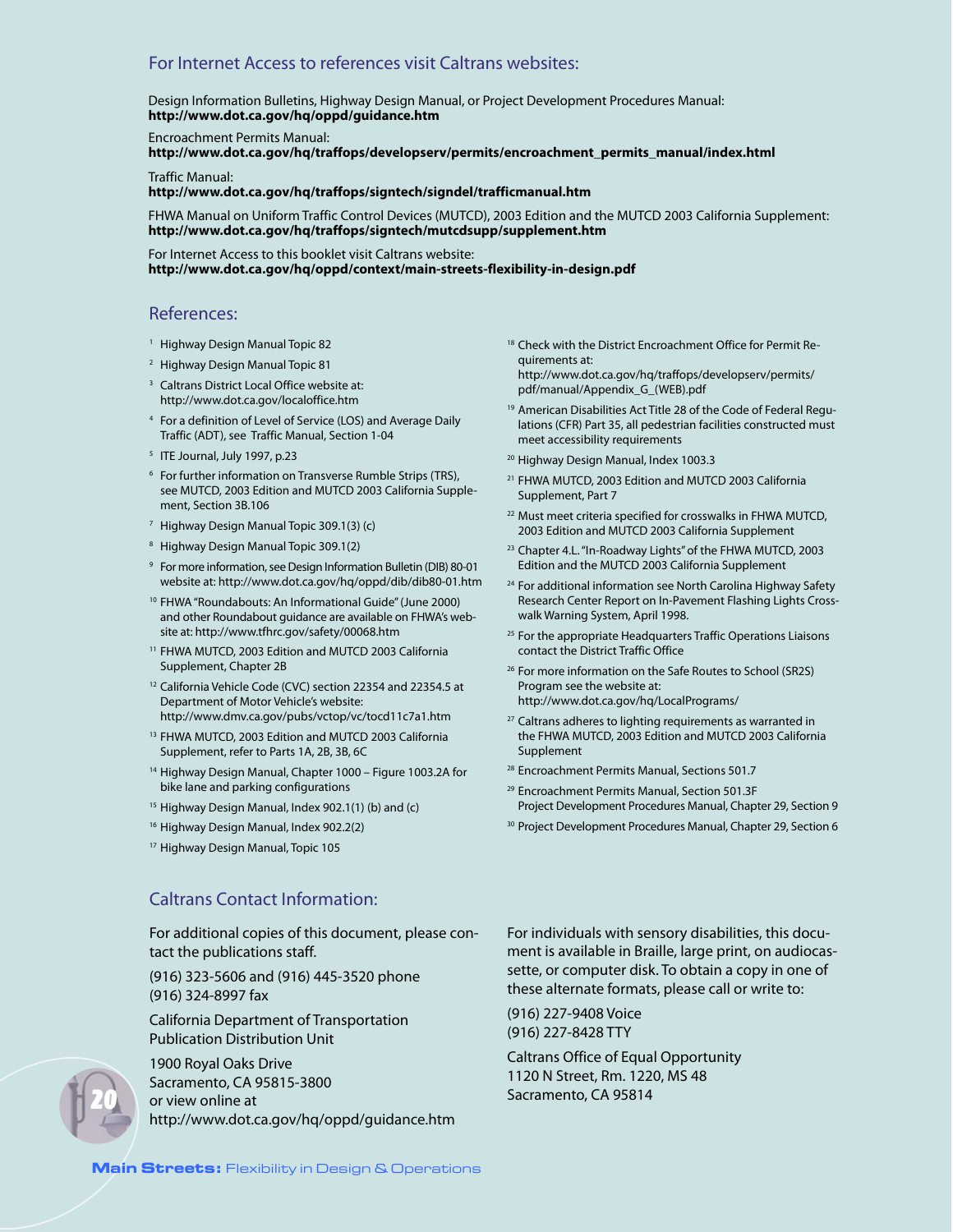## For Internet Access to references visit Caltrans websites:

Design Information Bulletins, Highway Design Manual, or Project Development Procedures Manual:
**http://www.dot.ca.gov/hq/oppd/guidance.htm**

Encroachment Permits Manual:
**http://www.dot.ca.gov/hq/traffops/developserv/permits/encroachment_permits_manual/index.html**

Traffic Manual:
**http://www.dot.ca.gov/hq/traffops/signtech/signdel/trafficmanual.htm**

FHWA Manual on Uniform Traffic Control Devices (MUTCD), 2003 Edition and the MUTCD 2003 California Supplement:
**http://www.dot.ca.gov/hq/traffops/signtech/mutcdsupp/supplement.htm**

For Internet Access to this booklet visit Caltrans website:
**http://www.dot.ca.gov/hq/oppd/context/main-streets-flexibility-in-design.pdf**

## References:

1. Highway Design Manual Topic 82
2. Highway Design Manual Topic 81
3. Caltrans District Local Office website at: http://www.dot.ca.gov/localoffice.htm
4. For a definition of Level of Service (LOS) and Average Daily Traffic (ADT), see Traffic Manual, Section 1-04
5. ITE Journal, July 1997, p.23
6. For further information on Transverse Rumble Strips (TRS), see MUTCD, 2003 Edition and MUTCD 2003 California Supplement, Section 3B.106
7. Highway Design Manual Topic 309.1(3) (c)
8. Highway Design Manual Topic 309.1(2)
9. For more information, see Design Information Bulletin (DIB) 80-01 website at: http://www.dot.ca.gov/hq/oppd/dib/dib80-01.htm
10. FHWA "Roundabouts: An Informational Guide" (June 2000) and other Roundabout guidance are available on FHWA's website at: http://www.tfhrc.gov/safety/00068.htm
11. FHWA MUTCD, 2003 Edition and MUTCD 2003 California Supplement, Chapter 2B
12. California Vehicle Code (CVC) section 22354 and 22354.5 at Department of Motor Vehicle's website: http://www.dmv.ca.gov/pubs/vctop/vc/tocd11c7a1.htm
13. FHWA MUTCD, 2003 Edition and MUTCD 2003 California Supplement, refer to Parts 1A, 2B, 3B, 6C
14. Highway Design Manual, Chapter 1000 – Figure 1003.2A for bike lane and parking configurations
15. Highway Design Manual, Index 902.1(1) (b) and (c)
16. Highway Design Manual, Index 902.2(2)
17. Highway Design Manual, Topic 105
18. Check with the District Encroachment Office for Permit Requirements at: http://www.dot.ca.gov/hq/traffops/developserv/permits/pdf/manual/Appendix_G_(WEB).pdf
19. American Disabilities Act Title 28 of the Code of Federal Regulations (CFR) Part 35, all pedestrian facilities constructed must meet accessibility requirements
20. Highway Design Manual, Index 1003.3
21. FHWA MUTCD, 2003 Edition and MUTCD 2003 California Supplement, Part 7
22. Must meet criteria specified for crosswalks in FHWA MUTCD, 2003 Edition and MUTCD 2003 California Supplement
23. Chapter 4.L. "In-Roadway Lights" of the FHWA MUTCD, 2003 Edition and the MUTCD 2003 California Supplement
24. For additional information see North Carolina Highway Safety Research Center Report on In-Pavement Flashing Lights Crosswalk Warning System, April 1998.
25. For the appropriate Headquarters Traffic Operations Liaisons contact the District Traffic Office
26. For more information on the Safe Routes to School (SR2S) Program see the website at: http://www.dot.ca.gov/hq/LocalPrograms/
27. Caltrans adheres to lighting requirements as warranted in the FHWA MUTCD, 2003 Edition and MUTCD 2003 California Supplement
28. Encroachment Permits Manual, Sections 501.7
29. Encroachment Permits Manual, Section 501.3F
    Project Development Procedures Manual, Chapter 29, Section 9
30. Project Development Procedures Manual, Chapter 29, Section 6

## Caltrans Contact Information:

For additional copies of this document, please contact the publications staff.

(916) 323-5606 and (916) 445-3520 phone
(916) 324-8997 fax

California Department of Transportation
Publication Distribution Unit

1900 Royal Oaks Drive
Sacramento, CA 95815-3800
or view online at
http://www.dot.ca.gov/hq/oppd/guidance.htm

For individuals with sensory disabilities, this document is available in Braille, large print, on audiocassette, or computer disk. To obtain a copy in one of these alternate formats, please call or write to:

(916) 227-9408 Voice
(916) 227-8428 TTY

Caltrans Office of Equal Opportunity
1120 N Street, Rm. 1220, MS 48
Sacramento, CA 95814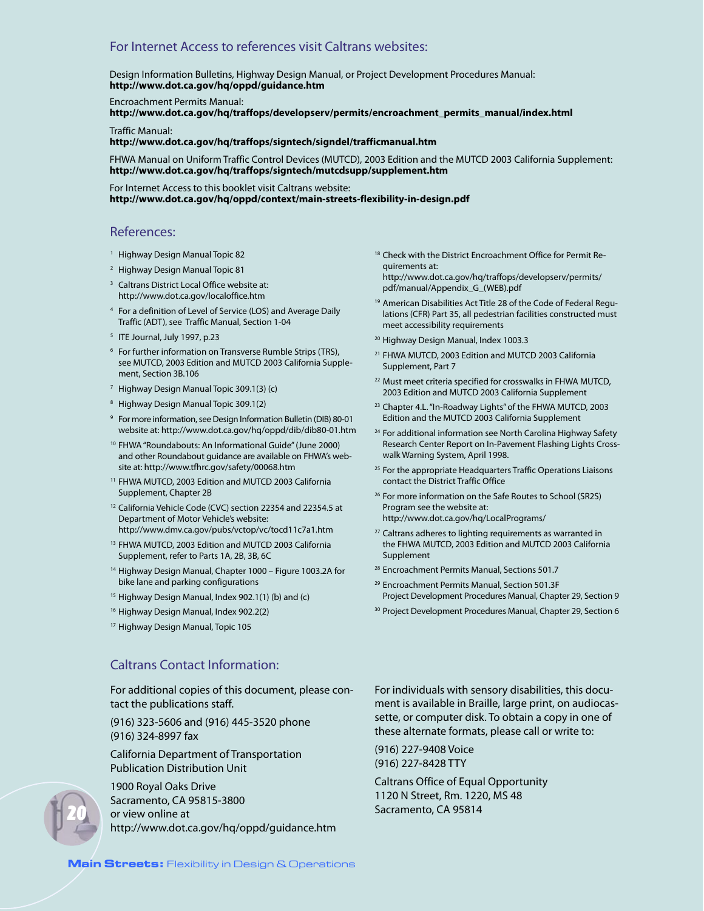## For Internet Access to references visit Caltrans websites:

Design Information Bulletins, Highway Design Manual, or Project Development Procedures Manual:
**http://www.dot.ca.gov/hq/oppd/guidance.htm**

Encroachment Permits Manual:
**http://www.dot.ca.gov/hq/traffops/developserv/permits/encroachment_permits_manual/index.html**

Traffic Manual:
**http://www.dot.ca.gov/hq/traffops/signtech/signdel/trafficmanual.htm**

FHWA Manual on Uniform Traffic Control Devices (MUTCD), 2003 Edition and the MUTCD 2003 California Supplement:
**http://www.dot.ca.gov/hq/traffops/signtech/mutcdsupp/supplement.htm**

For Internet Access to this booklet visit Caltrans website:
**http://www.dot.ca.gov/hq/oppd/context/main-streets-flexibility-in-design.pdf**

## References:

[1] Highway Design Manual Topic 82

[2] Highway Design Manual Topic 81

[3] Caltrans District Local Office website at: http://www.dot.ca.gov/localoffice.htm

[4] For a definition of Level of Service (LOS) and Average Daily Traffic (ADT), see Traffic Manual, Section 1-04

[5] ITE Journal, July 1997, p.23

[6] For further information on Transverse Rumble Strips (TRS), see MUTCD, 2003 Edition and MUTCD 2003 California Supplement, Section 3B.106

[7] Highway Design Manual Topic 309.1(3) (c)

[8] Highway Design Manual Topic 309.1(2)

[9] For more information, see Design Information Bulletin (DIB) 80-01 website at: http://www.dot.ca.gov/hq/oppd/dib/dib80-01.htm

[10] FHWA "Roundabouts: An Informational Guide" (June 2000) and other Roundabout guidance are available on FHWA's website at: http://www.tfhrc.gov/safety/00068.htm

[11] FHWA MUTCD, 2003 Edition and MUTCD 2003 California Supplement, Chapter 2B

[12] California Vehicle Code (CVC) section 22354 and 22354.5 at Department of Motor Vehicle's website: http://www.dmv.ca.gov/pubs/vctop/vc/tocd11c7a1.htm

[13] FHWA MUTCD, 2003 Edition and MUTCD 2003 California Supplement, refer to Parts 1A, 2B, 3B, 6C

[14] Highway Design Manual, Chapter 1000 – Figure 1003.2A for bike lane and parking configurations

[15] Highway Design Manual, Index 902.1(1) (b) and (c)

[16] Highway Design Manual, Index 902.2(2)

[17] Highway Design Manual, Topic 105

[18] Check with the District Encroachment Office for Permit Requirements at: http://www.dot.ca.gov/hq/traffops/developserv/permits/pdf/manual/Appendix_G_(WEB).pdf

[19] American Disabilities Act Title 28 of the Code of Federal Regulations (CFR) Part 35, all pedestrian facilities constructed must meet accessibility requirements

[20] Highway Design Manual, Index 1003.3

[21] FHWA MUTCD, 2003 Edition and MUTCD 2003 California Supplement, Part 7

[22] Must meet criteria specified for crosswalks in FHWA MUTCD, 2003 Edition and MUTCD 2003 California Supplement

[23] Chapter 4.L. "In-Roadway Lights" of the FHWA MUTCD, 2003 Edition and the MUTCD 2003 California Supplement

[24] For additional information see North Carolina Highway Safety Research Center Report on In-Pavement Flashing Lights Crosswalk Warning System, April 1998.

[25] For the appropriate Headquarters Traffic Operations Liaisons contact the District Traffic Office

[26] For more information on the Safe Routes to School (SR2S) Program see the website at: http://www.dot.ca.gov/hq/LocalPrograms/

[27] Caltrans adheres to lighting requirements as warranted in the FHWA MUTCD, 2003 Edition and MUTCD 2003 California Supplement

[28] Encroachment Permits Manual, Sections 501.7

[29] Encroachment Permits Manual, Section 501.3F
Project Development Procedures Manual, Chapter 29, Section 9

[30] Project Development Procedures Manual, Chapter 29, Section 6

## Caltrans Contact Information:

For additional copies of this document, please contact the publications staff.

(916) 323-5606 and (916) 445-3520 phone
(916) 324-8997 fax

California Department of Transportation
Publication Distribution Unit

1900 Royal Oaks Drive
Sacramento, CA 95815-3800
or view online at
http://www.dot.ca.gov/hq/oppd/guidance.htm

For individuals with sensory disabilities, this document is available in Braille, large print, on audiocassette, or computer disk. To obtain a copy in one of these alternate formats, please call or write to:

(916) 227-9408 Voice
(916) 227-8428 TTY

Caltrans Office of Equal Opportunity
1120 N Street, Rm. 1220, MS 48
Sacramento, CA 95814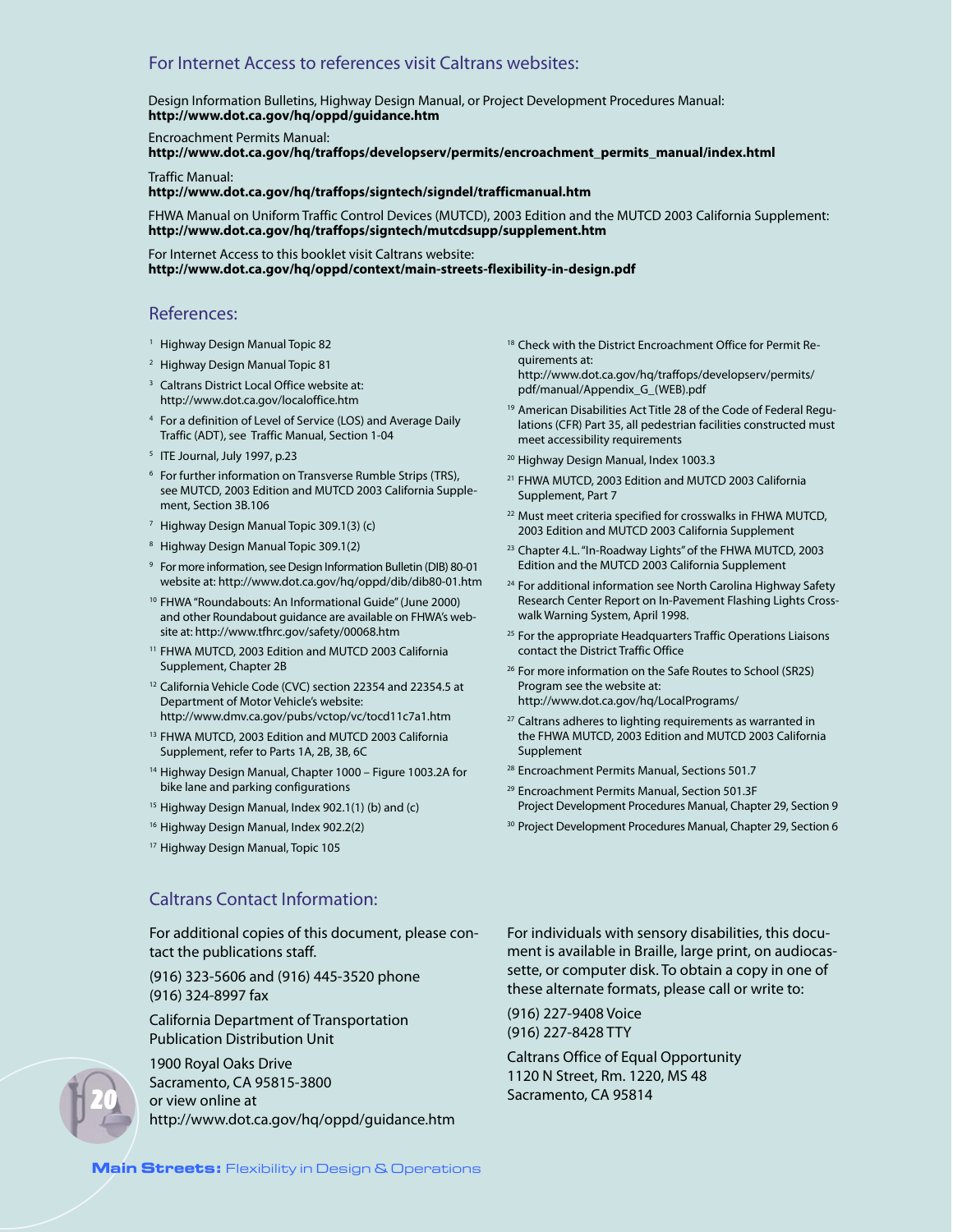## For Internet Access to references visit Caltrans websites:

Design Information Bulletins, Highway Design Manual, or Project Development Procedures Manual:
**http://www.dot.ca.gov/hq/oppd/guidance.htm**

Encroachment Permits Manual:
**http://www.dot.ca.gov/hq/traffops/developserv/permits/encroachment_permits_manual/index.html**

Traffic Manual:
**http://www.dot.ca.gov/hq/traffops/signtech/signdel/trafficmanual.htm**

FHWA Manual on Uniform Traffic Control Devices (MUTCD), 2003 Edition and the MUTCD 2003 California Supplement:
**http://www.dot.ca.gov/hq/traffops/signtech/mutcdsupp/supplement.htm**

For Internet Access to this booklet visit Caltrans website:
**http://www.dot.ca.gov/hq/oppd/context/main-streets-flexibility-in-design.pdf**

## References:

[1] Highway Design Manual Topic 82

[2] Highway Design Manual Topic 81

[3] Caltrans District Local Office website at: http://www.dot.ca.gov/localoffice.htm

[4] For a definition of Level of Service (LOS) and Average Daily Traffic (ADT), see Traffic Manual, Section 1-04

[5] ITE Journal, July 1997, p.23

[6] For further information on Transverse Rumble Strips (TRS), see MUTCD, 2003 Edition and MUTCD 2003 California Supplement, Section 3B.106

[7] Highway Design Manual Topic 309.1(3) (c)

[8] Highway Design Manual Topic 309.1(2)

[9] For more information, see Design Information Bulletin (DIB) 80-01 website at: http://www.dot.ca.gov/hq/oppd/dib/dib80-01.htm

[10] FHWA "Roundabouts: An Informational Guide" (June 2000) and other Roundabout guidance are available on FHWA's website at: http://www.tfhrc.gov/safety/00068.htm

[11] FHWA MUTCD, 2003 Edition and MUTCD 2003 California Supplement, Chapter 2B

[12] California Vehicle Code (CVC) section 22354 and 22354.5 at Department of Motor Vehicle's website: http://www.dmv.ca.gov/pubs/vctop/vc/tocd11c7a1.htm

[13] FHWA MUTCD, 2003 Edition and MUTCD 2003 California Supplement, refer to Parts 1A, 2B, 3B, 6C

[14] Highway Design Manual, Chapter 1000 – Figure 1003.2A for bike lane and parking configurations

[15] Highway Design Manual, Index 902.1(1) (b) and (c)

[16] Highway Design Manual, Index 902.2(2)

[17] Highway Design Manual, Topic 105

[18] Check with the District Encroachment Office for Permit Requirements at: http://www.dot.ca.gov/hq/traffops/developserv/permits/pdf/manual/Appendix_G_(WEB).pdf

[19] American Disabilities Act Title 28 of the Code of Federal Regulations (CFR) Part 35, all pedestrian facilities constructed must meet accessibility requirements

[20] Highway Design Manual, Index 1003.3

[21] FHWA MUTCD, 2003 Edition and MUTCD 2003 California Supplement, Part 7

[22] Must meet criteria specified for crosswalks in FHWA MUTCD, 2003 Edition and MUTCD 2003 California Supplement

[23] Chapter 4.L. "In-Roadway Lights" of the FHWA MUTCD, 2003 Edition and the MUTCD 2003 California Supplement

[24] For additional information see North Carolina Highway Safety Research Center Report on In-Pavement Flashing Lights Crosswalk Warning System, April 1998.

[25] For the appropriate Headquarters Traffic Operations Liaisons contact the District Traffic Office

[26] For more information on the Safe Routes to School (SR2S) Program see the website at: http://www.dot.ca.gov/hq/LocalPrograms/

[27] Caltrans adheres to lighting requirements as warranted in the FHWA MUTCD, 2003 Edition and MUTCD 2003 California Supplement

[28] Encroachment Permits Manual, Sections 501.7

[29] Encroachment Permits Manual, Section 501.3F
Project Development Procedures Manual, Chapter 29, Section 9

[30] Project Development Procedures Manual, Chapter 29, Section 6

## Caltrans Contact Information:

For additional copies of this document, please contact the publications staff.

(916) 323-5606 and (916) 445-3520 phone
(916) 324-8997 fax

California Department of Transportation
Publication Distribution Unit

1900 Royal Oaks Drive
Sacramento, CA 95815-3800
or view online at
http://www.dot.ca.gov/hq/oppd/guidance.htm

For individuals with sensory disabilities, this document is available in Braille, large print, on audiocassette, or computer disk. To obtain a copy in one of these alternate formats, please call or write to:

(916) 227-9408 Voice
(916) 227-8428 TTY

Caltrans Office of Equal Opportunity
1120 N Street, Rm. 1220, MS 48
Sacramento, CA 95814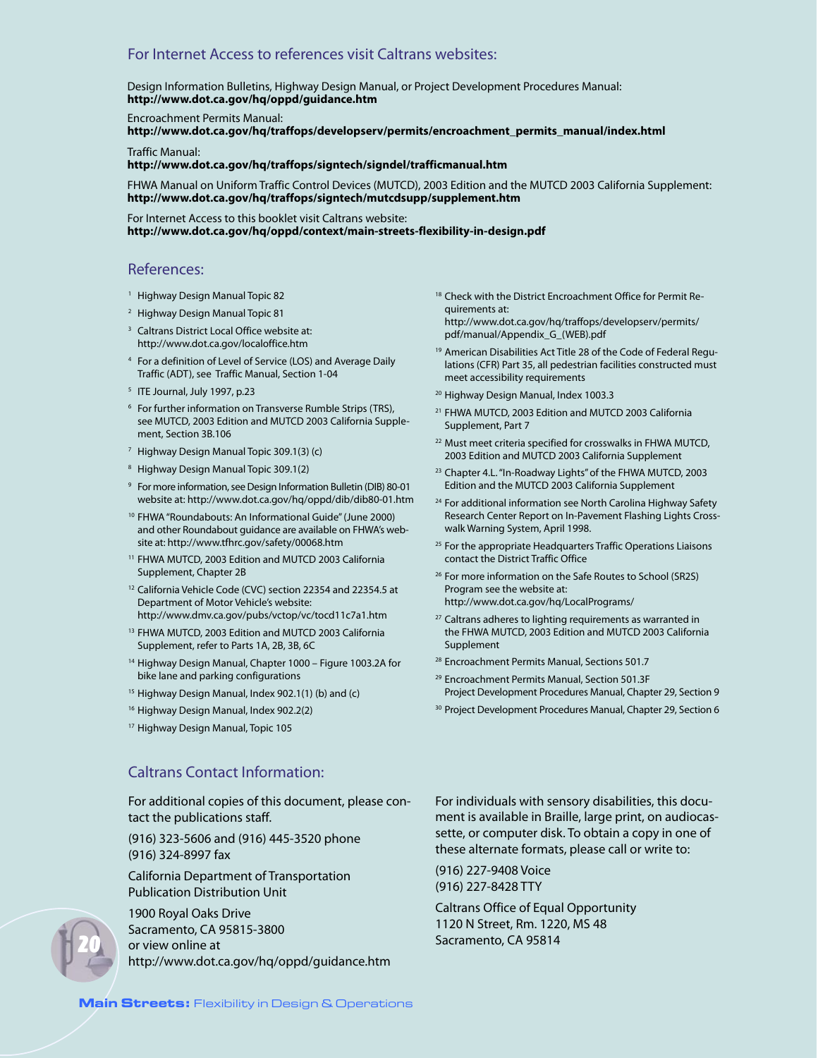## For Internet Access to references visit Caltrans websites:

Design Information Bulletins, Highway Design Manual, or Project Development Procedures Manual:
**http://www.dot.ca.gov/hq/oppd/guidance.htm**

Encroachment Permits Manual:
**http://www.dot.ca.gov/hq/traffops/developserv/permits/encroachment_permits_manual/index.html**

Traffic Manual:
**http://www.dot.ca.gov/hq/traffops/signtech/signdel/trafficmanual.htm**

FHWA Manual on Uniform Traffic Control Devices (MUTCD), 2003 Edition and the MUTCD 2003 California Supplement:
**http://www.dot.ca.gov/hq/traffops/signtech/mutcdsupp/supplement.htm**

For Internet Access to this booklet visit Caltrans website:
**http://www.dot.ca.gov/hq/oppd/context/main-streets-flexibility-in-design.pdf**

## References:

[1] Highway Design Manual Topic 82

[2] Highway Design Manual Topic 81

[3] Caltrans District Local Office website at: http://www.dot.ca.gov/localoffice.htm

[4] For a definition of Level of Service (LOS) and Average Daily Traffic (ADT), see Traffic Manual, Section 1-04

[5] ITE Journal, July 1997, p.23

[6] For further information on Transverse Rumble Strips (TRS), see MUTCD, 2003 Edition and MUTCD 2003 California Supplement, Section 3B.106

[7] Highway Design Manual Topic 309.1(3) (c)

[8] Highway Design Manual Topic 309.1(2)

[9] For more information, see Design Information Bulletin (DIB) 80-01 website at: http://www.dot.ca.gov/hq/oppd/dib/dib80-01.htm

[10] FHWA "Roundabouts: An Informational Guide" (June 2000) and other Roundabout guidance are available on FHWA's website at: http://www.tfhrc.gov/safety/00068.htm

[11] FHWA MUTCD, 2003 Edition and MUTCD 2003 California Supplement, Chapter 2B

[12] California Vehicle Code (CVC) section 22354 and 22354.5 at Department of Motor Vehicle's website: http://www.dmv.ca.gov/pubs/vctop/vc/tocd11c7a1.htm

[13] FHWA MUTCD, 2003 Edition and MUTCD 2003 California Supplement, refer to Parts 1A, 2B, 3B, 6C

[14] Highway Design Manual, Chapter 1000 – Figure 1003.2A for bike lane and parking configurations

[15] Highway Design Manual, Index 902.1(1) (b) and (c)

[16] Highway Design Manual, Index 902.2(2)

[17] Highway Design Manual, Topic 105

[18] Check with the District Encroachment Office for Permit Requirements at: http://www.dot.ca.gov/hq/traffops/developserv/permits/pdf/manual/Appendix_G_(WEB).pdf

[19] American Disabilities Act Title 28 of the Code of Federal Regulations (CFR) Part 35, all pedestrian facilities constructed must meet accessibility requirements

[20] Highway Design Manual, Index 1003.3

[21] FHWA MUTCD, 2003 Edition and MUTCD 2003 California Supplement, Part 7

[22] Must meet criteria specified for crosswalks in FHWA MUTCD, 2003 Edition and MUTCD 2003 California Supplement

[23] Chapter 4.L. "In-Roadway Lights" of the FHWA MUTCD, 2003 Edition and the MUTCD 2003 California Supplement

[24] For additional information see North Carolina Highway Safety Research Center Report on In-Pavement Flashing Lights Crosswalk Warning System, April 1998.

[25] For the appropriate Headquarters Traffic Operations Liaisons contact the District Traffic Office

[26] For more information on the Safe Routes to School (SR2S) Program see the website at: http://www.dot.ca.gov/hq/LocalPrograms/

[27] Caltrans adheres to lighting requirements as warranted in the FHWA MUTCD, 2003 Edition and MUTCD 2003 California Supplement

[28] Encroachment Permits Manual, Sections 501.7

[29] Encroachment Permits Manual, Section 501.3F
Project Development Procedures Manual, Chapter 29, Section 9

[30] Project Development Procedures Manual, Chapter 29, Section 6

## Caltrans Contact Information:

For additional copies of this document, please contact the publications staff.

(916) 323-5606 and (916) 445-3520 phone
(916) 324-8997 fax

California Department of Transportation
Publication Distribution Unit

1900 Royal Oaks Drive
Sacramento, CA 95815-3800
or view online at
http://www.dot.ca.gov/hq/oppd/guidance.htm

For individuals with sensory disabilities, this document is available in Braille, large print, on audiocassette, or computer disk. To obtain a copy in one of these alternate formats, please call or write to:

(916) 227-9408 Voice
(916) 227-8428 TTY

Caltrans Office of Equal Opportunity
1120 N Street, Rm. 1220, MS 48
Sacramento, CA 95814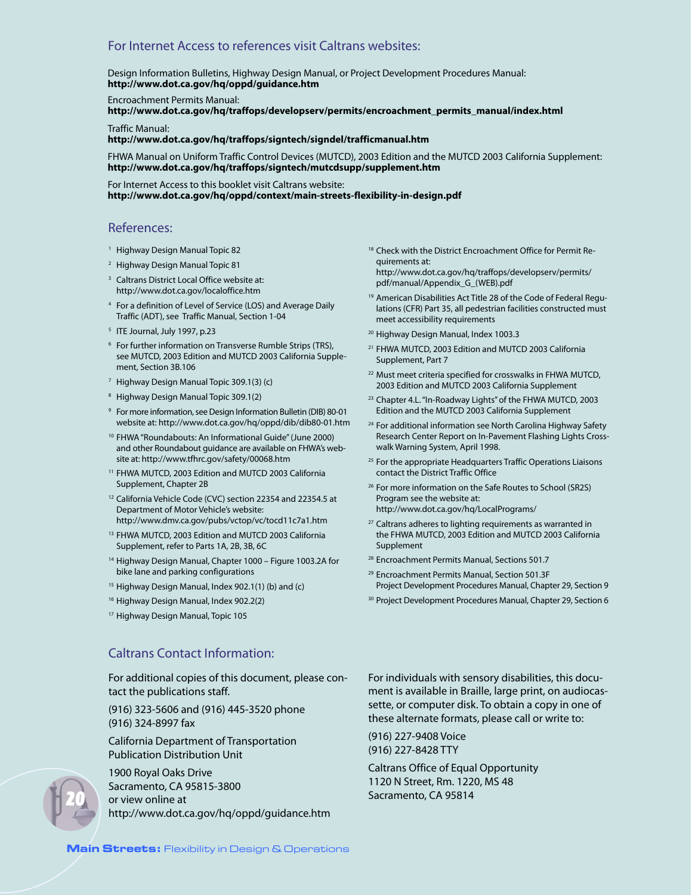## For Internet Access to references visit Caltrans websites:

Design Information Bulletins, Highway Design Manual, or Project Development Procedures Manual:
**http://www.dot.ca.gov/hq/oppd/guidance.htm**

Encroachment Permits Manual:
**http://www.dot.ca.gov/hq/traffops/developserv/permits/encroachment_permits_manual/index.html**

Traffic Manual:
**http://www.dot.ca.gov/hq/traffops/signtech/signdel/trafficmanual.htm**

FHWA Manual on Uniform Traffic Control Devices (MUTCD), 2003 Edition and the MUTCD 2003 California Supplement:
**http://www.dot.ca.gov/hq/traffops/signtech/mutcdsupp/supplement.htm**

For Internet Access to this booklet visit Caltrans website:
**http://www.dot.ca.gov/hq/oppd/context/main-streets-flexibility-in-design.pdf**

## References:

1. Highway Design Manual Topic 82
2. Highway Design Manual Topic 81
3. Caltrans District Local Office website at: http://www.dot.ca.gov/localoffice.htm
4. For a definition of Level of Service (LOS) and Average Daily Traffic (ADT), see Traffic Manual, Section 1-04
5. ITE Journal, July 1997, p.23
6. For further information on Transverse Rumble Strips (TRS), see MUTCD, 2003 Edition and MUTCD 2003 California Supplement, Section 3B.106
7. Highway Design Manual Topic 309.1(3) (c)
8. Highway Design Manual Topic 309.1(2)
9. For more information, see Design Information Bulletin (DIB) 80-01 website at: http://www.dot.ca.gov/hq/oppd/dib/dib80-01.htm
10. FHWA "Roundabouts: An Informational Guide" (June 2000) and other Roundabout guidance are available on FHWA's website at: http://www.tfhrc.gov/safety/00068.htm
11. FHWA MUTCD, 2003 Edition and MUTCD 2003 California Supplement, Chapter 2B
12. California Vehicle Code (CVC) section 22354 and 22354.5 at Department of Motor Vehicle's website: http://www.dmv.ca.gov/pubs/vctop/vc/tocd11c7a1.htm
13. FHWA MUTCD, 2003 Edition and MUTCD 2003 California Supplement, refer to Parts 1A, 2B, 3B, 6C
14. Highway Design Manual, Chapter 1000 – Figure 1003.2A for bike lane and parking configurations
15. Highway Design Manual, Index 902.1(1) (b) and (c)
16. Highway Design Manual, Index 902.2(2)
17. Highway Design Manual, Topic 105
18. Check with the District Encroachment Office for Permit Requirements at: http://www.dot.ca.gov/hq/traffops/developserv/permits/pdf/manual/Appendix_G_(WEB).pdf
19. American Disabilities Act Title 28 of the Code of Federal Regulations (CFR) Part 35, all pedestrian facilities constructed must meet accessibility requirements
20. Highway Design Manual, Index 1003.3
21. FHWA MUTCD, 2003 Edition and MUTCD 2003 California Supplement, Part 7
22. Must meet criteria specified for crosswalks in FHWA MUTCD, 2003 Edition and MUTCD 2003 California Supplement
23. Chapter 4.L. "In-Roadway Lights" of the FHWA MUTCD, 2003 Edition and the MUTCD 2003 California Supplement
24. For additional information see North Carolina Highway Safety Research Center Report on In-Pavement Flashing Lights Crosswalk Warning System, April 1998.
25. For the appropriate Headquarters Traffic Operations Liaisons contact the District Traffic Office
26. For more information on the Safe Routes to School (SR2S) Program see the website at: http://www.dot.ca.gov/hq/LocalPrograms/
27. Caltrans adheres to lighting requirements as warranted in the FHWA MUTCD, 2003 Edition and MUTCD 2003 California Supplement
28. Encroachment Permits Manual, Sections 501.7
29. Encroachment Permits Manual, Section 501.3F
    Project Development Procedures Manual, Chapter 29, Section 9
30. Project Development Procedures Manual, Chapter 29, Section 6

## Caltrans Contact Information:

For additional copies of this document, please contact the publications staff.

(916) 323-5606 and (916) 445-3520 phone
(916) 324-8997 fax

California Department of Transportation
Publication Distribution Unit

1900 Royal Oaks Drive
Sacramento, CA 95815-3800
or view online at
http://www.dot.ca.gov/hq/oppd/guidance.htm

For individuals with sensory disabilities, this document is available in Braille, large print, on audiocassette, or computer disk. To obtain a copy in one of these alternate formats, please call or write to:

(916) 227-9408 Voice
(916) 227-8428 TTY

Caltrans Office of Equal Opportunity
1120 N Street, Rm. 1220, MS 48
Sacramento, CA 95814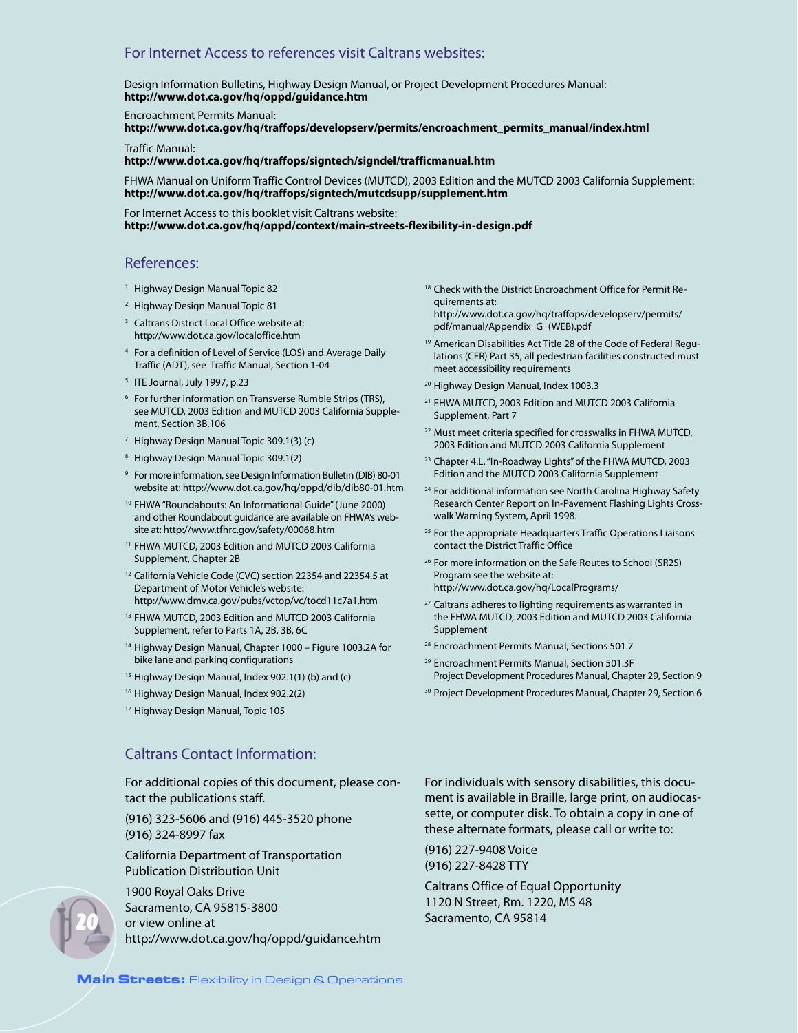## For Internet Access to references visit Caltrans websites:

Design Information Bulletins, Highway Design Manual, or Project Development Procedures Manual:
**http://www.dot.ca.gov/hq/oppd/guidance.htm**

Encroachment Permits Manual:
**http://www.dot.ca.gov/hq/traffops/developserv/permits/encroachment_permits_manual/index.html**

Traffic Manual:
**http://www.dot.ca.gov/hq/traffops/signtech/signdel/trafficmanual.htm**

FHWA Manual on Uniform Traffic Control Devices (MUTCD), 2003 Edition and the MUTCD 2003 California Supplement:
**http://www.dot.ca.gov/hq/traffops/signtech/mutcdsupp/supplement.htm**

For Internet Access to this booklet visit Caltrans website:
**http://www.dot.ca.gov/hq/oppd/context/main-streets-flexibility-in-design.pdf**

## References:

[1] Highway Design Manual Topic 82

[2] Highway Design Manual Topic 81

[3] Caltrans District Local Office website at: http://www.dot.ca.gov/localoffice.htm

[4] For a definition of Level of Service (LOS) and Average Daily Traffic (ADT), see Traffic Manual, Section 1-04

[5] ITE Journal, July 1997, p.23

[6] For further information on Transverse Rumble Strips (TRS), see MUTCD, 2003 Edition and MUTCD 2003 California Supplement, Section 3B.106

[7] Highway Design Manual Topic 309.1(3) (c)

[8] Highway Design Manual Topic 309.1(2)

[9] For more information, see Design Information Bulletin (DIB) 80-01 website at: http://www.dot.ca.gov/hq/oppd/dib/dib80-01.htm

[10] FHWA "Roundabouts: An Informational Guide" (June 2000) and other Roundabout guidance are available on FHWA's website at: http://www.tfhrc.gov/safety/00068.htm

[11] FHWA MUTCD, 2003 Edition and MUTCD 2003 California Supplement, Chapter 2B

[12] California Vehicle Code (CVC) section 22354 and 22354.5 at Department of Motor Vehicle's website: http://www.dmv.ca.gov/pubs/vctop/vc/tocd11c7a1.htm

[13] FHWA MUTCD, 2003 Edition and MUTCD 2003 California Supplement, refer to Parts 1A, 2B, 3B, 6C

[14] Highway Design Manual, Chapter 1000 – Figure 1003.2A for bike lane and parking configurations

[15] Highway Design Manual, Index 902.1(1) (b) and (c)

[16] Highway Design Manual, Index 902.2(2)

[17] Highway Design Manual, Topic 105

[18] Check with the District Encroachment Office for Permit Requirements at: http://www.dot.ca.gov/hq/traffops/developserv/permits/pdf/manual/Appendix_G_(WEB).pdf

[19] American Disabilities Act Title 28 of the Code of Federal Regulations (CFR) Part 35, all pedestrian facilities constructed must meet accessibility requirements

[20] Highway Design Manual, Index 1003.3

[21] FHWA MUTCD, 2003 Edition and MUTCD 2003 California Supplement, Part 7

[22] Must meet criteria specified for crosswalks in FHWA MUTCD, 2003 Edition and MUTCD 2003 California Supplement

[23] Chapter 4.L. "In-Roadway Lights" of the FHWA MUTCD, 2003 Edition and the MUTCD 2003 California Supplement

[24] For additional information see North Carolina Highway Safety Research Center Report on In-Pavement Flashing Lights Crosswalk Warning System, April 1998.

[25] For the appropriate Headquarters Traffic Operations Liaisons contact the District Traffic Office

[26] For more information on the Safe Routes to School (SR2S) Program see the website at: http://www.dot.ca.gov/hq/LocalPrograms/

[27] Caltrans adheres to lighting requirements as warranted in the FHWA MUTCD, 2003 Edition and MUTCD 2003 California Supplement

[28] Encroachment Permits Manual, Sections 501.7

[29] Encroachment Permits Manual, Section 501.3F
Project Development Procedures Manual, Chapter 29, Section 9

[30] Project Development Procedures Manual, Chapter 29, Section 6

## Caltrans Contact Information:

For additional copies of this document, please contact the publications staff.

(916) 323-5606 and (916) 445-3520 phone
(916) 324-8997 fax

California Department of Transportation
Publication Distribution Unit

1900 Royal Oaks Drive
Sacramento, CA 95815-3800
or view online at
http://www.dot.ca.gov/hq/oppd/guidance.htm

For individuals with sensory disabilities, this document is available in Braille, large print, on audiocassette, or computer disk. To obtain a copy in one of these alternate formats, please call or write to:

(916) 227-9408 Voice
(916) 227-8428 TTY

Caltrans Office of Equal Opportunity
1120 N Street, Rm. 1220, MS 48
Sacramento, CA 95814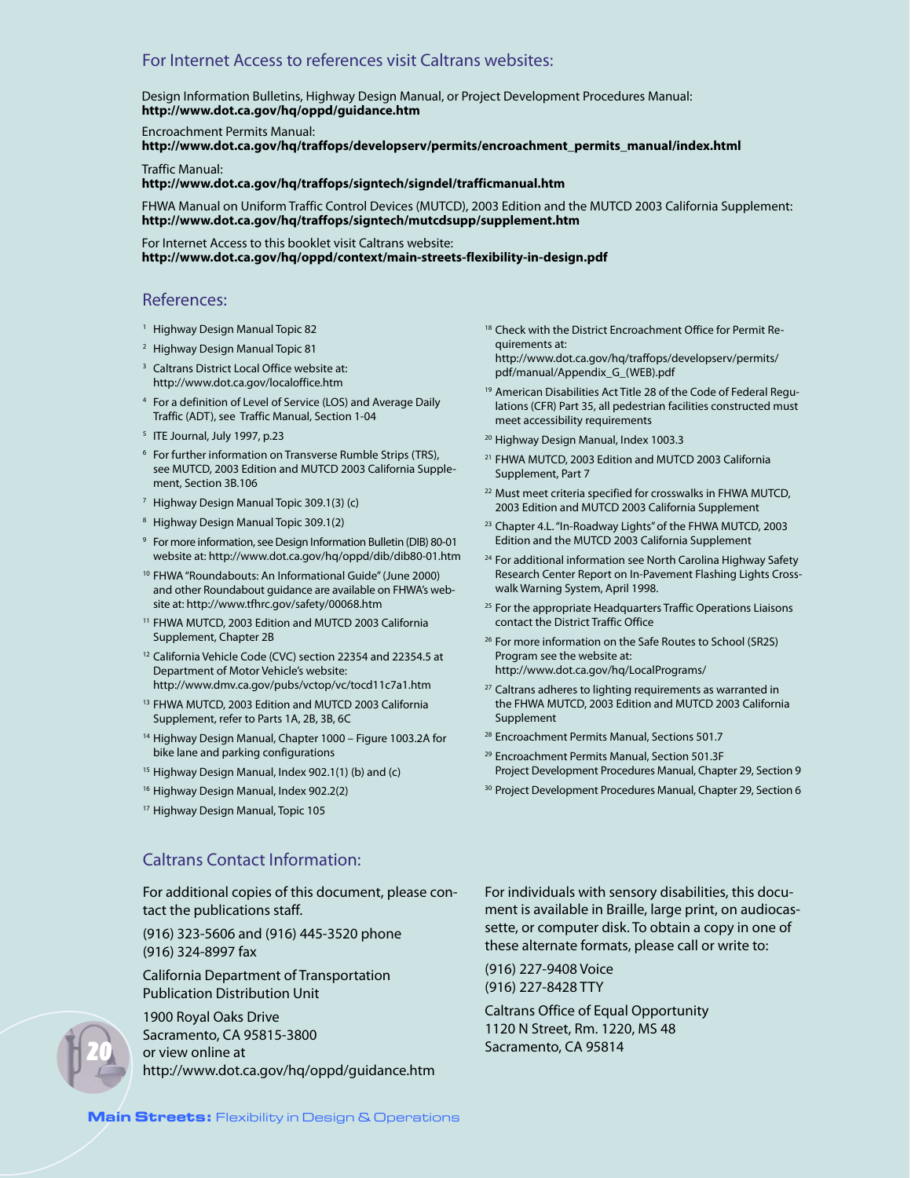## For Internet Access to references visit Caltrans websites:

Design Information Bulletins, Highway Design Manual, or Project Development Procedures Manual:
**http://www.dot.ca.gov/hq/oppd/guidance.htm**

Encroachment Permits Manual:
**http://www.dot.ca.gov/hq/traffops/developserv/permits/encroachment_permits_manual/index.html**

Traffic Manual:
**http://www.dot.ca.gov/hq/traffops/signtech/signdel/trafficmanual.htm**

FHWA Manual on Uniform Traffic Control Devices (MUTCD), 2003 Edition and the MUTCD 2003 California Supplement:
**http://www.dot.ca.gov/hq/traffops/signtech/mutcdsupp/supplement.htm**

For Internet Access to this booklet visit Caltrans website:
**http://www.dot.ca.gov/hq/oppd/context/main-streets-flexibility-in-design.pdf**

## References:

1. Highway Design Manual Topic 82
2. Highway Design Manual Topic 81
3. Caltrans District Local Office website at: http://www.dot.ca.gov/localoffice.htm
4. For a definition of Level of Service (LOS) and Average Daily Traffic (ADT), see Traffic Manual, Section 1-04
5. ITE Journal, July 1997, p.23
6. For further information on Transverse Rumble Strips (TRS), see MUTCD, 2003 Edition and MUTCD 2003 California Supplement, Section 3B.106
7. Highway Design Manual Topic 309.1(3) (c)
8. Highway Design Manual Topic 309.1(2)
9. For more information, see Design Information Bulletin (DIB) 80-01 website at: http://www.dot.ca.gov/hq/oppd/dib/dib80-01.htm
10. FHWA "Roundabouts: An Informational Guide" (June 2000) and other Roundabout guidance are available on FHWA's website at: http://www.tfhrc.gov/safety/00068.htm
11. FHWA MUTCD, 2003 Edition and MUTCD 2003 California Supplement, Chapter 2B
12. California Vehicle Code (CVC) section 22354 and 22354.5 at Department of Motor Vehicle's website: http://www.dmv.ca.gov/pubs/vctop/vc/tocd11c7a1.htm
13. FHWA MUTCD, 2003 Edition and MUTCD 2003 California Supplement, refer to Parts 1A, 2B, 3B, 6C
14. Highway Design Manual, Chapter 1000 – Figure 1003.2A for bike lane and parking configurations
15. Highway Design Manual, Index 902.1(1) (b) and (c)
16. Highway Design Manual, Index 902.2(2)
17. Highway Design Manual, Topic 105
18. Check with the District Encroachment Office for Permit Requirements at: http://www.dot.ca.gov/hq/traffops/developserv/permits/pdf/manual/Appendix_G_(WEB).pdf
19. American Disabilities Act Title 28 of the Code of Federal Regulations (CFR) Part 35, all pedestrian facilities constructed must meet accessibility requirements
20. Highway Design Manual, Index 1003.3
21. FHWA MUTCD, 2003 Edition and MUTCD 2003 California Supplement, Part 7
22. Must meet criteria specified for crosswalks in FHWA MUTCD, 2003 Edition and MUTCD 2003 California Supplement
23. Chapter 4.L. "In-Roadway Lights" of the FHWA MUTCD, 2003 Edition and the MUTCD 2003 California Supplement
24. For additional information see North Carolina Highway Safety Research Center Report on In-Pavement Flashing Lights Crosswalk Warning System, April 1998.
25. For the appropriate Headquarters Traffic Operations Liaisons contact the District Traffic Office
26. For more information on the Safe Routes to School (SR2S) Program see the website at: http://www.dot.ca.gov/hq/LocalPrograms/
27. Caltrans adheres to lighting requirements as warranted in the FHWA MUTCD, 2003 Edition and MUTCD 2003 California Supplement
28. Encroachment Permits Manual, Sections 501.7
29. Encroachment Permits Manual, Section 501.3F
    Project Development Procedures Manual, Chapter 29, Section 9
30. Project Development Procedures Manual, Chapter 29, Section 6

## Caltrans Contact Information:

For additional copies of this document, please contact the publications staff.

(916) 323-5606 and (916) 445-3520 phone
(916) 324-8997 fax

California Department of Transportation
Publication Distribution Unit

1900 Royal Oaks Drive
Sacramento, CA 95815-3800
or view online at
http://www.dot.ca.gov/hq/oppd/guidance.htm

For individuals with sensory disabilities, this document is available in Braille, large print, on audiocassette, or computer disk. To obtain a copy in one of these alternate formats, please call or write to:

(916) 227-9408 Voice
(916) 227-8428 TTY

Caltrans Office of Equal Opportunity
1120 N Street, Rm. 1220, MS 48
Sacramento, CA 95814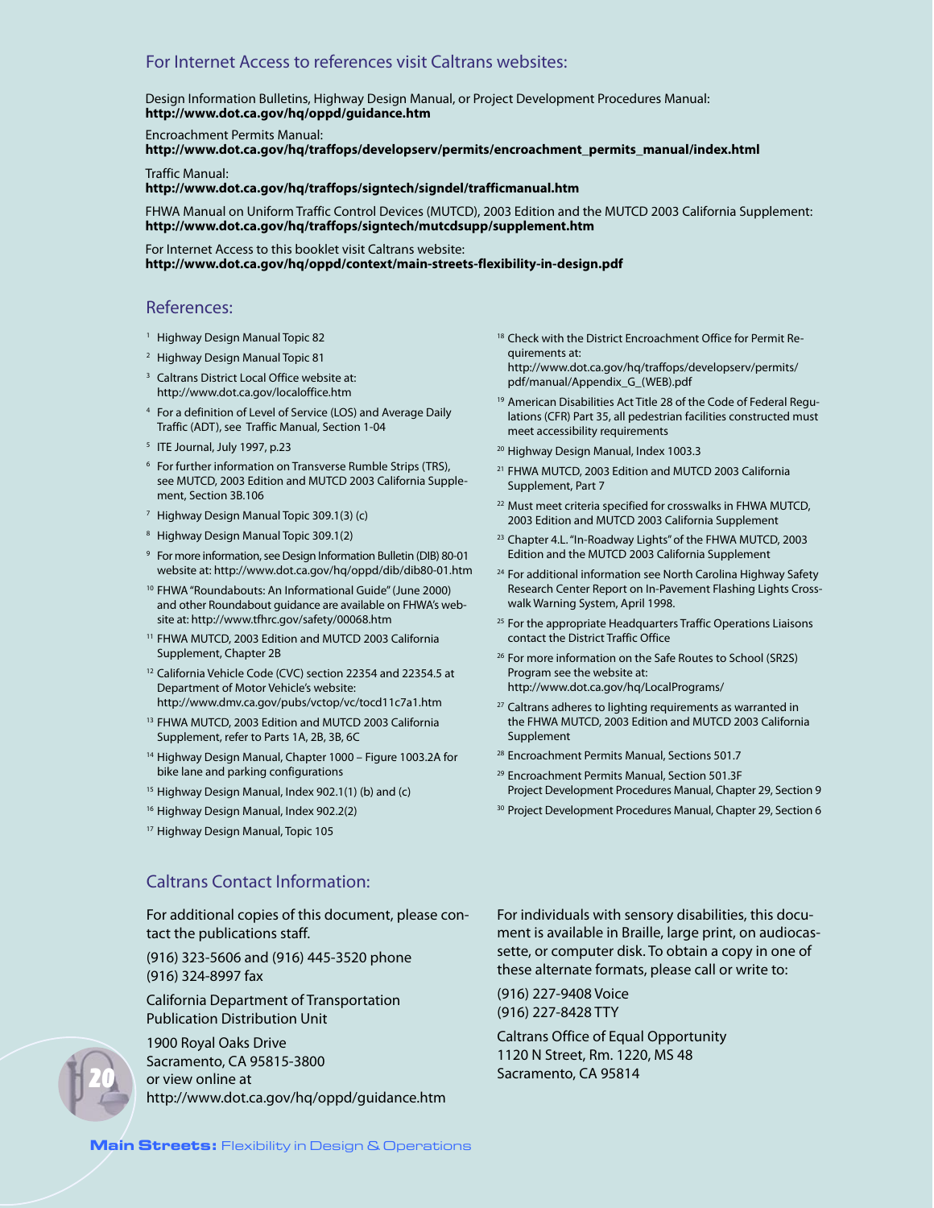## For Internet Access to references visit Caltrans websites:

Design Information Bulletins, Highway Design Manual, or Project Development Procedures Manual:
**http://www.dot.ca.gov/hq/oppd/guidance.htm**

Encroachment Permits Manual:
**http://www.dot.ca.gov/hq/traffops/developserv/permits/encroachment_permits_manual/index.html**

Traffic Manual:
**http://www.dot.ca.gov/hq/traffops/signtech/signdel/trafficmanual.htm**

FHWA Manual on Uniform Traffic Control Devices (MUTCD), 2003 Edition and the MUTCD 2003 California Supplement:
**http://www.dot.ca.gov/hq/traffops/signtech/mutcdsupp/supplement.htm**

For Internet Access to this booklet visit Caltrans website:
**http://www.dot.ca.gov/hq/oppd/context/main-streets-flexibility-in-design.pdf**

## References:

[1] Highway Design Manual Topic 82

[2] Highway Design Manual Topic 81

[3] Caltrans District Local Office website at: http://www.dot.ca.gov/localoffice.htm

[4] For a definition of Level of Service (LOS) and Average Daily Traffic (ADT), see Traffic Manual, Section 1-04

[5] ITE Journal, July 1997, p.23

[6] For further information on Transverse Rumble Strips (TRS), see MUTCD, 2003 Edition and MUTCD 2003 California Supplement, Section 3B.106

[7] Highway Design Manual Topic 309.1(3) (c)

[8] Highway Design Manual Topic 309.1(2)

[9] For more information, see Design Information Bulletin (DIB) 80-01 website at: http://www.dot.ca.gov/hq/oppd/dib/dib80-01.htm

[10] FHWA "Roundabouts: An Informational Guide" (June 2000) and other Roundabout guidance are available on FHWA's website at: http://www.tfhrc.gov/safety/00068.htm

[11] FHWA MUTCD, 2003 Edition and MUTCD 2003 California Supplement, Chapter 2B

[12] California Vehicle Code (CVC) section 22354 and 22354.5 at Department of Motor Vehicle's website: http://www.dmv.ca.gov/pubs/vctop/vc/tocd11c7a1.htm

[13] FHWA MUTCD, 2003 Edition and MUTCD 2003 California Supplement, refer to Parts 1A, 2B, 3B, 6C

[14] Highway Design Manual, Chapter 1000 – Figure 1003.2A for bike lane and parking configurations

[15] Highway Design Manual, Index 902.1(1) (b) and (c)

[16] Highway Design Manual, Index 902.2(2)

[17] Highway Design Manual, Topic 105

[18] Check with the District Encroachment Office for Permit Requirements at: http://www.dot.ca.gov/hq/traffops/developserv/permits/pdf/manual/Appendix_G_(WEB).pdf

[19] American Disabilities Act Title 28 of the Code of Federal Regulations (CFR) Part 35, all pedestrian facilities constructed must meet accessibility requirements

[20] Highway Design Manual, Index 1003.3

[21] FHWA MUTCD, 2003 Edition and MUTCD 2003 California Supplement, Part 7

[22] Must meet criteria specified for crosswalks in FHWA MUTCD, 2003 Edition and MUTCD 2003 California Supplement

[23] Chapter 4.L. "In-Roadway Lights" of the FHWA MUTCD, 2003 Edition and the MUTCD 2003 California Supplement

[24] For additional information see North Carolina Highway Safety Research Center Report on In-Pavement Flashing Lights Crosswalk Warning System, April 1998.

[25] For the appropriate Headquarters Traffic Operations Liaisons contact the District Traffic Office

[26] For more information on the Safe Routes to School (SR2S) Program see the website at: http://www.dot.ca.gov/hq/LocalPrograms/

[27] Caltrans adheres to lighting requirements as warranted in the FHWA MUTCD, 2003 Edition and MUTCD 2003 California Supplement

[28] Encroachment Permits Manual, Sections 501.7

[29] Encroachment Permits Manual, Section 501.3F
Project Development Procedures Manual, Chapter 29, Section 9

[30] Project Development Procedures Manual, Chapter 29, Section 6

## Caltrans Contact Information:

For additional copies of this document, please contact the publications staff.

(916) 323-5606 and (916) 445-3520 phone
(916) 324-8997 fax

California Department of Transportation
Publication Distribution Unit

1900 Royal Oaks Drive
Sacramento, CA 95815-3800
or view online at
http://www.dot.ca.gov/hq/oppd/guidance.htm

For individuals with sensory disabilities, this document is available in Braille, large print, on audiocassette, or computer disk. To obtain a copy in one of these alternate formats, please call or write to:

(916) 227-9408 Voice
(916) 227-8428 TTY

Caltrans Office of Equal Opportunity
1120 N Street, Rm. 1220, MS 48
Sacramento, CA 95814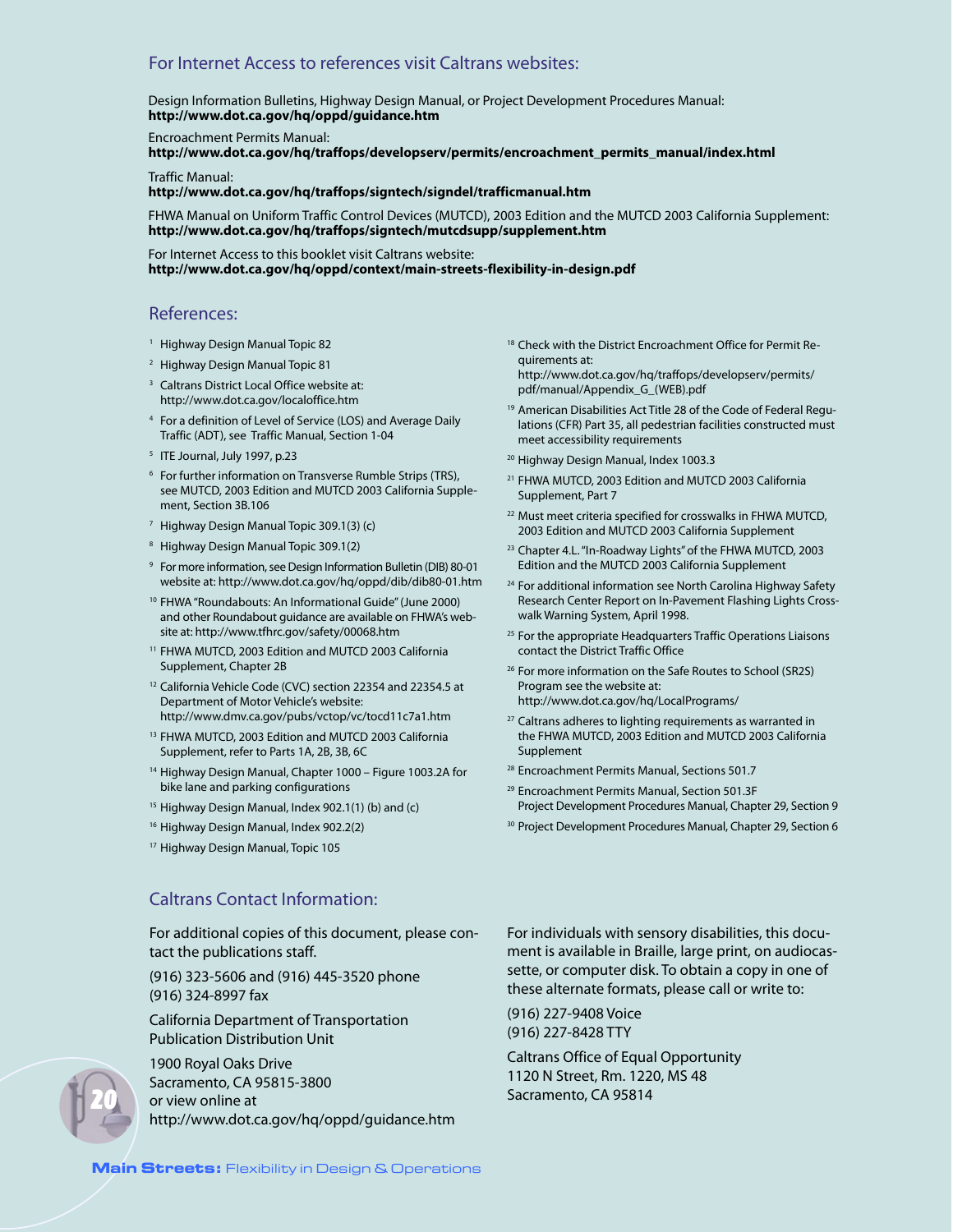## For Internet Access to references visit Caltrans websites:

Design Information Bulletins, Highway Design Manual, or Project Development Procedures Manual:
**http://www.dot.ca.gov/hq/oppd/guidance.htm**

Encroachment Permits Manual:
**http://www.dot.ca.gov/hq/traffops/developserv/permits/encroachment_permits_manual/index.html**

Traffic Manual:
**http://www.dot.ca.gov/hq/traffops/signtech/signdel/trafficmanual.htm**

FHWA Manual on Uniform Traffic Control Devices (MUTCD), 2003 Edition and the MUTCD 2003 California Supplement:
**http://www.dot.ca.gov/hq/traffops/signtech/mutcdsupp/supplement.htm**

For Internet Access to this booklet visit Caltrans website:
**http://www.dot.ca.gov/hq/oppd/context/main-streets-flexibility-in-design.pdf**

## References:

[1] Highway Design Manual Topic 82

[2] Highway Design Manual Topic 81

[3] Caltrans District Local Office website at: http://www.dot.ca.gov/localoffice.htm

[4] For a definition of Level of Service (LOS) and Average Daily Traffic (ADT), see Traffic Manual, Section 1-04

[5] ITE Journal, July 1997, p.23

[6] For further information on Transverse Rumble Strips (TRS), see MUTCD, 2003 Edition and MUTCD 2003 California Supplement, Section 3B.106

[7] Highway Design Manual Topic 309.1(3) (c)

[8] Highway Design Manual Topic 309.1(2)

[9] For more information, see Design Information Bulletin (DIB) 80-01 website at: http://www.dot.ca.gov/hq/oppd/dib/dib80-01.htm

[10] FHWA "Roundabouts: An Informational Guide" (June 2000) and other Roundabout guidance are available on FHWA's website at: http://www.tfhrc.gov/safety/00068.htm

[11] FHWA MUTCD, 2003 Edition and MUTCD 2003 California Supplement, Chapter 2B

[12] California Vehicle Code (CVC) section 22354 and 22354.5 at Department of Motor Vehicle's website: http://www.dmv.ca.gov/pubs/vctop/vc/tocd11c7a1.htm

[13] FHWA MUTCD, 2003 Edition and MUTCD 2003 California Supplement, refer to Parts 1A, 2B, 3B, 6C

[14] Highway Design Manual, Chapter 1000 – Figure 1003.2A for bike lane and parking configurations

[15] Highway Design Manual, Index 902.1(1) (b) and (c)

[16] Highway Design Manual, Index 902.2(2)

[17] Highway Design Manual, Topic 105

[18] Check with the District Encroachment Office for Permit Requirements at: http://www.dot.ca.gov/hq/traffops/developserv/permits/pdf/manual/Appendix_G_(WEB).pdf

[19] American Disabilities Act Title 28 of the Code of Federal Regulations (CFR) Part 35, all pedestrian facilities constructed must meet accessibility requirements

[20] Highway Design Manual, Index 1003.3

[21] FHWA MUTCD, 2003 Edition and MUTCD 2003 California Supplement, Part 7

[22] Must meet criteria specified for crosswalks in FHWA MUTCD, 2003 Edition and MUTCD 2003 California Supplement

[23] Chapter 4.L. "In-Roadway Lights" of the FHWA MUTCD, 2003 Edition and the MUTCD 2003 California Supplement

[24] For additional information see North Carolina Highway Safety Research Center Report on In-Pavement Flashing Lights Crosswalk Warning System, April 1998.

[25] For the appropriate Headquarters Traffic Operations Liaisons contact the District Traffic Office

[26] For more information on the Safe Routes to School (SR2S) Program see the website at: http://www.dot.ca.gov/hq/LocalPrograms/

[27] Caltrans adheres to lighting requirements as warranted in the FHWA MUTCD, 2003 Edition and MUTCD 2003 California Supplement

[28] Encroachment Permits Manual, Sections 501.7

[29] Encroachment Permits Manual, Section 501.3F
Project Development Procedures Manual, Chapter 29, Section 9

[30] Project Development Procedures Manual, Chapter 29, Section 6

## Caltrans Contact Information:

For additional copies of this document, please contact the publications staff.

(916) 323-5606 and (916) 445-3520 phone
(916) 324-8997 fax

California Department of Transportation
Publication Distribution Unit

1900 Royal Oaks Drive
Sacramento, CA 95815-3800
or view online at
http://www.dot.ca.gov/hq/oppd/guidance.htm

For individuals with sensory disabilities, this document is available in Braille, large print, on audiocassette, or computer disk. To obtain a copy in one of these alternate formats, please call or write to:

(916) 227-9408 Voice
(916) 227-8428 TTY

Caltrans Office of Equal Opportunity
1120 N Street, Rm. 1220, MS 48
Sacramento, CA 95814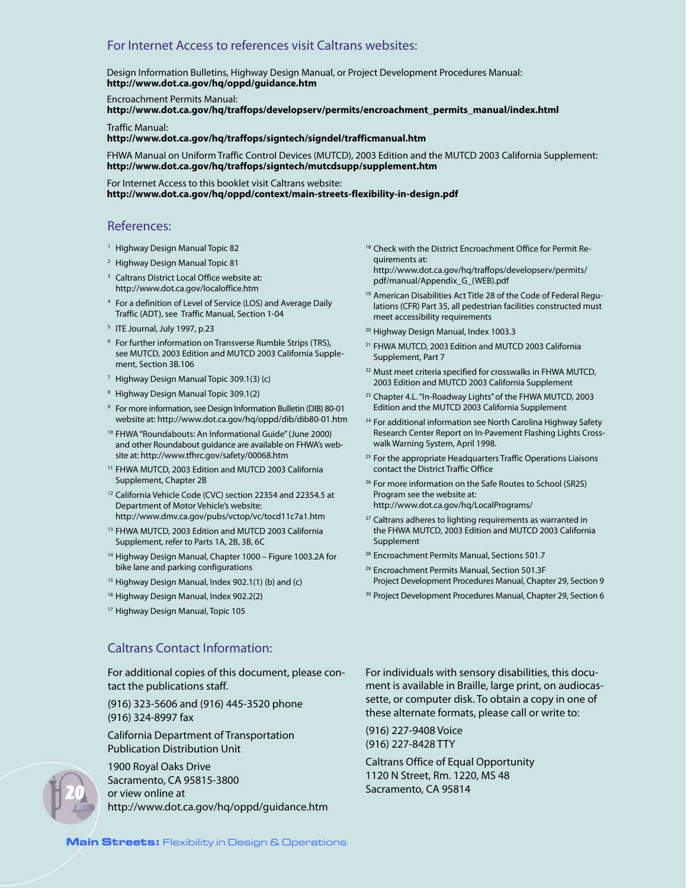## For Internet Access to references visit Caltrans websites:

Design Information Bulletins, Highway Design Manual, or Project Development Procedures Manual:
**http://www.dot.ca.gov/hq/oppd/guidance.htm**

Encroachment Permits Manual:
**http://www.dot.ca.gov/hq/traffops/developserv/permits/encroachment_permits_manual/index.html**

Traffic Manual:
**http://www.dot.ca.gov/hq/traffops/signtech/signdel/trafficmanual.htm**

FHWA Manual on Uniform Traffic Control Devices (MUTCD), 2003 Edition and the MUTCD 2003 California Supplement:
**http://www.dot.ca.gov/hq/traffops/signtech/mutcdsupp/supplement.htm**

For Internet Access to this booklet visit Caltrans website:
**http://www.dot.ca.gov/hq/oppd/context/main-streets-flexibility-in-design.pdf**

## References:

1. Highway Design Manual Topic 82
2. Highway Design Manual Topic 81
3. Caltrans District Local Office website at: http://www.dot.ca.gov/localoffice.htm
4. For a definition of Level of Service (LOS) and Average Daily Traffic (ADT), see Traffic Manual, Section 1-04
5. ITE Journal, July 1997, p.23
6. For further information on Transverse Rumble Strips (TRS), see MUTCD, 2003 Edition and MUTCD 2003 California Supplement, Section 3B.106
7. Highway Design Manual Topic 309.1(3) (c)
8. Highway Design Manual Topic 309.1(2)
9. For more information, see Design Information Bulletin (DIB) 80-01 website at: http://www.dot.ca.gov/hq/oppd/dib/dib80-01.htm
10. FHWA "Roundabouts: An Informational Guide" (June 2000) and other Roundabout guidance are available on FHWA's website at: http://www.tfhrc.gov/safety/00068.htm
11. FHWA MUTCD, 2003 Edition and MUTCD 2003 California Supplement, Chapter 2B
12. California Vehicle Code (CVC) section 22354 and 22354.5 at Department of Motor Vehicle's website: http://www.dmv.ca.gov/pubs/vctop/vc/tocd11c7a1.htm
13. FHWA MUTCD, 2003 Edition and MUTCD 2003 California Supplement, refer to Parts 1A, 2B, 3B, 6C
14. Highway Design Manual, Chapter 1000 – Figure 1003.2A for bike lane and parking configurations
15. Highway Design Manual, Index 902.1(1) (b) and (c)
16. Highway Design Manual, Index 902.2(2)
17. Highway Design Manual, Topic 105
18. Check with the District Encroachment Office for Permit Requirements at: http://www.dot.ca.gov/hq/traffops/developserv/permits/pdf/manual/Appendix_G_(WEB).pdf
19. American Disabilities Act Title 28 of the Code of Federal Regulations (CFR) Part 35, all pedestrian facilities constructed must meet accessibility requirements
20. Highway Design Manual, Index 1003.3
21. FHWA MUTCD, 2003 Edition and MUTCD 2003 California Supplement, Part 7
22. Must meet criteria specified for crosswalks in FHWA MUTCD, 2003 Edition and MUTCD 2003 California Supplement
23. Chapter 4.L. "In-Roadway Lights" of the FHWA MUTCD, 2003 Edition and the MUTCD 2003 California Supplement
24. For additional information see North Carolina Highway Safety Research Center Report on In-Pavement Flashing Lights Crosswalk Warning System, April 1998.
25. For the appropriate Headquarters Traffic Operations Liaisons contact the District Traffic Office
26. For more information on the Safe Routes to School (SR2S) Program see the website at: http://www.dot.ca.gov/hq/LocalPrograms/
27. Caltrans adheres to lighting requirements as warranted in the FHWA MUTCD, 2003 Edition and MUTCD 2003 California Supplement
28. Encroachment Permits Manual, Sections 501.7
29. Encroachment Permits Manual, Section 501.3F
    Project Development Procedures Manual, Chapter 29, Section 9
30. Project Development Procedures Manual, Chapter 29, Section 6

## Caltrans Contact Information:

For additional copies of this document, please contact the publications staff.

(916) 323-5606 and (916) 445-3520 phone
(916) 324-8997 fax

California Department of Transportation
Publication Distribution Unit

1900 Royal Oaks Drive
Sacramento, CA 95815-3800
or view online at
http://www.dot.ca.gov/hq/oppd/guidance.htm

For individuals with sensory disabilities, this document is available in Braille, large print, on audiocassette, or computer disk. To obtain a copy in one of these alternate formats, please call or write to:

(916) 227-9408 Voice
(916) 227-8428 TTY

Caltrans Office of Equal Opportunity
1120 N Street, Rm. 1220, MS 48
Sacramento, CA 95814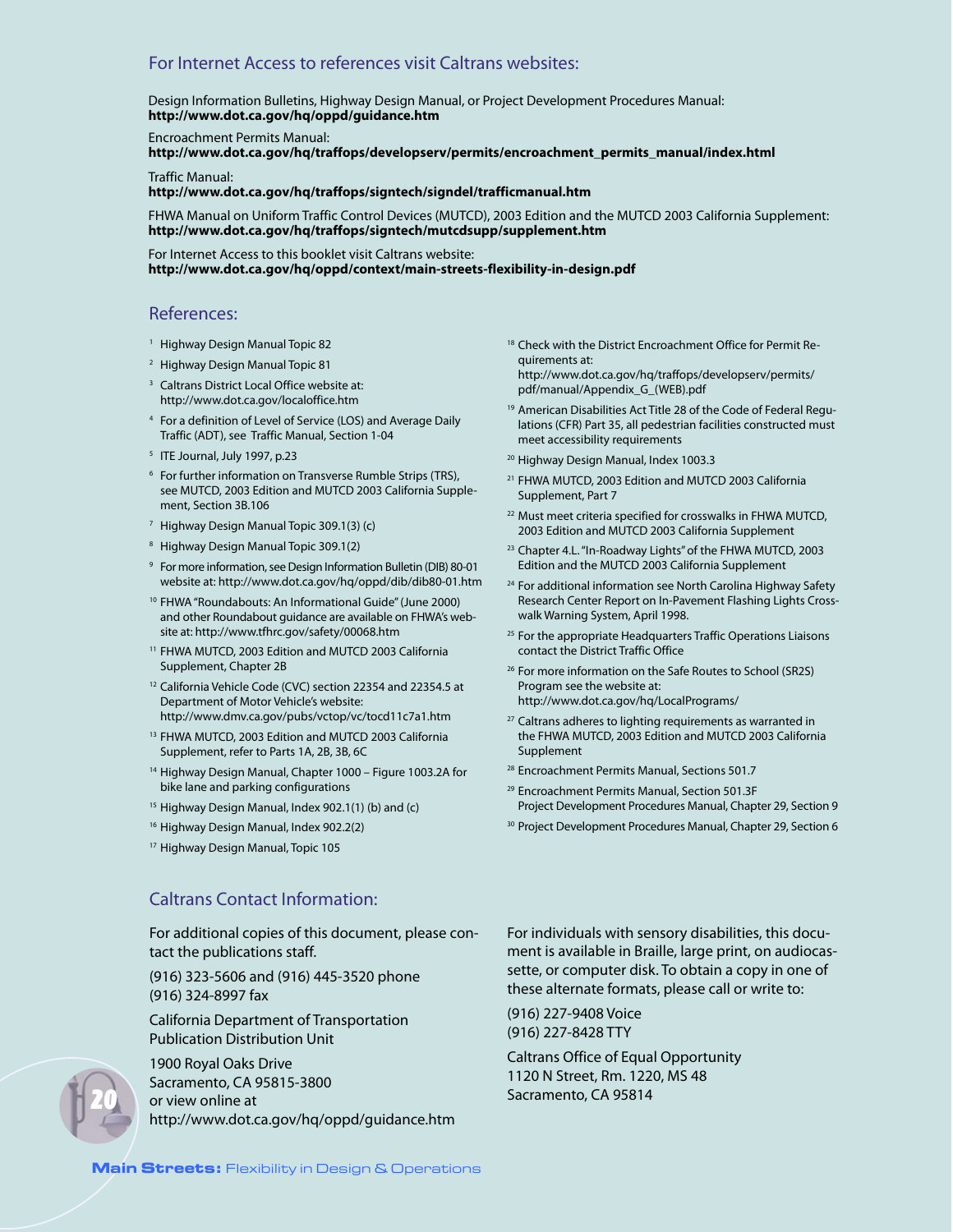## For Internet Access to references visit Caltrans websites:

Design Information Bulletins, Highway Design Manual, or Project Development Procedures Manual:
**http://www.dot.ca.gov/hq/oppd/guidance.htm**

Encroachment Permits Manual:
**http://www.dot.ca.gov/hq/traffops/developserv/permits/encroachment_permits_manual/index.html**

Traffic Manual:
**http://www.dot.ca.gov/hq/traffops/signtech/signdel/trafficmanual.htm**

FHWA Manual on Uniform Traffic Control Devices (MUTCD), 2003 Edition and the MUTCD 2003 California Supplement:
**http://www.dot.ca.gov/hq/traffops/signtech/mutcdsupp/supplement.htm**

For Internet Access to this booklet visit Caltrans website:
**http://www.dot.ca.gov/hq/oppd/context/main-streets-flexibility-in-design.pdf**

## References:

[1] Highway Design Manual Topic 82

[2] Highway Design Manual Topic 81

[3] Caltrans District Local Office website at: http://www.dot.ca.gov/localoffice.htm

[4] For a definition of Level of Service (LOS) and Average Daily Traffic (ADT), see Traffic Manual, Section 1-04

[5] ITE Journal, July 1997, p.23

[6] For further information on Transverse Rumble Strips (TRS), see MUTCD, 2003 Edition and MUTCD 2003 California Supplement, Section 3B.106

[7] Highway Design Manual Topic 309.1(3) (c)

[8] Highway Design Manual Topic 309.1(2)

[9] For more information, see Design Information Bulletin (DIB) 80-01 website at: http://www.dot.ca.gov/hq/oppd/dib/dib80-01.htm

[10] FHWA "Roundabouts: An Informational Guide" (June 2000) and other Roundabout guidance are available on FHWA's website at: http://www.tfhrc.gov/safety/00068.htm

[11] FHWA MUTCD, 2003 Edition and MUTCD 2003 California Supplement, Chapter 2B

[12] California Vehicle Code (CVC) section 22354 and 22354.5 at Department of Motor Vehicle's website: http://www.dmv.ca.gov/pubs/vctop/vc/tocd11c7a1.htm

[13] FHWA MUTCD, 2003 Edition and MUTCD 2003 California Supplement, refer to Parts 1A, 2B, 3B, 6C

[14] Highway Design Manual, Chapter 1000 – Figure 1003.2A for bike lane and parking configurations

[15] Highway Design Manual, Index 902.1(1) (b) and (c)

[16] Highway Design Manual, Index 902.2(2)

[17] Highway Design Manual, Topic 105

[18] Check with the District Encroachment Office for Permit Requirements at: http://www.dot.ca.gov/hq/traffops/developserv/permits/pdf/manual/Appendix_G_(WEB).pdf

[19] American Disabilities Act Title 28 of the Code of Federal Regulations (CFR) Part 35, all pedestrian facilities constructed must meet accessibility requirements

[20] Highway Design Manual, Index 1003.3

[21] FHWA MUTCD, 2003 Edition and MUTCD 2003 California Supplement, Part 7

[22] Must meet criteria specified for crosswalks in FHWA MUTCD, 2003 Edition and MUTCD 2003 California Supplement

[23] Chapter 4.L. "In-Roadway Lights" of the FHWA MUTCD, 2003 Edition and the MUTCD 2003 California Supplement

[24] For additional information see North Carolina Highway Safety Research Center Report on In-Pavement Flashing Lights Crosswalk Warning System, April 1998.

[25] For the appropriate Headquarters Traffic Operations Liaisons contact the District Traffic Office

[26] For more information on the Safe Routes to School (SR2S) Program see the website at: http://www.dot.ca.gov/hq/LocalPrograms/

[27] Caltrans adheres to lighting requirements as warranted in the FHWA MUTCD, 2003 Edition and MUTCD 2003 California Supplement

[28] Encroachment Permits Manual, Sections 501.7

[29] Encroachment Permits Manual, Section 501.3F
Project Development Procedures Manual, Chapter 29, Section 9

[30] Project Development Procedures Manual, Chapter 29, Section 6

## Caltrans Contact Information:

For additional copies of this document, please contact the publications staff.

(916) 323-5606 and (916) 445-3520 phone
(916) 324-8997 fax

California Department of Transportation
Publication Distribution Unit

1900 Royal Oaks Drive
Sacramento, CA 95815-3800
or view online at
http://www.dot.ca.gov/hq/oppd/guidance.htm

For individuals with sensory disabilities, this document is available in Braille, large print, on audiocassette, or computer disk. To obtain a copy in one of these alternate formats, please call or write to:

(916) 227-9408 Voice
(916) 227-8428 TTY

Caltrans Office of Equal Opportunity
1120 N Street, Rm. 1220, MS 48
Sacramento, CA 95814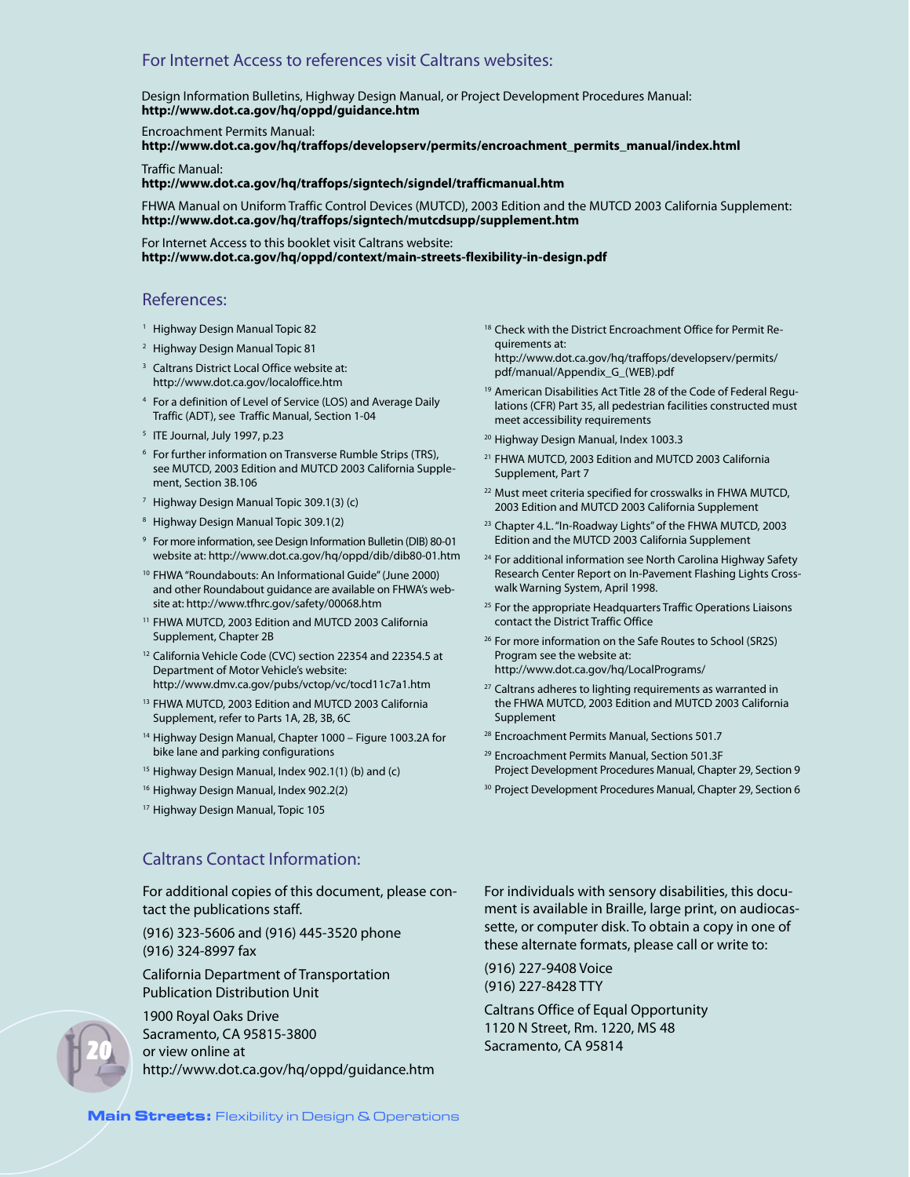## For Internet Access to references visit Caltrans websites:

Design Information Bulletins, Highway Design Manual, or Project Development Procedures Manual:
**http://www.dot.ca.gov/hq/oppd/guidance.htm**

Encroachment Permits Manual:
**http://www.dot.ca.gov/hq/traffops/developserv/permits/encroachment_permits_manual/index.html**

Traffic Manual:
**http://www.dot.ca.gov/hq/traffops/signtech/signdel/trafficmanual.htm**

FHWA Manual on Uniform Traffic Control Devices (MUTCD), 2003 Edition and the MUTCD 2003 California Supplement:
**http://www.dot.ca.gov/hq/traffops/signtech/mutcdsupp/supplement.htm**

For Internet Access to this booklet visit Caltrans website:
**http://www.dot.ca.gov/hq/oppd/context/main-streets-flexibility-in-design.pdf**

## References:

[1] Highway Design Manual Topic 82

[2] Highway Design Manual Topic 81

[3] Caltrans District Local Office website at: http://www.dot.ca.gov/localoffice.htm

[4] For a definition of Level of Service (LOS) and Average Daily Traffic (ADT), see Traffic Manual, Section 1-04

[5] ITE Journal, July 1997, p.23

[6] For further information on Transverse Rumble Strips (TRS), see MUTCD, 2003 Edition and MUTCD 2003 California Supplement, Section 3B.106

[7] Highway Design Manual Topic 309.1(3) (c)

[8] Highway Design Manual Topic 309.1(2)

[9] For more information, see Design Information Bulletin (DIB) 80-01 website at: http://www.dot.ca.gov/hq/oppd/dib/dib80-01.htm

[10] FHWA "Roundabouts: An Informational Guide" (June 2000) and other Roundabout guidance are available on FHWA's website at: http://www.tfhrc.gov/safety/00068.htm

[11] FHWA MUTCD, 2003 Edition and MUTCD 2003 California Supplement, Chapter 2B

[12] California Vehicle Code (CVC) section 22354 and 22354.5 at Department of Motor Vehicle's website: http://www.dmv.ca.gov/pubs/vctop/vc/tocd11c7a1.htm

[13] FHWA MUTCD, 2003 Edition and MUTCD 2003 California Supplement, refer to Parts 1A, 2B, 3B, 6C

[14] Highway Design Manual, Chapter 1000 – Figure 1003.2A for bike lane and parking configurations

[15] Highway Design Manual, Index 902.1(1) (b) and (c)

[16] Highway Design Manual, Index 902.2(2)

[17] Highway Design Manual, Topic 105

[18] Check with the District Encroachment Office for Permit Requirements at: http://www.dot.ca.gov/hq/traffops/developserv/permits/pdf/manual/Appendix_G_(WEB).pdf

[19] American Disabilities Act Title 28 of the Code of Federal Regulations (CFR) Part 35, all pedestrian facilities constructed must meet accessibility requirements

[20] Highway Design Manual, Index 1003.3

[21] FHWA MUTCD, 2003 Edition and MUTCD 2003 California Supplement, Part 7

[22] Must meet criteria specified for crosswalks in FHWA MUTCD, 2003 Edition and MUTCD 2003 California Supplement

[23] Chapter 4.L. "In-Roadway Lights" of the FHWA MUTCD, 2003 Edition and the MUTCD 2003 California Supplement

[24] For additional information see North Carolina Highway Safety Research Center Report on In-Pavement Flashing Lights Crosswalk Warning System, April 1998.

[25] For the appropriate Headquarters Traffic Operations Liaisons contact the District Traffic Office

[26] For more information on the Safe Routes to School (SR2S) Program see the website at: http://www.dot.ca.gov/hq/LocalPrograms/

[27] Caltrans adheres to lighting requirements as warranted in the FHWA MUTCD, 2003 Edition and MUTCD 2003 California Supplement

[28] Encroachment Permits Manual, Sections 501.7

[29] Encroachment Permits Manual, Section 501.3F
Project Development Procedures Manual, Chapter 29, Section 9

[30] Project Development Procedures Manual, Chapter 29, Section 6

## Caltrans Contact Information:

For additional copies of this document, please contact the publications staff.

(916) 323-5606 and (916) 445-3520 phone
(916) 324-8997 fax

California Department of Transportation
Publication Distribution Unit

1900 Royal Oaks Drive
Sacramento, CA 95815-3800
or view online at
http://www.dot.ca.gov/hq/oppd/guidance.htm

For individuals with sensory disabilities, this document is available in Braille, large print, on audiocassette, or computer disk. To obtain a copy in one of these alternate formats, please call or write to:

(916) 227-9408 Voice
(916) 227-8428 TTY

Caltrans Office of Equal Opportunity
1120 N Street, Rm. 1220, MS 48
Sacramento, CA 95814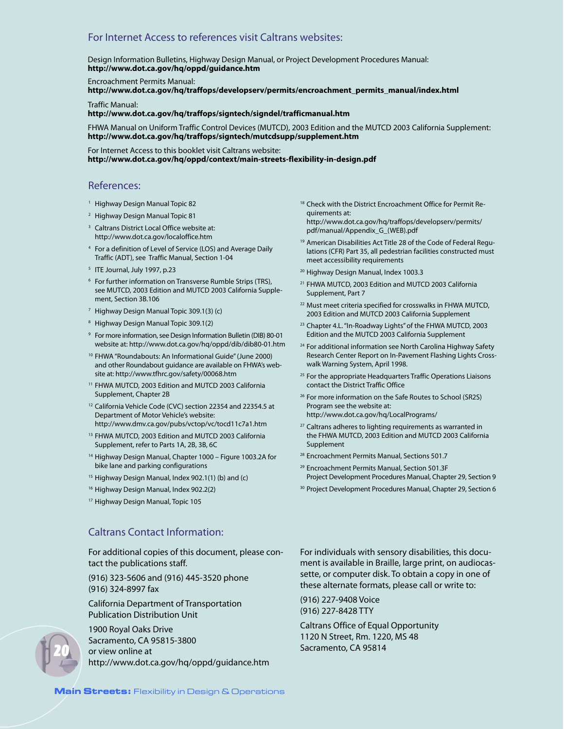## For Internet Access to references visit Caltrans websites:

Design Information Bulletins, Highway Design Manual, or Project Development Procedures Manual:
**http://www.dot.ca.gov/hq/oppd/guidance.htm**

Encroachment Permits Manual:
**http://www.dot.ca.gov/hq/traffops/developserv/permits/encroachment_permits_manual/index.html**

Traffic Manual:
**http://www.dot.ca.gov/hq/traffops/signtech/signdel/trafficmanual.htm**

FHWA Manual on Uniform Traffic Control Devices (MUTCD), 2003 Edition and the MUTCD 2003 California Supplement:
**http://www.dot.ca.gov/hq/traffops/signtech/mutcdsupp/supplement.htm**

For Internet Access to this booklet visit Caltrans website:
**http://www.dot.ca.gov/hq/oppd/context/main-streets-flexibility-in-design.pdf**

## References:

[1] Highway Design Manual Topic 82

[2] Highway Design Manual Topic 81

[3] Caltrans District Local Office website at: http://www.dot.ca.gov/localoffice.htm

[4] For a definition of Level of Service (LOS) and Average Daily Traffic (ADT), see Traffic Manual, Section 1-04

[5] ITE Journal, July 1997, p.23

[6] For further information on Transverse Rumble Strips (TRS), see MUTCD, 2003 Edition and MUTCD 2003 California Supplement, Section 3B.106

[7] Highway Design Manual Topic 309.1(3) (c)

[8] Highway Design Manual Topic 309.1(2)

[9] For more information, see Design Information Bulletin (DIB) 80-01 website at: http://www.dot.ca.gov/hq/oppd/dib/dib80-01.htm

[10] FHWA "Roundabouts: An Informational Guide" (June 2000) and other Roundabout guidance are available on FHWA's website at: http://www.tfhrc.gov/safety/00068.htm

[11] FHWA MUTCD, 2003 Edition and MUTCD 2003 California Supplement, Chapter 2B

[12] California Vehicle Code (CVC) section 22354 and 22354.5 at Department of Motor Vehicle's website: http://www.dmv.ca.gov/pubs/vctop/vc/tocd11c7a1.htm

[13] FHWA MUTCD, 2003 Edition and MUTCD 2003 California Supplement, refer to Parts 1A, 2B, 3B, 6C

[14] Highway Design Manual, Chapter 1000 – Figure 1003.2A for bike lane and parking configurations

[15] Highway Design Manual, Index 902.1(1) (b) and (c)

[16] Highway Design Manual, Index 902.2(2)

[17] Highway Design Manual, Topic 105

[18] Check with the District Encroachment Office for Permit Requirements at: http://www.dot.ca.gov/hq/traffops/developserv/permits/pdf/manual/Appendix_G_(WEB).pdf

[19] American Disabilities Act Title 28 of the Code of Federal Regulations (CFR) Part 35, all pedestrian facilities constructed must meet accessibility requirements

[20] Highway Design Manual, Index 1003.3

[21] FHWA MUTCD, 2003 Edition and MUTCD 2003 California Supplement, Part 7

[22] Must meet criteria specified for crosswalks in FHWA MUTCD, 2003 Edition and MUTCD 2003 California Supplement

[23] Chapter 4.L. "In-Roadway Lights" of the FHWA MUTCD, 2003 Edition and the MUTCD 2003 California Supplement

[24] For additional information see North Carolina Highway Safety Research Center Report on In-Pavement Flashing Lights Crosswalk Warning System, April 1998.

[25] For the appropriate Headquarters Traffic Operations Liaisons contact the District Traffic Office

[26] For more information on the Safe Routes to School (SR2S) Program see the website at: http://www.dot.ca.gov/hq/LocalPrograms/

[27] Caltrans adheres to lighting requirements as warranted in the FHWA MUTCD, 2003 Edition and MUTCD 2003 California Supplement

[28] Encroachment Permits Manual, Sections 501.7

[29] Encroachment Permits Manual, Section 501.3F
Project Development Procedures Manual, Chapter 29, Section 9

[30] Project Development Procedures Manual, Chapter 29, Section 6

## Caltrans Contact Information:

For additional copies of this document, please contact the publications staff.

(916) 323-5606 and (916) 445-3520 phone
(916) 324-8997 fax

California Department of Transportation
Publication Distribution Unit

1900 Royal Oaks Drive
Sacramento, CA 95815-3800
or view online at
http://www.dot.ca.gov/hq/oppd/guidance.htm

For individuals with sensory disabilities, this document is available in Braille, large print, on audiocassette, or computer disk. To obtain a copy in one of these alternate formats, please call or write to:

(916) 227-9408 Voice
(916) 227-8428 TTY

Caltrans Office of Equal Opportunity
1120 N Street, Rm. 1220, MS 48
Sacramento, CA 95814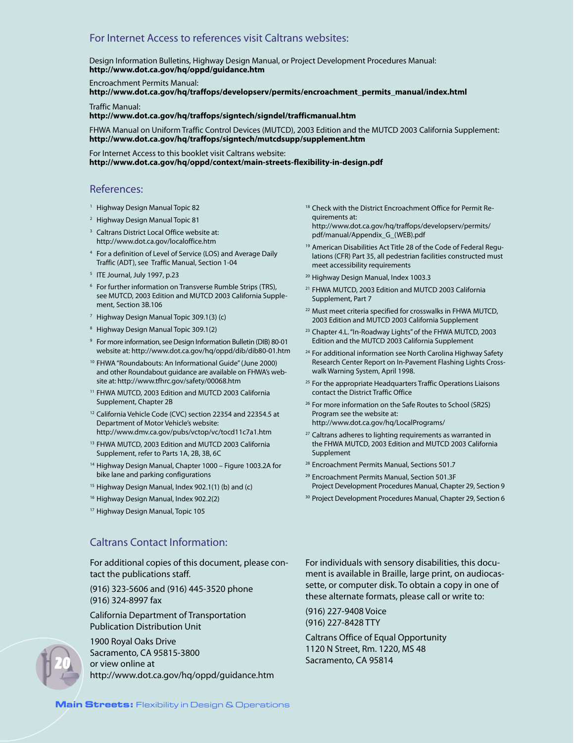## For Internet Access to references visit Caltrans websites:

Design Information Bulletins, Highway Design Manual, or Project Development Procedures Manual:
**http://www.dot.ca.gov/hq/oppd/guidance.htm**

Encroachment Permits Manual:
**http://www.dot.ca.gov/hq/traffops/developserv/permits/encroachment_permits_manual/index.html**

Traffic Manual:
**http://www.dot.ca.gov/hq/traffops/signtech/signdel/trafficmanual.htm**

FHWA Manual on Uniform Traffic Control Devices (MUTCD), 2003 Edition and the MUTCD 2003 California Supplement:
**http://www.dot.ca.gov/hq/traffops/signtech/mutcdsupp/supplement.htm**

For Internet Access to this booklet visit Caltrans website:
**http://www.dot.ca.gov/hq/oppd/context/main-streets-flexibility-in-design.pdf**

## References:

[1] Highway Design Manual Topic 82

[2] Highway Design Manual Topic 81

[3] Caltrans District Local Office website at: http://www.dot.ca.gov/localoffice.htm

[4] For a definition of Level of Service (LOS) and Average Daily Traffic (ADT), see Traffic Manual, Section 1-04

[5] ITE Journal, July 1997, p.23

[6] For further information on Transverse Rumble Strips (TRS), see MUTCD, 2003 Edition and MUTCD 2003 California Supplement, Section 3B.106

[7] Highway Design Manual Topic 309.1(3) (c)

[8] Highway Design Manual Topic 309.1(2)

[9] For more information, see Design Information Bulletin (DIB) 80-01 website at: http://www.dot.ca.gov/hq/oppd/dib/dib80-01.htm

[10] FHWA "Roundabouts: An Informational Guide" (June 2000) and other Roundabout guidance are available on FHWA's website at: http://www.tfhrc.gov/safety/00068.htm

[11] FHWA MUTCD, 2003 Edition and MUTCD 2003 California Supplement, Chapter 2B

[12] California Vehicle Code (CVC) section 22354 and 22354.5 at Department of Motor Vehicle's website: http://www.dmv.ca.gov/pubs/vctop/vc/tocd11c7a1.htm

[13] FHWA MUTCD, 2003 Edition and MUTCD 2003 California Supplement, refer to Parts 1A, 2B, 3B, 6C

[14] Highway Design Manual, Chapter 1000 – Figure 1003.2A for bike lane and parking configurations

[15] Highway Design Manual, Index 902.1(1) (b) and (c)

[16] Highway Design Manual, Index 902.2(2)

[17] Highway Design Manual, Topic 105

[18] Check with the District Encroachment Office for Permit Requirements at: http://www.dot.ca.gov/hq/traffops/developserv/permits/pdf/manual/Appendix_G_(WEB).pdf

[19] American Disabilities Act Title 28 of the Code of Federal Regulations (CFR) Part 35, all pedestrian facilities constructed must meet accessibility requirements

[20] Highway Design Manual, Index 1003.3

[21] FHWA MUTCD, 2003 Edition and MUTCD 2003 California Supplement, Part 7

[22] Must meet criteria specified for crosswalks in FHWA MUTCD, 2003 Edition and MUTCD 2003 California Supplement

[23] Chapter 4.L. "In-Roadway Lights" of the FHWA MUTCD, 2003 Edition and the MUTCD 2003 California Supplement

[24] For additional information see North Carolina Highway Safety Research Center Report on In-Pavement Flashing Lights Crosswalk Warning System, April 1998.

[25] For the appropriate Headquarters Traffic Operations Liaisons contact the District Traffic Office

[26] For more information on the Safe Routes to School (SR2S) Program see the website at: http://www.dot.ca.gov/hq/LocalPrograms/

[27] Caltrans adheres to lighting requirements as warranted in the FHWA MUTCD, 2003 Edition and MUTCD 2003 California Supplement

[28] Encroachment Permits Manual, Sections 501.7

[29] Encroachment Permits Manual, Section 501.3F
Project Development Procedures Manual, Chapter 29, Section 9

[30] Project Development Procedures Manual, Chapter 29, Section 6

## Caltrans Contact Information:

For additional copies of this document, please contact the publications staff.

(916) 323-5606 and (916) 445-3520 phone
(916) 324-8997 fax

California Department of Transportation
Publication Distribution Unit

1900 Royal Oaks Drive
Sacramento, CA 95815-3800
or view online at
http://www.dot.ca.gov/hq/oppd/guidance.htm

For individuals with sensory disabilities, this document is available in Braille, large print, on audiocassette, or computer disk. To obtain a copy in one of these alternate formats, please call or write to:

(916) 227-9408 Voice
(916) 227-8428 TTY

Caltrans Office of Equal Opportunity
1120 N Street, Rm. 1220, MS 48
Sacramento, CA 95814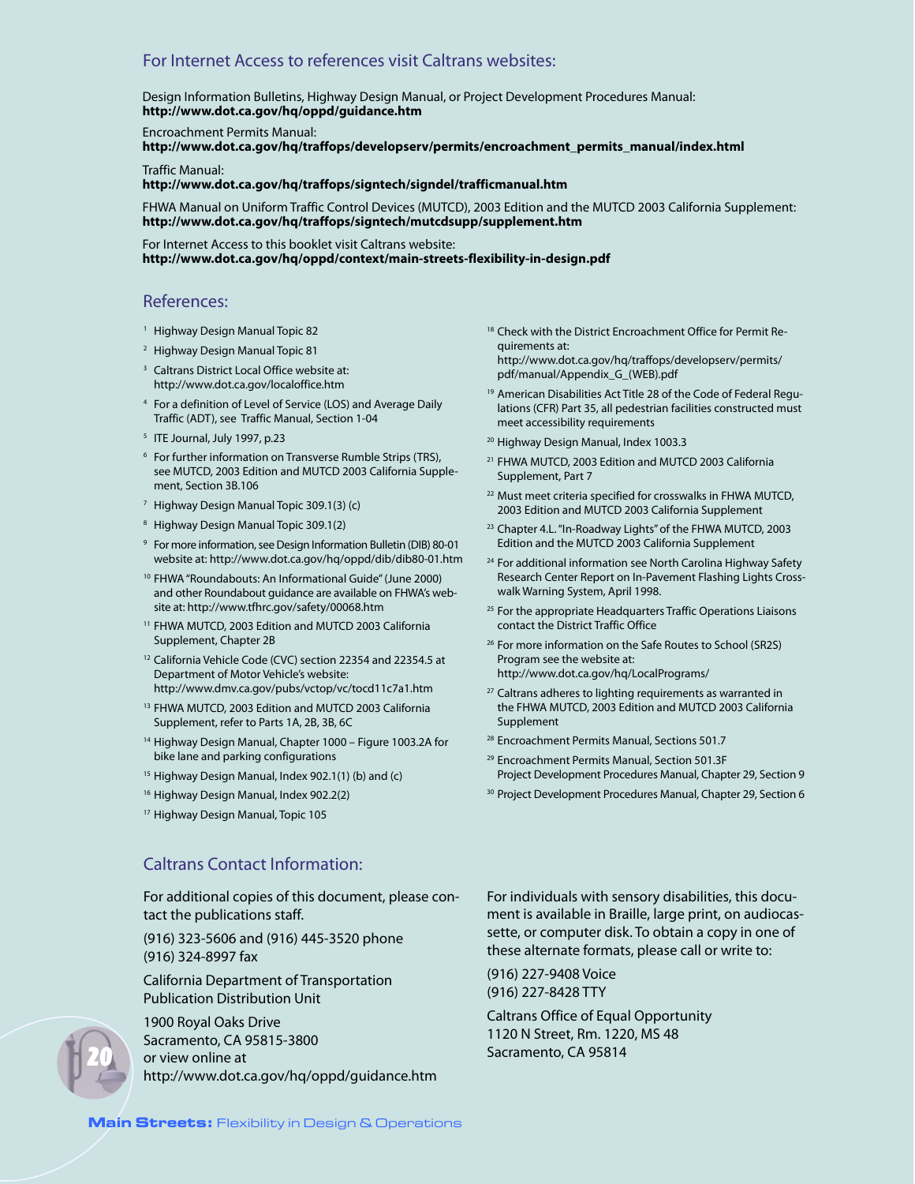## For Internet Access to references visit Caltrans websites:

Design Information Bulletins, Highway Design Manual, or Project Development Procedures Manual:
**http://www.dot.ca.gov/hq/oppd/guidance.htm**

Encroachment Permits Manual:
**http://www.dot.ca.gov/hq/traffops/developserv/permits/encroachment_permits_manual/index.html**

Traffic Manual:
**http://www.dot.ca.gov/hq/traffops/signtech/signdel/trafficmanual.htm**

FHWA Manual on Uniform Traffic Control Devices (MUTCD), 2003 Edition and the MUTCD 2003 California Supplement:
**http://www.dot.ca.gov/hq/traffops/signtech/mutcdsupp/supplement.htm**

For Internet Access to this booklet visit Caltrans website:
**http://www.dot.ca.gov/hq/oppd/context/main-streets-flexibility-in-design.pdf**

## References:

[1] Highway Design Manual Topic 82

[2] Highway Design Manual Topic 81

[3] Caltrans District Local Office website at: http://www.dot.ca.gov/localoffice.htm

[4] For a definition of Level of Service (LOS) and Average Daily Traffic (ADT), see Traffic Manual, Section 1-04

[5] ITE Journal, July 1997, p.23

[6] For further information on Transverse Rumble Strips (TRS), see MUTCD, 2003 Edition and MUTCD 2003 California Supplement, Section 3B.106

[7] Highway Design Manual Topic 309.1(3) (c)

[8] Highway Design Manual Topic 309.1(2)

[9] For more information, see Design Information Bulletin (DIB) 80-01 website at: http://www.dot.ca.gov/hq/oppd/dib/dib80-01.htm

[10] FHWA "Roundabouts: An Informational Guide" (June 2000) and other Roundabout guidance are available on FHWA's website at: http://www.tfhrc.gov/safety/00068.htm

[11] FHWA MUTCD, 2003 Edition and MUTCD 2003 California Supplement, Chapter 2B

[12] California Vehicle Code (CVC) section 22354 and 22354.5 at Department of Motor Vehicle's website: http://www.dmv.ca.gov/pubs/vctop/vc/tocd11c7a1.htm

[13] FHWA MUTCD, 2003 Edition and MUTCD 2003 California Supplement, refer to Parts 1A, 2B, 3B, 6C

[14] Highway Design Manual, Chapter 1000 – Figure 1003.2A for bike lane and parking configurations

[15] Highway Design Manual, Index 902.1(1) (b) and (c)

[16] Highway Design Manual, Index 902.2(2)

[17] Highway Design Manual, Topic 105

[18] Check with the District Encroachment Office for Permit Requirements at: http://www.dot.ca.gov/hq/traffops/developserv/permits/pdf/manual/Appendix_G_(WEB).pdf

[19] American Disabilities Act Title 28 of the Code of Federal Regulations (CFR) Part 35, all pedestrian facilities constructed must meet accessibility requirements

[20] Highway Design Manual, Index 1003.3

[21] FHWA MUTCD, 2003 Edition and MUTCD 2003 California Supplement, Part 7

[22] Must meet criteria specified for crosswalks in FHWA MUTCD, 2003 Edition and MUTCD 2003 California Supplement

[23] Chapter 4.L. "In-Roadway Lights" of the FHWA MUTCD, 2003 Edition and the MUTCD 2003 California Supplement

[24] For additional information see North Carolina Highway Safety Research Center Report on In-Pavement Flashing Lights Crosswalk Warning System, April 1998.

[25] For the appropriate Headquarters Traffic Operations Liaisons contact the District Traffic Office

[26] For more information on the Safe Routes to School (SR2S) Program see the website at: http://www.dot.ca.gov/hq/LocalPrograms/

[27] Caltrans adheres to lighting requirements as warranted in the FHWA MUTCD, 2003 Edition and MUTCD 2003 California Supplement

[28] Encroachment Permits Manual, Sections 501.7

[29] Encroachment Permits Manual, Section 501.3F
Project Development Procedures Manual, Chapter 29, Section 9

[30] Project Development Procedures Manual, Chapter 29, Section 6

## Caltrans Contact Information:

For additional copies of this document, please contact the publications staff.

(916) 323-5606 and (916) 445-3520 phone
(916) 324-8997 fax

California Department of Transportation
Publication Distribution Unit

1900 Royal Oaks Drive
Sacramento, CA 95815-3800
or view online at
http://www.dot.ca.gov/hq/oppd/guidance.htm

For individuals with sensory disabilities, this document is available in Braille, large print, on audiocassette, or computer disk. To obtain a copy in one of these alternate formats, please call or write to:

(916) 227-9408 Voice
(916) 227-8428 TTY

Caltrans Office of Equal Opportunity
1120 N Street, Rm. 1220, MS 48
Sacramento, CA 95814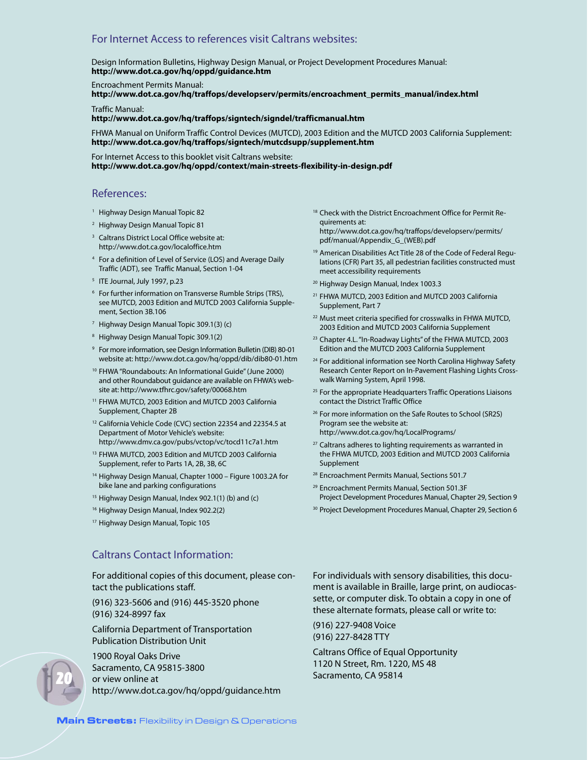## For Internet Access to references visit Caltrans websites:

Design Information Bulletins, Highway Design Manual, or Project Development Procedures Manual:
**http://www.dot.ca.gov/hq/oppd/guidance.htm**

Encroachment Permits Manual:
**http://www.dot.ca.gov/hq/traffops/developserv/permits/encroachment_permits_manual/index.html**

Traffic Manual:
**http://www.dot.ca.gov/hq/traffops/signtech/signdel/trafficmanual.htm**

FHWA Manual on Uniform Traffic Control Devices (MUTCD), 2003 Edition and the MUTCD 2003 California Supplement:
**http://www.dot.ca.gov/hq/traffops/signtech/mutcdsupp/supplement.htm**

For Internet Access to this booklet visit Caltrans website:
**http://www.dot.ca.gov/hq/oppd/context/main-streets-flexibility-in-design.pdf**

## References:

[1] Highway Design Manual Topic 82

[2] Highway Design Manual Topic 81

[3] Caltrans District Local Office website at: http://www.dot.ca.gov/localoffice.htm

[4] For a definition of Level of Service (LOS) and Average Daily Traffic (ADT), see Traffic Manual, Section 1-04

[5] ITE Journal, July 1997, p.23

[6] For further information on Transverse Rumble Strips (TRS), see MUTCD, 2003 Edition and MUTCD 2003 California Supplement, Section 3B.106

[7] Highway Design Manual Topic 309.1(3) (c)

[8] Highway Design Manual Topic 309.1(2)

[9] For more information, see Design Information Bulletin (DIB) 80-01 website at: http://www.dot.ca.gov/hq/oppd/dib/dib80-01.htm

[10] FHWA "Roundabouts: An Informational Guide" (June 2000) and other Roundabout guidance are available on FHWA's website at: http://www.tfhrc.gov/safety/00068.htm

[11] FHWA MUTCD, 2003 Edition and MUTCD 2003 California Supplement, Chapter 2B

[12] California Vehicle Code (CVC) section 22354 and 22354.5 at Department of Motor Vehicle's website: http://www.dmv.ca.gov/pubs/vctop/vc/tocd11c7a1.htm

[13] FHWA MUTCD, 2003 Edition and MUTCD 2003 California Supplement, refer to Parts 1A, 2B, 3B, 6C

[14] Highway Design Manual, Chapter 1000 – Figure 1003.2A for bike lane and parking configurations

[15] Highway Design Manual, Index 902.1(1) (b) and (c)

[16] Highway Design Manual, Index 902.2(2)

[17] Highway Design Manual, Topic 105

[18] Check with the District Encroachment Office for Permit Requirements at: http://www.dot.ca.gov/hq/traffops/developserv/permits/pdf/manual/Appendix_G_(WEB).pdf

[19] American Disabilities Act Title 28 of the Code of Federal Regulations (CFR) Part 35, all pedestrian facilities constructed must meet accessibility requirements

[20] Highway Design Manual, Index 1003.3

[21] FHWA MUTCD, 2003 Edition and MUTCD 2003 California Supplement, Part 7

[22] Must meet criteria specified for crosswalks in FHWA MUTCD, 2003 Edition and MUTCD 2003 California Supplement

[23] Chapter 4.L. "In-Roadway Lights" of the FHWA MUTCD, 2003 Edition and the MUTCD 2003 California Supplement

[24] For additional information see North Carolina Highway Safety Research Center Report on In-Pavement Flashing Lights Crosswalk Warning System, April 1998.

[25] For the appropriate Headquarters Traffic Operations Liaisons contact the District Traffic Office

[26] For more information on the Safe Routes to School (SR2S) Program see the website at: http://www.dot.ca.gov/hq/LocalPrograms/

[27] Caltrans adheres to lighting requirements as warranted in the FHWA MUTCD, 2003 Edition and MUTCD 2003 California Supplement

[28] Encroachment Permits Manual, Sections 501.7

[29] Encroachment Permits Manual, Section 501.3F
Project Development Procedures Manual, Chapter 29, Section 9

[30] Project Development Procedures Manual, Chapter 29, Section 6

## Caltrans Contact Information:

For additional copies of this document, please contact the publications staff.

(916) 323-5606 and (916) 445-3520 phone
(916) 324-8997 fax

California Department of Transportation
Publication Distribution Unit

1900 Royal Oaks Drive
Sacramento, CA 95815-3800
or view online at
http://www.dot.ca.gov/hq/oppd/guidance.htm

For individuals with sensory disabilities, this document is available in Braille, large print, on audiocassette, or computer disk. To obtain a copy in one of these alternate formats, please call or write to:

(916) 227-9408 Voice
(916) 227-8428 TTY

Caltrans Office of Equal Opportunity
1120 N Street, Rm. 1220, MS 48
Sacramento, CA 95814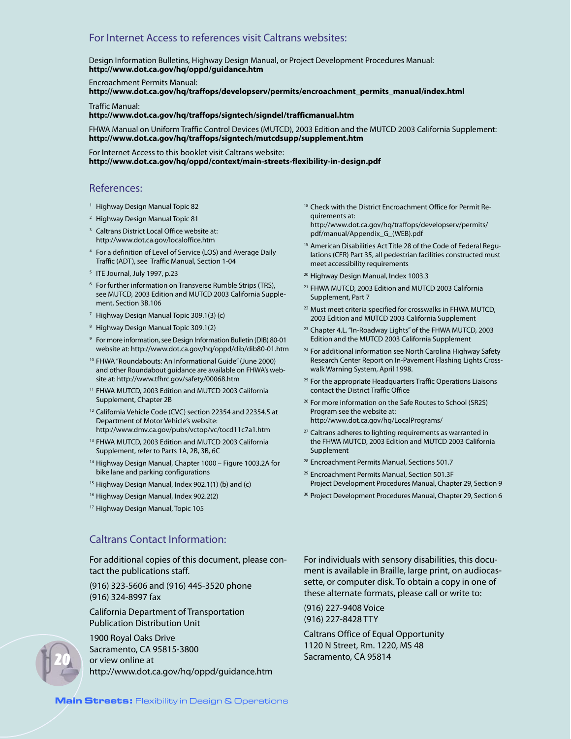## For Internet Access to references visit Caltrans websites:

Design Information Bulletins, Highway Design Manual, or Project Development Procedures Manual:
**http://www.dot.ca.gov/hq/oppd/guidance.htm**

Encroachment Permits Manual:
**http://www.dot.ca.gov/hq/traffops/developserv/permits/encroachment_permits_manual/index.html**

Traffic Manual:
**http://www.dot.ca.gov/hq/traffops/signtech/signdel/trafficmanual.htm**

FHWA Manual on Uniform Traffic Control Devices (MUTCD), 2003 Edition and the MUTCD 2003 California Supplement:
**http://www.dot.ca.gov/hq/traffops/signtech/mutcdsupp/supplement.htm**

For Internet Access to this booklet visit Caltrans website:
**http://www.dot.ca.gov/hq/oppd/context/main-streets-flexibility-in-design.pdf**

## References:

1. Highway Design Manual Topic 82
2. Highway Design Manual Topic 81
3. Caltrans District Local Office website at: http://www.dot.ca.gov/localoffice.htm
4. For a definition of Level of Service (LOS) and Average Daily Traffic (ADT), see Traffic Manual, Section 1-04
5. ITE Journal, July 1997, p.23
6. For further information on Transverse Rumble Strips (TRS), see MUTCD, 2003 Edition and MUTCD 2003 California Supplement, Section 3B.106
7. Highway Design Manual Topic 309.1(3) (c)
8. Highway Design Manual Topic 309.1(2)
9. For more information, see Design Information Bulletin (DIB) 80-01 website at: http://www.dot.ca.gov/hq/oppd/dib/dib80-01.htm
10. FHWA "Roundabouts: An Informational Guide" (June 2000) and other Roundabout guidance are available on FHWA's website at: http://www.tfhrc.gov/safety/00068.htm
11. FHWA MUTCD, 2003 Edition and MUTCD 2003 California Supplement, Chapter 2B
12. California Vehicle Code (CVC) section 22354 and 22354.5 at Department of Motor Vehicle's website: http://www.dmv.ca.gov/pubs/vctop/vc/tocd11c7a1.htm
13. FHWA MUTCD, 2003 Edition and MUTCD 2003 California Supplement, refer to Parts 1A, 2B, 3B, 6C
14. Highway Design Manual, Chapter 1000 – Figure 1003.2A for bike lane and parking configurations
15. Highway Design Manual, Index 902.1(1) (b) and (c)
16. Highway Design Manual, Index 902.2(2)
17. Highway Design Manual, Topic 105
18. Check with the District Encroachment Office for Permit Requirements at: http://www.dot.ca.gov/hq/traffops/developserv/permits/pdf/manual/Appendix_G_(WEB).pdf
19. American Disabilities Act Title 28 of the Code of Federal Regulations (CFR) Part 35, all pedestrian facilities constructed must meet accessibility requirements
20. Highway Design Manual, Index 1003.3
21. FHWA MUTCD, 2003 Edition and MUTCD 2003 California Supplement, Part 7
22. Must meet criteria specified for crosswalks in FHWA MUTCD, 2003 Edition and MUTCD 2003 California Supplement
23. Chapter 4.L. "In-Roadway Lights" of the FHWA MUTCD, 2003 Edition and the MUTCD 2003 California Supplement
24. For additional information see North Carolina Highway Safety Research Center Report on In-Pavement Flashing Lights Crosswalk Warning System, April 1998.
25. For the appropriate Headquarters Traffic Operations Liaisons contact the District Traffic Office
26. For more information on the Safe Routes to School (SR2S) Program see the website at: http://www.dot.ca.gov/hq/LocalPrograms/
27. Caltrans adheres to lighting requirements as warranted in the FHWA MUTCD, 2003 Edition and MUTCD 2003 California Supplement
28. Encroachment Permits Manual, Sections 501.7
29. Encroachment Permits Manual, Section 501.3F
    Project Development Procedures Manual, Chapter 29, Section 9
30. Project Development Procedures Manual, Chapter 29, Section 6

## Caltrans Contact Information:

For additional copies of this document, please contact the publications staff.

(916) 323-5606 and (916) 445-3520 phone
(916) 324-8997 fax

California Department of Transportation
Publication Distribution Unit

1900 Royal Oaks Drive
Sacramento, CA 95815-3800
or view online at
http://www.dot.ca.gov/hq/oppd/guidance.htm

For individuals with sensory disabilities, this document is available in Braille, large print, on audiocassette, or computer disk. To obtain a copy in one of these alternate formats, please call or write to:

(916) 227-9408 Voice
(916) 227-8428 TTY

Caltrans Office of Equal Opportunity
1120 N Street, Rm. 1220, MS 48
Sacramento, CA 95814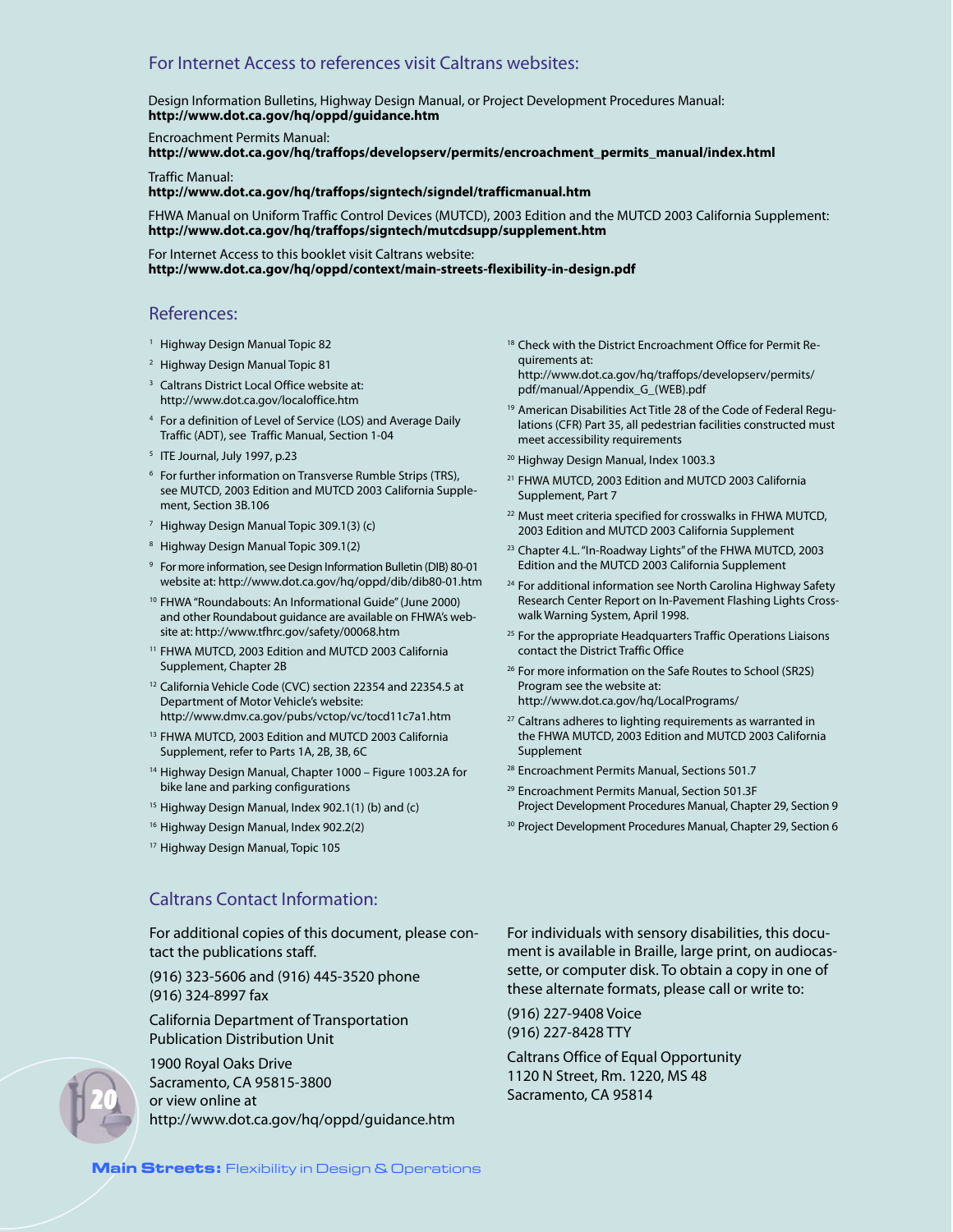## For Internet Access to references visit Caltrans websites:

Design Information Bulletins, Highway Design Manual, or Project Development Procedures Manual:
**http://www.dot.ca.gov/hq/oppd/guidance.htm**

Encroachment Permits Manual:
**http://www.dot.ca.gov/hq/traffops/developserv/permits/encroachment_permits_manual/index.html**

Traffic Manual:
**http://www.dot.ca.gov/hq/traffops/signtech/signdel/trafficmanual.htm**

FHWA Manual on Uniform Traffic Control Devices (MUTCD), 2003 Edition and the MUTCD 2003 California Supplement:
**http://www.dot.ca.gov/hq/traffops/signtech/mutcdsupp/supplement.htm**

For Internet Access to this booklet visit Caltrans website:
**http://www.dot.ca.gov/hq/oppd/context/main-streets-flexibility-in-design.pdf**

## References:

[1] Highway Design Manual Topic 82

[2] Highway Design Manual Topic 81

[3] Caltrans District Local Office website at: http://www.dot.ca.gov/localoffice.htm

[4] For a definition of Level of Service (LOS) and Average Daily Traffic (ADT), see Traffic Manual, Section 1-04

[5] ITE Journal, July 1997, p.23

[6] For further information on Transverse Rumble Strips (TRS), see MUTCD, 2003 Edition and MUTCD 2003 California Supplement, Section 3B.106

[7] Highway Design Manual Topic 309.1(3) (c)

[8] Highway Design Manual Topic 309.1(2)

[9] For more information, see Design Information Bulletin (DIB) 80-01 website at: http://www.dot.ca.gov/hq/oppd/dib/dib80-01.htm

[10] FHWA "Roundabouts: An Informational Guide" (June 2000) and other Roundabout guidance are available on FHWA's website at: http://www.tfhrc.gov/safety/00068.htm

[11] FHWA MUTCD, 2003 Edition and MUTCD 2003 California Supplement, Chapter 2B

[12] California Vehicle Code (CVC) section 22354 and 22354.5 at Department of Motor Vehicle's website: http://www.dmv.ca.gov/pubs/vctop/vc/tocd11c7a1.htm

[13] FHWA MUTCD, 2003 Edition and MUTCD 2003 California Supplement, refer to Parts 1A, 2B, 3B, 6C

[14] Highway Design Manual, Chapter 1000 – Figure 1003.2A for bike lane and parking configurations

[15] Highway Design Manual, Index 902.1(1) (b) and (c)

[16] Highway Design Manual, Index 902.2(2)

[17] Highway Design Manual, Topic 105

[18] Check with the District Encroachment Office for Permit Requirements at: http://www.dot.ca.gov/hq/traffops/developserv/permits/pdf/manual/Appendix_G_(WEB).pdf

[19] American Disabilities Act Title 28 of the Code of Federal Regulations (CFR) Part 35, all pedestrian facilities constructed must meet accessibility requirements

[20] Highway Design Manual, Index 1003.3

[21] FHWA MUTCD, 2003 Edition and MUTCD 2003 California Supplement, Part 7

[22] Must meet criteria specified for crosswalks in FHWA MUTCD, 2003 Edition and MUTCD 2003 California Supplement

[23] Chapter 4.L. "In-Roadway Lights" of the FHWA MUTCD, 2003 Edition and the MUTCD 2003 California Supplement

[24] For additional information see North Carolina Highway Safety Research Center Report on In-Pavement Flashing Lights Crosswalk Warning System, April 1998.

[25] For the appropriate Headquarters Traffic Operations Liaisons contact the District Traffic Office

[26] For more information on the Safe Routes to School (SR2S) Program see the website at: http://www.dot.ca.gov/hq/LocalPrograms/

[27] Caltrans adheres to lighting requirements as warranted in the FHWA MUTCD, 2003 Edition and MUTCD 2003 California Supplement

[28] Encroachment Permits Manual, Sections 501.7

[29] Encroachment Permits Manual, Section 501.3F
Project Development Procedures Manual, Chapter 29, Section 9

[30] Project Development Procedures Manual, Chapter 29, Section 6

## Caltrans Contact Information:

For additional copies of this document, please contact the publications staff.

(916) 323-5606 and (916) 445-3520 phone
(916) 324-8997 fax

California Department of Transportation
Publication Distribution Unit

1900 Royal Oaks Drive
Sacramento, CA 95815-3800
or view online at
http://www.dot.ca.gov/hq/oppd/guidance.htm

For individuals with sensory disabilities, this document is available in Braille, large print, on audiocassette, or computer disk. To obtain a copy in one of these alternate formats, please call or write to:

(916) 227-9408 Voice
(916) 227-8428 TTY

Caltrans Office of Equal Opportunity
1120 N Street, Rm. 1220, MS 48
Sacramento, CA 95814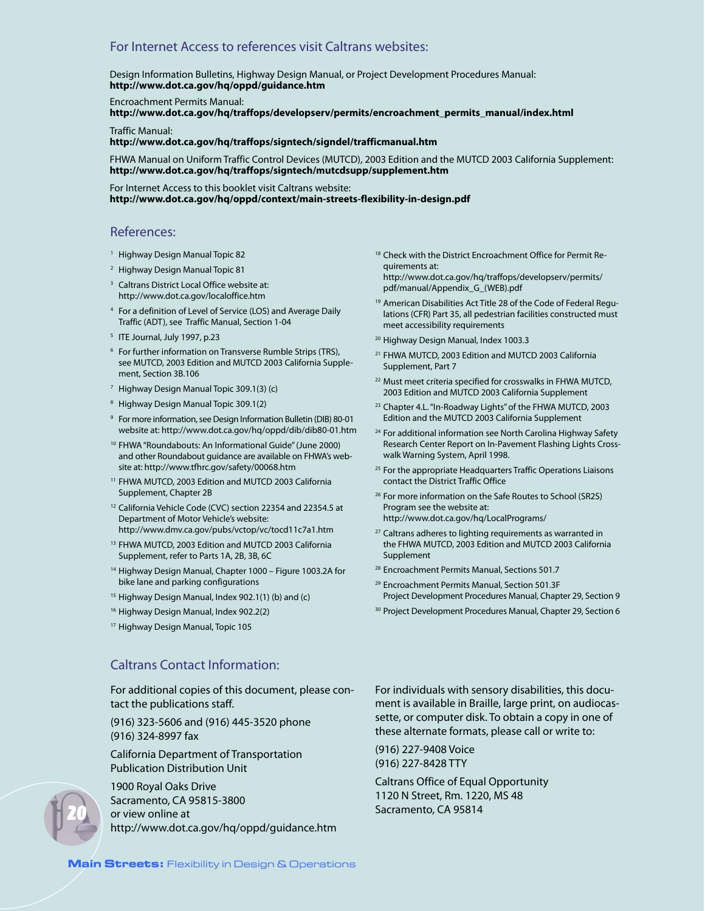## For Internet Access to references visit Caltrans websites:

Design Information Bulletins, Highway Design Manual, or Project Development Procedures Manual:
**http://www.dot.ca.gov/hq/oppd/guidance.htm**

Encroachment Permits Manual:
**http://www.dot.ca.gov/hq/traffops/developserv/permits/encroachment_permits_manual/index.html**

Traffic Manual:
**http://www.dot.ca.gov/hq/traffops/signtech/signdel/trafficmanual.htm**

FHWA Manual on Uniform Traffic Control Devices (MUTCD), 2003 Edition and the MUTCD 2003 California Supplement:
**http://www.dot.ca.gov/hq/traffops/signtech/mutcdsupp/supplement.htm**

For Internet Access to this booklet visit Caltrans website:
**http://www.dot.ca.gov/hq/oppd/context/main-streets-flexibility-in-design.pdf**

## References:

1. Highway Design Manual Topic 82
2. Highway Design Manual Topic 81
3. Caltrans District Local Office website at: http://www.dot.ca.gov/localoffice.htm
4. For a definition of Level of Service (LOS) and Average Daily Traffic (ADT), see Traffic Manual, Section 1-04
5. ITE Journal, July 1997, p.23
6. For further information on Transverse Rumble Strips (TRS), see MUTCD, 2003 Edition and MUTCD 2003 California Supplement, Section 3B.106
7. Highway Design Manual Topic 309.1(3) (c)
8. Highway Design Manual Topic 309.1(2)
9. For more information, see Design Information Bulletin (DIB) 80-01 website at: http://www.dot.ca.gov/hq/oppd/dib/dib80-01.htm
10. FHWA "Roundabouts: An Informational Guide" (June 2000) and other Roundabout guidance are available on FHWA's website at: http://www.tfhrc.gov/safety/00068.htm
11. FHWA MUTCD, 2003 Edition and MUTCD 2003 California Supplement, Chapter 2B
12. California Vehicle Code (CVC) section 22354 and 22354.5 at Department of Motor Vehicle's website: http://www.dmv.ca.gov/pubs/vctop/vc/tocd11c7a1.htm
13. FHWA MUTCD, 2003 Edition and MUTCD 2003 California Supplement, refer to Parts 1A, 2B, 3B, 6C
14. Highway Design Manual, Chapter 1000 – Figure 1003.2A for bike lane and parking configurations
15. Highway Design Manual, Index 902.1(1) (b) and (c)
16. Highway Design Manual, Index 902.2(2)
17. Highway Design Manual, Topic 105
18. Check with the District Encroachment Office for Permit Requirements at: http://www.dot.ca.gov/hq/traffops/developserv/permits/pdf/manual/Appendix_G_(WEB).pdf
19. American Disabilities Act Title 28 of the Code of Federal Regulations (CFR) Part 35, all pedestrian facilities constructed must meet accessibility requirements
20. Highway Design Manual, Index 1003.3
21. FHWA MUTCD, 2003 Edition and MUTCD 2003 California Supplement, Part 7
22. Must meet criteria specified for crosswalks in FHWA MUTCD, 2003 Edition and MUTCD 2003 California Supplement
23. Chapter 4.L. "In-Roadway Lights" of the FHWA MUTCD, 2003 Edition and the MUTCD 2003 California Supplement
24. For additional information see North Carolina Highway Safety Research Center Report on In-Pavement Flashing Lights Crosswalk Warning System, April 1998.
25. For the appropriate Headquarters Traffic Operations Liaisons contact the District Traffic Office
26. For more information on the Safe Routes to School (SR2S) Program see the website at: http://www.dot.ca.gov/hq/LocalPrograms/
27. Caltrans adheres to lighting requirements as warranted in the FHWA MUTCD, 2003 Edition and MUTCD 2003 California Supplement
28. Encroachment Permits Manual, Sections 501.7
29. Encroachment Permits Manual, Section 501.3F
    Project Development Procedures Manual, Chapter 29, Section 9
30. Project Development Procedures Manual, Chapter 29, Section 6

## Caltrans Contact Information:

For additional copies of this document, please contact the publications staff.

(916) 323-5606 and (916) 445-3520 phone
(916) 324-8997 fax

California Department of Transportation
Publication Distribution Unit

1900 Royal Oaks Drive
Sacramento, CA 95815-3800
or view online at
http://www.dot.ca.gov/hq/oppd/guidance.htm

For individuals with sensory disabilities, this document is available in Braille, large print, on audiocassette, or computer disk. To obtain a copy in one of these alternate formats, please call or write to:

(916) 227-9408 Voice
(916) 227-8428 TTY

Caltrans Office of Equal Opportunity
1120 N Street, Rm. 1220, MS 48
Sacramento, CA 95814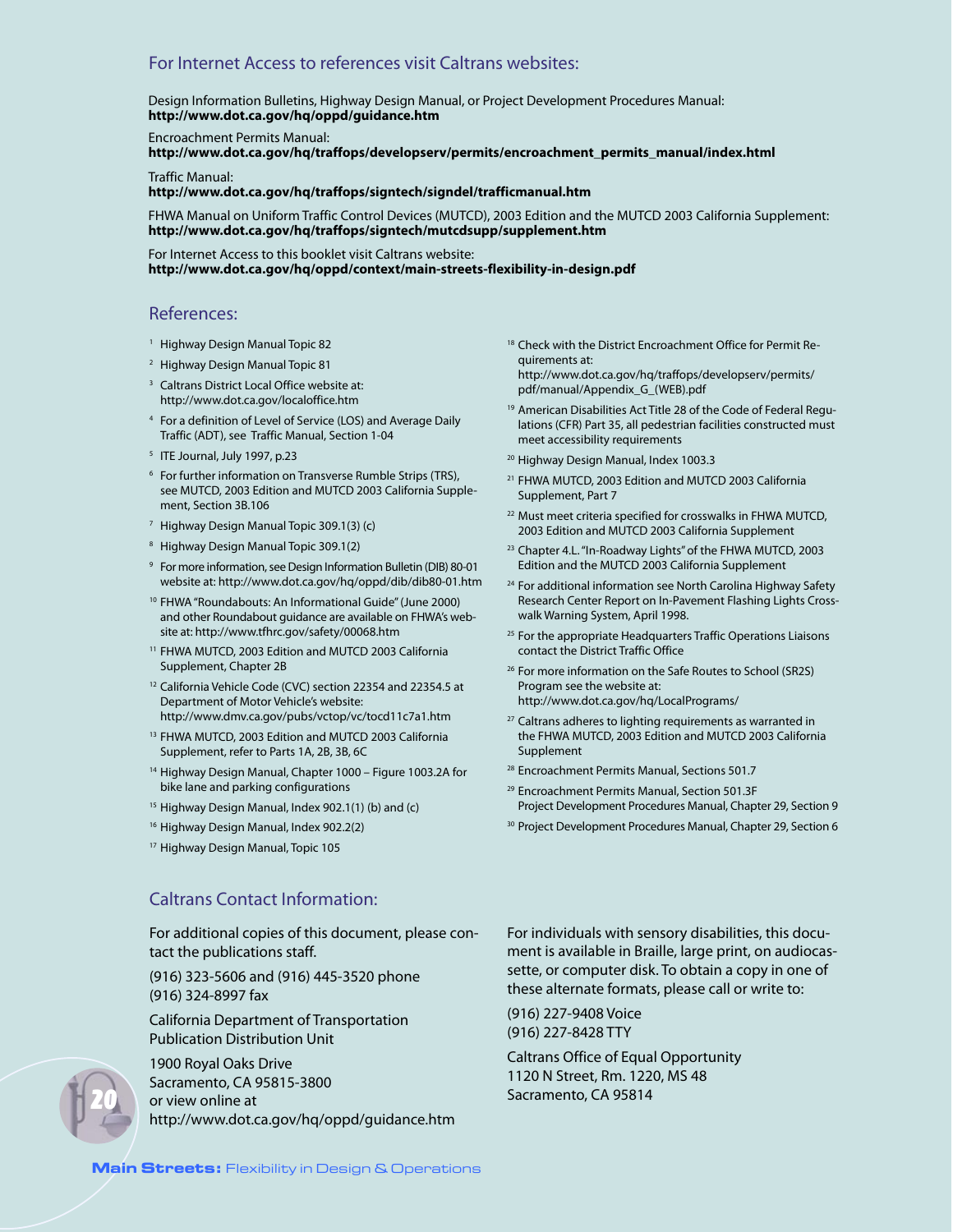## For Internet Access to references visit Caltrans websites:

Design Information Bulletins, Highway Design Manual, or Project Development Procedures Manual:
**http://www.dot.ca.gov/hq/oppd/guidance.htm**

Encroachment Permits Manual:
**http://www.dot.ca.gov/hq/traffops/developserv/permits/encroachment_permits_manual/index.html**

Traffic Manual:
**http://www.dot.ca.gov/hq/traffops/signtech/signdel/trafficmanual.htm**

FHWA Manual on Uniform Traffic Control Devices (MUTCD), 2003 Edition and the MUTCD 2003 California Supplement:
**http://www.dot.ca.gov/hq/traffops/signtech/mutcdsupp/supplement.htm**

For Internet Access to this booklet visit Caltrans website:
**http://www.dot.ca.gov/hq/oppd/context/main-streets-flexibility-in-design.pdf**

## References:

[1] Highway Design Manual Topic 82

[2] Highway Design Manual Topic 81

[3] Caltrans District Local Office website at: http://www.dot.ca.gov/localoffice.htm

[4] For a definition of Level of Service (LOS) and Average Daily Traffic (ADT), see Traffic Manual, Section 1-04

[5] ITE Journal, July 1997, p.23

[6] For further information on Transverse Rumble Strips (TRS), see MUTCD, 2003 Edition and MUTCD 2003 California Supplement, Section 3B.106

[7] Highway Design Manual Topic 309.1(3) (c)

[8] Highway Design Manual Topic 309.1(2)

[9] For more information, see Design Information Bulletin (DIB) 80-01 website at: http://www.dot.ca.gov/hq/oppd/dib/dib80-01.htm

[10] FHWA "Roundabouts: An Informational Guide" (June 2000) and other Roundabout guidance are available on FHWA's website at: http://www.tfhrc.gov/safety/00068.htm

[11] FHWA MUTCD, 2003 Edition and MUTCD 2003 California Supplement, Chapter 2B

[12] California Vehicle Code (CVC) section 22354 and 22354.5 at Department of Motor Vehicle's website: http://www.dmv.ca.gov/pubs/vctop/vc/tocd11c7a1.htm

[13] FHWA MUTCD, 2003 Edition and MUTCD 2003 California Supplement, refer to Parts 1A, 2B, 3B, 6C

[14] Highway Design Manual, Chapter 1000 – Figure 1003.2A for bike lane and parking configurations

[15] Highway Design Manual, Index 902.1(1) (b) and (c)

[16] Highway Design Manual, Index 902.2(2)

[17] Highway Design Manual, Topic 105

[18] Check with the District Encroachment Office for Permit Requirements at: http://www.dot.ca.gov/hq/traffops/developserv/permits/pdf/manual/Appendix_G_(WEB).pdf

[19] American Disabilities Act Title 28 of the Code of Federal Regulations (CFR) Part 35, all pedestrian facilities constructed must meet accessibility requirements

[20] Highway Design Manual, Index 1003.3

[21] FHWA MUTCD, 2003 Edition and MUTCD 2003 California Supplement, Part 7

[22] Must meet criteria specified for crosswalks in FHWA MUTCD, 2003 Edition and MUTCD 2003 California Supplement

[23] Chapter 4.L. "In-Roadway Lights" of the FHWA MUTCD, 2003 Edition and the MUTCD 2003 California Supplement

[24] For additional information see North Carolina Highway Safety Research Center Report on In-Pavement Flashing Lights Crosswalk Warning System, April 1998.

[25] For the appropriate Headquarters Traffic Operations Liaisons contact the District Traffic Office

[26] For more information on the Safe Routes to School (SR2S) Program see the website at: http://www.dot.ca.gov/hq/LocalPrograms/

[27] Caltrans adheres to lighting requirements as warranted in the FHWA MUTCD, 2003 Edition and MUTCD 2003 California Supplement

[28] Encroachment Permits Manual, Sections 501.7

[29] Encroachment Permits Manual, Section 501.3F Project Development Procedures Manual, Chapter 29, Section 9

[30] Project Development Procedures Manual, Chapter 29, Section 6

## Caltrans Contact Information:

For additional copies of this document, please contact the publications staff.

(916) 323-5606 and (916) 445-3520 phone
(916) 324-8997 fax

California Department of Transportation
Publication Distribution Unit

1900 Royal Oaks Drive
Sacramento, CA 95815-3800
or view online at
http://www.dot.ca.gov/hq/oppd/guidance.htm

For individuals with sensory disabilities, this document is available in Braille, large print, on audiocassette, or computer disk. To obtain a copy in one of these alternate formats, please call or write to:

(916) 227-9408 Voice
(916) 227-8428 TTY

Caltrans Office of Equal Opportunity
1120 N Street, Rm. 1220, MS 48
Sacramento, CA 95814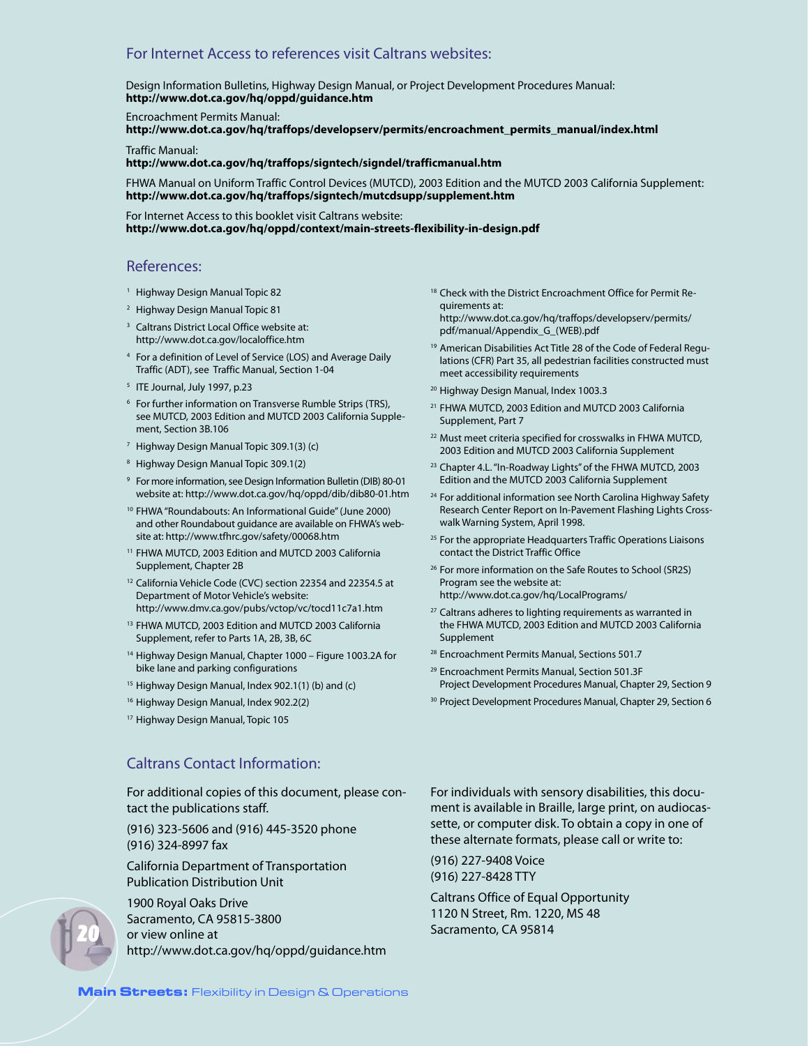## For Internet Access to references visit Caltrans websites:

Design Information Bulletins, Highway Design Manual, or Project Development Procedures Manual:
**http://www.dot.ca.gov/hq/oppd/guidance.htm**

Encroachment Permits Manual:
**http://www.dot.ca.gov/hq/traffops/developserv/permits/encroachment_permits_manual/index.html**

Traffic Manual:
**http://www.dot.ca.gov/hq/traffops/signtech/signdel/trafficmanual.htm**

FHWA Manual on Uniform Traffic Control Devices (MUTCD), 2003 Edition and the MUTCD 2003 California Supplement:
**http://www.dot.ca.gov/hq/traffops/signtech/mutcdsupp/supplement.htm**

For Internet Access to this booklet visit Caltrans website:
**http://www.dot.ca.gov/hq/oppd/context/main-streets-flexibility-in-design.pdf**

## References:

[1] Highway Design Manual Topic 82

[2] Highway Design Manual Topic 81

[3] Caltrans District Local Office website at: http://www.dot.ca.gov/localoffice.htm

[4] For a definition of Level of Service (LOS) and Average Daily Traffic (ADT), see Traffic Manual, Section 1-04

[5] ITE Journal, July 1997, p.23

[6] For further information on Transverse Rumble Strips (TRS), see MUTCD, 2003 Edition and MUTCD 2003 California Supplement, Section 3B.106

[7] Highway Design Manual Topic 309.1(3) (c)

[8] Highway Design Manual Topic 309.1(2)

[9] For more information, see Design Information Bulletin (DIB) 80-01 website at: http://www.dot.ca.gov/hq/oppd/dib/dib80-01.htm

[10] FHWA "Roundabouts: An Informational Guide" (June 2000) and other Roundabout guidance are available on FHWA's website at: http://www.tfhrc.gov/safety/00068.htm

[11] FHWA MUTCD, 2003 Edition and MUTCD 2003 California Supplement, Chapter 2B

[12] California Vehicle Code (CVC) section 22354 and 22354.5 at Department of Motor Vehicle's website: http://www.dmv.ca.gov/pubs/vctop/vc/tocd11c7a1.htm

[13] FHWA MUTCD, 2003 Edition and MUTCD 2003 California Supplement, refer to Parts 1A, 2B, 3B, 6C

[14] Highway Design Manual, Chapter 1000 – Figure 1003.2A for bike lane and parking configurations

[15] Highway Design Manual, Index 902.1(1) (b) and (c)

[16] Highway Design Manual, Index 902.2(2)

[17] Highway Design Manual, Topic 105

[18] Check with the District Encroachment Office for Permit Requirements at: http://www.dot.ca.gov/hq/traffops/developserv/permits/pdf/manual/Appendix_G_(WEB).pdf

[19] American Disabilities Act Title 28 of the Code of Federal Regulations (CFR) Part 35, all pedestrian facilities constructed must meet accessibility requirements

[20] Highway Design Manual, Index 1003.3

[21] FHWA MUTCD, 2003 Edition and MUTCD 2003 California Supplement, Part 7

[22] Must meet criteria specified for crosswalks in FHWA MUTCD, 2003 Edition and MUTCD 2003 California Supplement

[23] Chapter 4.L. "In-Roadway Lights" of the FHWA MUTCD, 2003 Edition and the MUTCD 2003 California Supplement

[24] For additional information see North Carolina Highway Safety Research Center Report on In-Pavement Flashing Lights Crosswalk Warning System, April 1998.

[25] For the appropriate Headquarters Traffic Operations Liaisons contact the District Traffic Office

[26] For more information on the Safe Routes to School (SR2S) Program see the website at: http://www.dot.ca.gov/hq/LocalPrograms/

[27] Caltrans adheres to lighting requirements as warranted in the FHWA MUTCD, 2003 Edition and MUTCD 2003 California Supplement

[28] Encroachment Permits Manual, Sections 501.7

[29] Encroachment Permits Manual, Section 501.3F
Project Development Procedures Manual, Chapter 29, Section 9

[30] Project Development Procedures Manual, Chapter 29, Section 6

## Caltrans Contact Information:

For additional copies of this document, please contact the publications staff.

(916) 323-5606 and (916) 445-3520 phone
(916) 324-8997 fax

California Department of Transportation
Publication Distribution Unit

1900 Royal Oaks Drive
Sacramento, CA 95815-3800
or view online at
http://www.dot.ca.gov/hq/oppd/guidance.htm

For individuals with sensory disabilities, this document is available in Braille, large print, on audiocassette, or computer disk. To obtain a copy in one of these alternate formats, please call or write to:

(916) 227-9408 Voice
(916) 227-8428 TTY

Caltrans Office of Equal Opportunity
1120 N Street, Rm. 1220, MS 48
Sacramento, CA 95814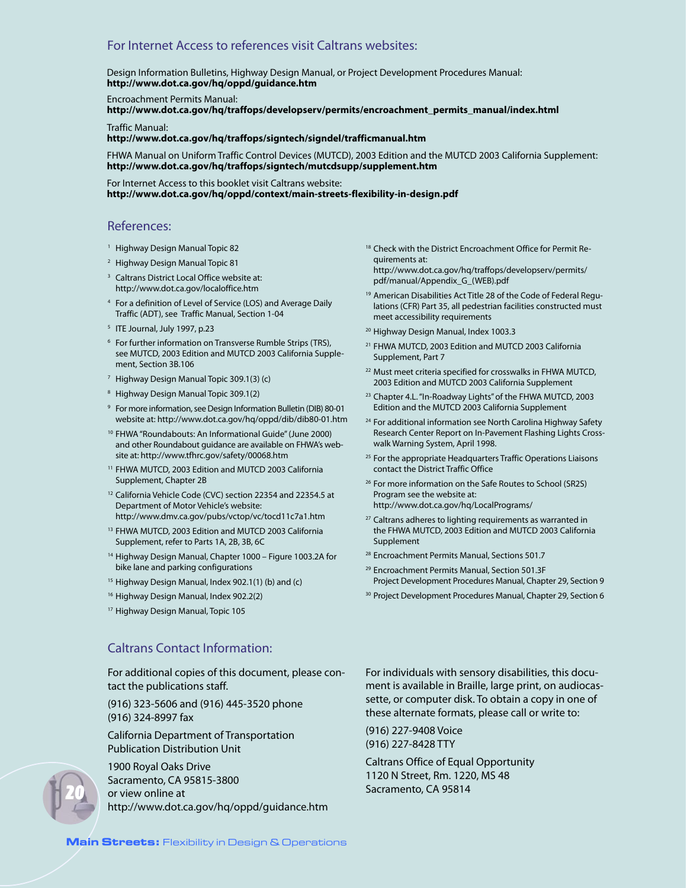## For Internet Access to references visit Caltrans websites:

Design Information Bulletins, Highway Design Manual, or Project Development Procedures Manual:
**http://www.dot.ca.gov/hq/oppd/guidance.htm**

Encroachment Permits Manual:
**http://www.dot.ca.gov/hq/traffops/developserv/permits/encroachment_permits_manual/index.html**

Traffic Manual:
**http://www.dot.ca.gov/hq/traffops/signtech/signdel/trafficmanual.htm**

FHWA Manual on Uniform Traffic Control Devices (MUTCD), 2003 Edition and the MUTCD 2003 California Supplement:
**http://www.dot.ca.gov/hq/traffops/signtech/mutcdsupp/supplement.htm**

For Internet Access to this booklet visit Caltrans website:
**http://www.dot.ca.gov/hq/oppd/context/main-streets-flexibility-in-design.pdf**

## References:

[1] Highway Design Manual Topic 82

[2] Highway Design Manual Topic 81

[3] Caltrans District Local Office website at: http://www.dot.ca.gov/localoffice.htm

[4] For a definition of Level of Service (LOS) and Average Daily Traffic (ADT), see Traffic Manual, Section 1-04

[5] ITE Journal, July 1997, p.23

[6] For further information on Transverse Rumble Strips (TRS), see MUTCD, 2003 Edition and MUTCD 2003 California Supplement, Section 3B.106

[7] Highway Design Manual Topic 309.1(3) (c)

[8] Highway Design Manual Topic 309.1(2)

[9] For more information, see Design Information Bulletin (DIB) 80-01 website at: http://www.dot.ca.gov/hq/oppd/dib/dib80-01.htm

[10] FHWA "Roundabouts: An Informational Guide" (June 2000) and other Roundabout guidance are available on FHWA's website at: http://www.tfhrc.gov/safety/00068.htm

[11] FHWA MUTCD, 2003 Edition and MUTCD 2003 California Supplement, Chapter 2B

[12] California Vehicle Code (CVC) section 22354 and 22354.5 at Department of Motor Vehicle's website: http://www.dmv.ca.gov/pubs/vctop/vc/tocd11c7a1.htm

[13] FHWA MUTCD, 2003 Edition and MUTCD 2003 California Supplement, refer to Parts 1A, 2B, 3B, 6C

[14] Highway Design Manual, Chapter 1000 – Figure 1003.2A for bike lane and parking configurations

[15] Highway Design Manual, Index 902.1(1) (b) and (c)

[16] Highway Design Manual, Index 902.2(2)

[17] Highway Design Manual, Topic 105

[18] Check with the District Encroachment Office for Permit Requirements at: http://www.dot.ca.gov/hq/traffops/developserv/permits/pdf/manual/Appendix_G_(WEB).pdf

[19] American Disabilities Act Title 28 of the Code of Federal Regulations (CFR) Part 35, all pedestrian facilities constructed must meet accessibility requirements

[20] Highway Design Manual, Index 1003.3

[21] FHWA MUTCD, 2003 Edition and MUTCD 2003 California Supplement, Part 7

[22] Must meet criteria specified for crosswalks in FHWA MUTCD, 2003 Edition and MUTCD 2003 California Supplement

[23] Chapter 4.L. "In-Roadway Lights" of the FHWA MUTCD, 2003 Edition and the MUTCD 2003 California Supplement

[24] For additional information see North Carolina Highway Safety Research Center Report on In-Pavement Flashing Lights Crosswalk Warning System, April 1998.

[25] For the appropriate Headquarters Traffic Operations Liaisons contact the District Traffic Office

[26] For more information on the Safe Routes to School (SR2S) Program see the website at: http://www.dot.ca.gov/hq/LocalPrograms/

[27] Caltrans adheres to lighting requirements as warranted in the FHWA MUTCD, 2003 Edition and MUTCD 2003 California Supplement

[28] Encroachment Permits Manual, Sections 501.7

[29] Encroachment Permits Manual, Section 501.3F
Project Development Procedures Manual, Chapter 29, Section 9

[30] Project Development Procedures Manual, Chapter 29, Section 6

## Caltrans Contact Information:

For additional copies of this document, please contact the publications staff.

(916) 323-5606 and (916) 445-3520 phone
(916) 324-8997 fax

California Department of Transportation
Publication Distribution Unit

1900 Royal Oaks Drive
Sacramento, CA 95815-3800
or view online at
http://www.dot.ca.gov/hq/oppd/guidance.htm

For individuals with sensory disabilities, this document is available in Braille, large print, on audiocassette, or computer disk. To obtain a copy in one of these alternate formats, please call or write to:

(916) 227-9408 Voice
(916) 227-8428 TTY

Caltrans Office of Equal Opportunity
1120 N Street, Rm. 1220, MS 48
Sacramento, CA 95814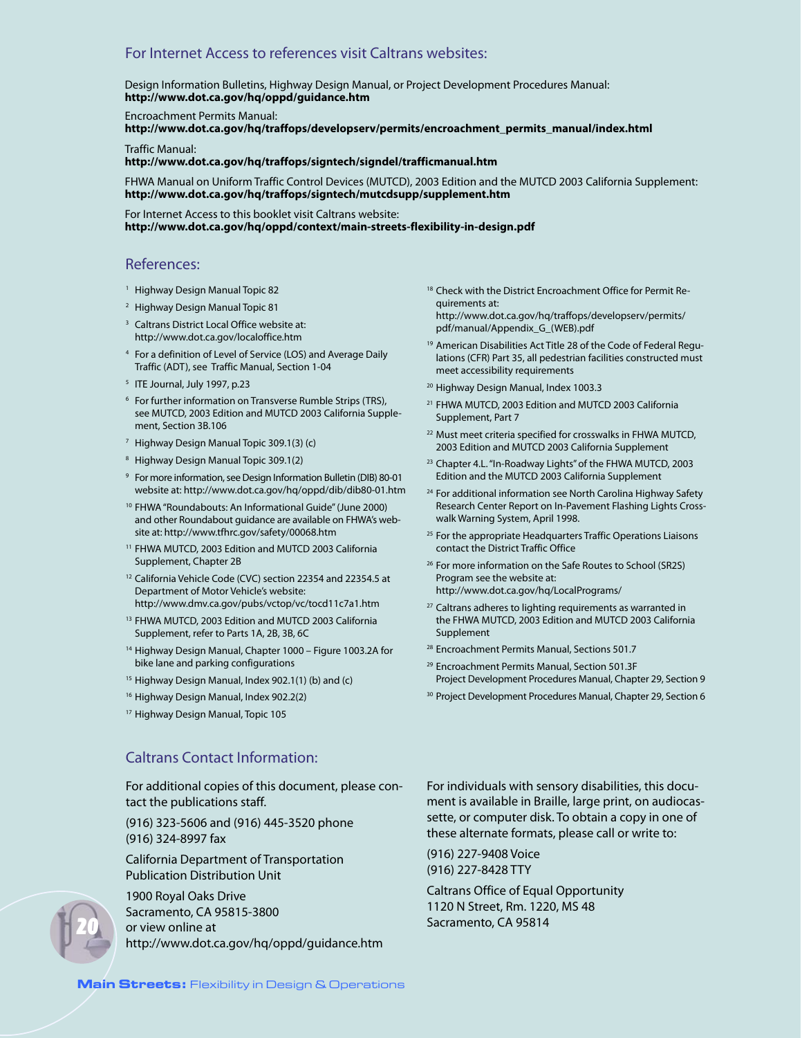## For Internet Access to references visit Caltrans websites:

Design Information Bulletins, Highway Design Manual, or Project Development Procedures Manual:
**http://www.dot.ca.gov/hq/oppd/guidance.htm**

Encroachment Permits Manual:
**http://www.dot.ca.gov/hq/traffops/developserv/permits/encroachment_permits_manual/index.html**

Traffic Manual:
**http://www.dot.ca.gov/hq/traffops/signtech/signdel/trafficmanual.htm**

FHWA Manual on Uniform Traffic Control Devices (MUTCD), 2003 Edition and the MUTCD 2003 California Supplement:
**http://www.dot.ca.gov/hq/traffops/signtech/mutcdsupp/supplement.htm**

For Internet Access to this booklet visit Caltrans website:
**http://www.dot.ca.gov/hq/oppd/context/main-streets-flexibility-in-design.pdf**

## References:

1. Highway Design Manual Topic 82
2. Highway Design Manual Topic 81
3. Caltrans District Local Office website at: http://www.dot.ca.gov/localoffice.htm
4. For a definition of Level of Service (LOS) and Average Daily Traffic (ADT), see Traffic Manual, Section 1-04
5. ITE Journal, July 1997, p.23
6. For further information on Transverse Rumble Strips (TRS), see MUTCD, 2003 Edition and MUTCD 2003 California Supplement, Section 3B.106
7. Highway Design Manual Topic 309.1(3) (c)
8. Highway Design Manual Topic 309.1(2)
9. For more information, see Design Information Bulletin (DIB) 80-01 website at: http://www.dot.ca.gov/hq/oppd/dib/dib80-01.htm
10. FHWA "Roundabouts: An Informational Guide" (June 2000) and other Roundabout guidance are available on FHWA's website at: http://www.tfhrc.gov/safety/00068.htm
11. FHWA MUTCD, 2003 Edition and MUTCD 2003 California Supplement, Chapter 2B
12. California Vehicle Code (CVC) section 22354 and 22354.5 at Department of Motor Vehicle's website: http://www.dmv.ca.gov/pubs/vctop/vc/tocd11c7a1.htm
13. FHWA MUTCD, 2003 Edition and MUTCD 2003 California Supplement, refer to Parts 1A, 2B, 3B, 6C
14. Highway Design Manual, Chapter 1000 – Figure 1003.2A for bike lane and parking configurations
15. Highway Design Manual, Index 902.1(1) (b) and (c)
16. Highway Design Manual, Index 902.2(2)
17. Highway Design Manual, Topic 105
18. Check with the District Encroachment Office for Permit Requirements at: http://www.dot.ca.gov/hq/traffops/developserv/permits/pdf/manual/Appendix_G_(WEB).pdf
19. American Disabilities Act Title 28 of the Code of Federal Regulations (CFR) Part 35, all pedestrian facilities constructed must meet accessibility requirements
20. Highway Design Manual, Index 1003.3
21. FHWA MUTCD, 2003 Edition and MUTCD 2003 California Supplement, Part 7
22. Must meet criteria specified for crosswalks in FHWA MUTCD, 2003 Edition and MUTCD 2003 California Supplement
23. Chapter 4.L. "In-Roadway Lights" of the FHWA MUTCD, 2003 Edition and the MUTCD 2003 California Supplement
24. For additional information see North Carolina Highway Safety Research Center Report on In-Pavement Flashing Lights Crosswalk Warning System, April 1998.
25. For the appropriate Headquarters Traffic Operations Liaisons contact the District Traffic Office
26. For more information on the Safe Routes to School (SR2S) Program see the website at: http://www.dot.ca.gov/hq/LocalPrograms/
27. Caltrans adheres to lighting requirements as warranted in the FHWA MUTCD, 2003 Edition and MUTCD 2003 California Supplement
28. Encroachment Permits Manual, Sections 501.7
29. Encroachment Permits Manual, Section 501.3F
    Project Development Procedures Manual, Chapter 29, Section 9
30. Project Development Procedures Manual, Chapter 29, Section 6

## Caltrans Contact Information:

For additional copies of this document, please contact the publications staff.

(916) 323-5606 and (916) 445-3520 phone
(916) 324-8997 fax

California Department of Transportation
Publication Distribution Unit

1900 Royal Oaks Drive
Sacramento, CA 95815-3800
or view online at
http://www.dot.ca.gov/hq/oppd/guidance.htm

For individuals with sensory disabilities, this document is available in Braille, large print, on audiocassette, or computer disk. To obtain a copy in one of these alternate formats, please call or write to:

(916) 227-9408 Voice
(916) 227-8428 TTY

Caltrans Office of Equal Opportunity
1120 N Street, Rm. 1220, MS 48
Sacramento, CA 95814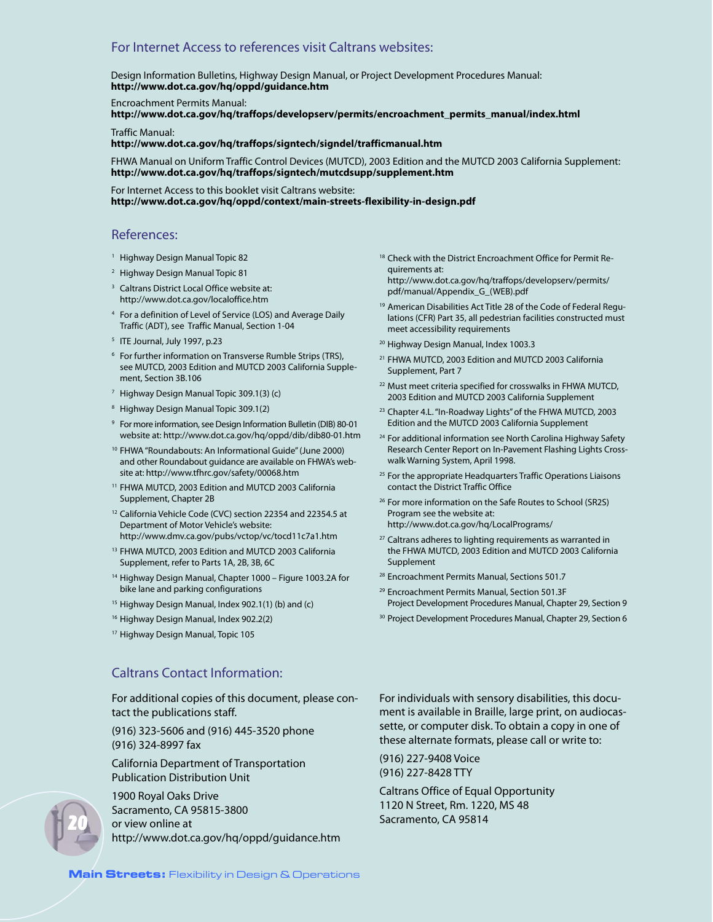## For Internet Access to references visit Caltrans websites:

Design Information Bulletins, Highway Design Manual, or Project Development Procedures Manual:
**http://www.dot.ca.gov/hq/oppd/guidance.htm**

Encroachment Permits Manual:
**http://www.dot.ca.gov/hq/traffops/developserv/permits/encroachment_permits_manual/index.html**

Traffic Manual:
**http://www.dot.ca.gov/hq/traffops/signtech/signdel/trafficmanual.htm**

FHWA Manual on Uniform Traffic Control Devices (MUTCD), 2003 Edition and the MUTCD 2003 California Supplement:
**http://www.dot.ca.gov/hq/traffops/signtech/mutcdsupp/supplement.htm**

For Internet Access to this booklet visit Caltrans website:
**http://www.dot.ca.gov/hq/oppd/context/main-streets-flexibility-in-design.pdf**

## References:

[1] Highway Design Manual Topic 82

[2] Highway Design Manual Topic 81

[3] Caltrans District Local Office website at: http://www.dot.ca.gov/localoffice.htm

[4] For a definition of Level of Service (LOS) and Average Daily Traffic (ADT), see Traffic Manual, Section 1-04

[5] ITE Journal, July 1997, p.23

[6] For further information on Transverse Rumble Strips (TRS), see MUTCD, 2003 Edition and MUTCD 2003 California Supplement, Section 3B.106

[7] Highway Design Manual Topic 309.1(3) (c)

[8] Highway Design Manual Topic 309.1(2)

[9] For more information, see Design Information Bulletin (DIB) 80-01 website at: http://www.dot.ca.gov/hq/oppd/dib/dib80-01.htm

[10] FHWA "Roundabouts: An Informational Guide" (June 2000) and other Roundabout guidance are available on FHWA's website at: http://www.tfhrc.gov/safety/00068.htm

[11] FHWA MUTCD, 2003 Edition and MUTCD 2003 California Supplement, Chapter 2B

[12] California Vehicle Code (CVC) section 22354 and 22354.5 at Department of Motor Vehicle's website: http://www.dmv.ca.gov/pubs/vctop/vc/tocd11c7a1.htm

[13] FHWA MUTCD, 2003 Edition and MUTCD 2003 California Supplement, refer to Parts 1A, 2B, 3B, 6C

[14] Highway Design Manual, Chapter 1000 – Figure 1003.2A for bike lane and parking configurations

[15] Highway Design Manual, Index 902.1(1) (b) and (c)

[16] Highway Design Manual, Index 902.2(2)

[17] Highway Design Manual, Topic 105

[18] Check with the District Encroachment Office for Permit Requirements at: http://www.dot.ca.gov/hq/traffops/developserv/permits/pdf/manual/Appendix_G_(WEB).pdf

[19] American Disabilities Act Title 28 of the Code of Federal Regulations (CFR) Part 35, all pedestrian facilities constructed must meet accessibility requirements

[20] Highway Design Manual, Index 1003.3

[21] FHWA MUTCD, 2003 Edition and MUTCD 2003 California Supplement, Part 7

[22] Must meet criteria specified for crosswalks in FHWA MUTCD, 2003 Edition and MUTCD 2003 California Supplement

[23] Chapter 4.L. "In-Roadway Lights" of the FHWA MUTCD, 2003 Edition and the MUTCD 2003 California Supplement

[24] For additional information see North Carolina Highway Safety Research Center Report on In-Pavement Flashing Lights Crosswalk Warning System, April 1998.

[25] For the appropriate Headquarters Traffic Operations Liaisons contact the District Traffic Office

[26] For more information on the Safe Routes to School (SR2S) Program see the website at: http://www.dot.ca.gov/hq/LocalPrograms/

[27] Caltrans adheres to lighting requirements as warranted in the FHWA MUTCD, 2003 Edition and MUTCD 2003 California Supplement

[28] Encroachment Permits Manual, Sections 501.7

[29] Encroachment Permits Manual, Section 501.3F
Project Development Procedures Manual, Chapter 29, Section 9

[30] Project Development Procedures Manual, Chapter 29, Section 6

## Caltrans Contact Information:

For additional copies of this document, please contact the publications staff.

(916) 323-5606 and (916) 445-3520 phone
(916) 324-8997 fax

California Department of Transportation
Publication Distribution Unit

1900 Royal Oaks Drive
Sacramento, CA 95815-3800
or view online at
http://www.dot.ca.gov/hq/oppd/guidance.htm

For individuals with sensory disabilities, this document is available in Braille, large print, on audiocassette, or computer disk. To obtain a copy in one of these alternate formats, please call or write to:

(916) 227-9408 Voice
(916) 227-8428 TTY

Caltrans Office of Equal Opportunity
1120 N Street, Rm. 1220, MS 48
Sacramento, CA 95814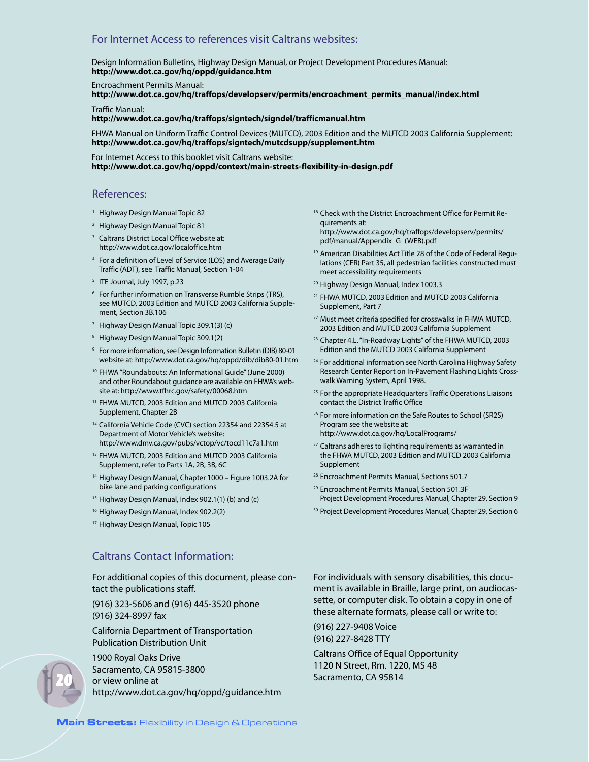## For Internet Access to references visit Caltrans websites:

Design Information Bulletins, Highway Design Manual, or Project Development Procedures Manual:
**http://www.dot.ca.gov/hq/oppd/guidance.htm**

Encroachment Permits Manual:
**http://www.dot.ca.gov/hq/traffops/developserv/permits/encroachment_permits_manual/index.html**

Traffic Manual:
**http://www.dot.ca.gov/hq/traffops/signtech/signdel/trafficmanual.htm**

FHWA Manual on Uniform Traffic Control Devices (MUTCD), 2003 Edition and the MUTCD 2003 California Supplement:
**http://www.dot.ca.gov/hq/traffops/signtech/mutcdsupp/supplement.htm**

For Internet Access to this booklet visit Caltrans website:
**http://www.dot.ca.gov/hq/oppd/context/main-streets-flexibility-in-design.pdf**

## References:

1. Highway Design Manual Topic 82
2. Highway Design Manual Topic 81
3. Caltrans District Local Office website at: http://www.dot.ca.gov/localoffice.htm
4. For a definition of Level of Service (LOS) and Average Daily Traffic (ADT), see Traffic Manual, Section 1-04
5. ITE Journal, July 1997, p.23
6. For further information on Transverse Rumble Strips (TRS), see MUTCD, 2003 Edition and MUTCD 2003 California Supplement, Section 3B.106
7. Highway Design Manual Topic 309.1(3) (c)
8. Highway Design Manual Topic 309.1(2)
9. For more information, see Design Information Bulletin (DIB) 80-01 website at: http://www.dot.ca.gov/hq/oppd/dib/dib80-01.htm
10. FHWA "Roundabouts: An Informational Guide" (June 2000) and other Roundabout guidance are available on FHWA's website at: http://www.tfhrc.gov/safety/00068.htm
11. FHWA MUTCD, 2003 Edition and MUTCD 2003 California Supplement, Chapter 2B
12. California Vehicle Code (CVC) section 22354 and 22354.5 at Department of Motor Vehicle's website: http://www.dmv.ca.gov/pubs/vctop/vc/tocd11c7a1.htm
13. FHWA MUTCD, 2003 Edition and MUTCD 2003 California Supplement, refer to Parts 1A, 2B, 3B, 6C
14. Highway Design Manual, Chapter 1000 – Figure 1003.2A for bike lane and parking configurations
15. Highway Design Manual, Index 902.1(1) (b) and (c)
16. Highway Design Manual, Index 902.2(2)
17. Highway Design Manual, Topic 105
18. Check with the District Encroachment Office for Permit Requirements at: http://www.dot.ca.gov/hq/traffops/developserv/permits/pdf/manual/Appendix_G_(WEB).pdf
19. American Disabilities Act Title 28 of the Code of Federal Regulations (CFR) Part 35, all pedestrian facilities constructed must meet accessibility requirements
20. Highway Design Manual, Index 1003.3
21. FHWA MUTCD, 2003 Edition and MUTCD 2003 California Supplement, Part 7
22. Must meet criteria specified for crosswalks in FHWA MUTCD, 2003 Edition and MUTCD 2003 California Supplement
23. Chapter 4.L. "In-Roadway Lights" of the FHWA MUTCD, 2003 Edition and the MUTCD 2003 California Supplement
24. For additional information see North Carolina Highway Safety Research Center Report on In-Pavement Flashing Lights Crosswalk Warning System, April 1998.
25. For the appropriate Headquarters Traffic Operations Liaisons contact the District Traffic Office
26. For more information on the Safe Routes to School (SR2S) Program see the website at: http://www.dot.ca.gov/hq/LocalPrograms/
27. Caltrans adheres to lighting requirements as warranted in the FHWA MUTCD, 2003 Edition and MUTCD 2003 California Supplement
28. Encroachment Permits Manual, Sections 501.7
29. Encroachment Permits Manual, Section 501.3F
    Project Development Procedures Manual, Chapter 29, Section 9
30. Project Development Procedures Manual, Chapter 29, Section 6

## Caltrans Contact Information:

For additional copies of this document, please contact the publications staff.

(916) 323-5606 and (916) 445-3520 phone
(916) 324-8997 fax

California Department of Transportation
Publication Distribution Unit

1900 Royal Oaks Drive
Sacramento, CA 95815-3800
or view online at
http://www.dot.ca.gov/hq/oppd/guidance.htm

For individuals with sensory disabilities, this document is available in Braille, large print, on audiocassette, or computer disk. To obtain a copy in one of these alternate formats, please call or write to:

(916) 227-9408 Voice
(916) 227-8428 TTY

Caltrans Office of Equal Opportunity
1120 N Street, Rm. 1220, MS 48
Sacramento, CA 95814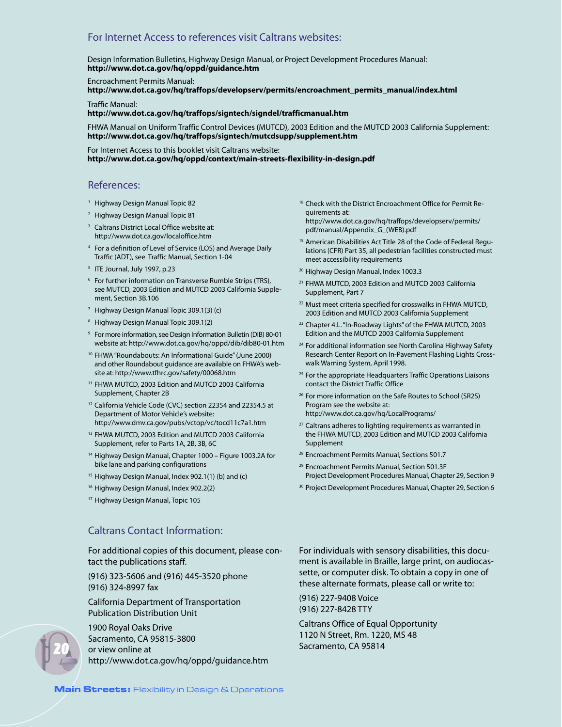## For Internet Access to references visit Caltrans websites:

Design Information Bulletins, Highway Design Manual, or Project Development Procedures Manual:
**http://www.dot.ca.gov/hq/oppd/guidance.htm**

Encroachment Permits Manual:
**http://www.dot.ca.gov/hq/traffops/developserv/permits/encroachment_permits_manual/index.html**

Traffic Manual:
**http://www.dot.ca.gov/hq/traffops/signtech/signdel/trafficmanual.htm**

FHWA Manual on Uniform Traffic Control Devices (MUTCD), 2003 Edition and the MUTCD 2003 California Supplement:
**http://www.dot.ca.gov/hq/traffops/signtech/mutcdsupp/supplement.htm**

For Internet Access to this booklet visit Caltrans website:
**http://www.dot.ca.gov/hq/oppd/context/main-streets-flexibility-in-design.pdf**

## References:

[1] Highway Design Manual Topic 82

[2] Highway Design Manual Topic 81

[3] Caltrans District Local Office website at: http://www.dot.ca.gov/localoffice.htm

[4] For a definition of Level of Service (LOS) and Average Daily Traffic (ADT), see Traffic Manual, Section 1-04

[5] ITE Journal, July 1997, p.23

[6] For further information on Transverse Rumble Strips (TRS), see MUTCD, 2003 Edition and MUTCD 2003 California Supplement, Section 3B.106

[7] Highway Design Manual Topic 309.1(3) (c)

[8] Highway Design Manual Topic 309.1(2)

[9] For more information, see Design Information Bulletin (DIB) 80-01 website at: http://www.dot.ca.gov/hq/oppd/dib/dib80-01.htm

[10] FHWA "Roundabouts: An Informational Guide" (June 2000) and other Roundabout guidance are available on FHWA's website at: http://www.tfhrc.gov/safety/00068.htm

[11] FHWA MUTCD, 2003 Edition and MUTCD 2003 California Supplement, Chapter 2B

[12] California Vehicle Code (CVC) section 22354 and 22354.5 at Department of Motor Vehicle's website: http://www.dmv.ca.gov/pubs/vctop/vc/tocd11c7a1.htm

[13] FHWA MUTCD, 2003 Edition and MUTCD 2003 California Supplement, refer to Parts 1A, 2B, 3B, 6C

[14] Highway Design Manual, Chapter 1000 – Figure 1003.2A for bike lane and parking configurations

[15] Highway Design Manual, Index 902.1(1) (b) and (c)

[16] Highway Design Manual, Index 902.2(2)

[17] Highway Design Manual, Topic 105

[18] Check with the District Encroachment Office for Permit Requirements at: http://www.dot.ca.gov/hq/traffops/developserv/permits/pdf/manual/Appendix_G_(WEB).pdf

[19] American Disabilities Act Title 28 of the Code of Federal Regulations (CFR) Part 35, all pedestrian facilities constructed must meet accessibility requirements

[20] Highway Design Manual, Index 1003.3

[21] FHWA MUTCD, 2003 Edition and MUTCD 2003 California Supplement, Part 7

[22] Must meet criteria specified for crosswalks in FHWA MUTCD, 2003 Edition and MUTCD 2003 California Supplement

[23] Chapter 4.L. "In-Roadway Lights" of the FHWA MUTCD, 2003 Edition and the MUTCD 2003 California Supplement

[24] For additional information see North Carolina Highway Safety Research Center Report on In-Pavement Flashing Lights Crosswalk Warning System, April 1998.

[25] For the appropriate Headquarters Traffic Operations Liaisons contact the District Traffic Office

[26] For more information on the Safe Routes to School (SR2S) Program see the website at: http://www.dot.ca.gov/hq/LocalPrograms/

[27] Caltrans adheres to lighting requirements as warranted in the FHWA MUTCD, 2003 Edition and MUTCD 2003 California Supplement

[28] Encroachment Permits Manual, Sections 501.7

[29] Encroachment Permits Manual, Section 501.3F
Project Development Procedures Manual, Chapter 29, Section 9

[30] Project Development Procedures Manual, Chapter 29, Section 6

## Caltrans Contact Information:

For additional copies of this document, please contact the publications staff.

(916) 323-5606 and (916) 445-3520 phone
(916) 324-8997 fax

California Department of Transportation
Publication Distribution Unit

1900 Royal Oaks Drive
Sacramento, CA 95815-3800
or view online at
http://www.dot.ca.gov/hq/oppd/guidance.htm

For individuals with sensory disabilities, this document is available in Braille, large print, on audiocassette, or computer disk. To obtain a copy in one of these alternate formats, please call or write to:

(916) 227-9408 Voice
(916) 227-8428 TTY

Caltrans Office of Equal Opportunity
1120 N Street, Rm. 1220, MS 48
Sacramento, CA 95814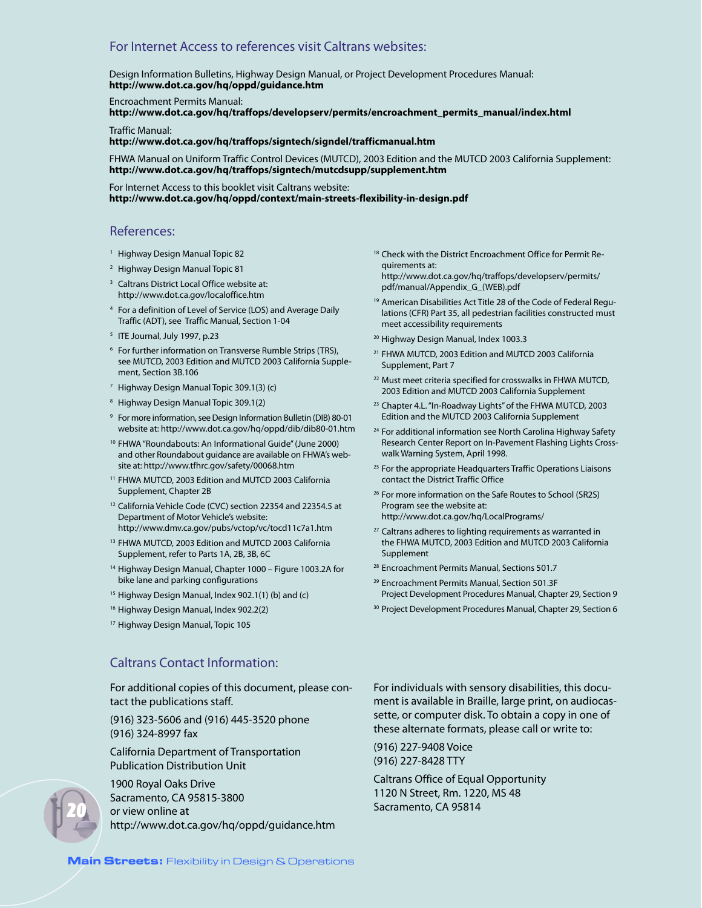## For Internet Access to references visit Caltrans websites:

Design Information Bulletins, Highway Design Manual, or Project Development Procedures Manual:
**http://www.dot.ca.gov/hq/oppd/guidance.htm**

Encroachment Permits Manual:
**http://www.dot.ca.gov/hq/traffops/developserv/permits/encroachment_permits_manual/index.html**

Traffic Manual:
**http://www.dot.ca.gov/hq/traffops/signtech/signdel/trafficmanual.htm**

FHWA Manual on Uniform Traffic Control Devices (MUTCD), 2003 Edition and the MUTCD 2003 California Supplement:
**http://www.dot.ca.gov/hq/traffops/signtech/mutcdsupp/supplement.htm**

For Internet Access to this booklet visit Caltrans website:
**http://www.dot.ca.gov/hq/oppd/context/main-streets-flexibility-in-design.pdf**

## References:

1. Highway Design Manual Topic 82
2. Highway Design Manual Topic 81
3. Caltrans District Local Office website at: http://www.dot.ca.gov/localoffice.htm
4. For a definition of Level of Service (LOS) and Average Daily Traffic (ADT), see Traffic Manual, Section 1-04
5. ITE Journal, July 1997, p.23
6. For further information on Transverse Rumble Strips (TRS), see MUTCD, 2003 Edition and MUTCD 2003 California Supplement, Section 3B.106
7. Highway Design Manual Topic 309.1(3) (c)
8. Highway Design Manual Topic 309.1(2)
9. For more information, see Design Information Bulletin (DIB) 80-01 website at: http://www.dot.ca.gov/hq/oppd/dib/dib80-01.htm
10. FHWA "Roundabouts: An Informational Guide" (June 2000) and other Roundabout guidance are available on FHWA's website at: http://www.tfhrc.gov/safety/00068.htm
11. FHWA MUTCD, 2003 Edition and MUTCD 2003 California Supplement, Chapter 2B
12. California Vehicle Code (CVC) section 22354 and 22354.5 at Department of Motor Vehicle's website: http://www.dmv.ca.gov/pubs/vctop/vc/tocd11c7a1.htm
13. FHWA MUTCD, 2003 Edition and MUTCD 2003 California Supplement, refer to Parts 1A, 2B, 3B, 6C
14. Highway Design Manual, Chapter 1000 – Figure 1003.2A for bike lane and parking configurations
15. Highway Design Manual, Index 902.1(1) (b) and (c)
16. Highway Design Manual, Index 902.2(2)
17. Highway Design Manual, Topic 105
18. Check with the District Encroachment Office for Permit Requirements at: http://www.dot.ca.gov/hq/traffops/developserv/permits/pdf/manual/Appendix_G_(WEB).pdf
19. American Disabilities Act Title 28 of the Code of Federal Regulations (CFR) Part 35, all pedestrian facilities constructed must meet accessibility requirements
20. Highway Design Manual, Index 1003.3
21. FHWA MUTCD, 2003 Edition and MUTCD 2003 California Supplement, Part 7
22. Must meet criteria specified for crosswalks in FHWA MUTCD, 2003 Edition and MUTCD 2003 California Supplement
23. Chapter 4.L. "In-Roadway Lights" of the FHWA MUTCD, 2003 Edition and the MUTCD 2003 California Supplement
24. For additional information see North Carolina Highway Safety Research Center Report on In-Pavement Flashing Lights Crosswalk Warning System, April 1998.
25. For the appropriate Headquarters Traffic Operations Liaisons contact the District Traffic Office
26. For more information on the Safe Routes to School (SR2S) Program see the website at: http://www.dot.ca.gov/hq/LocalPrograms/
27. Caltrans adheres to lighting requirements as warranted in the FHWA MUTCD, 2003 Edition and MUTCD 2003 California Supplement
28. Encroachment Permits Manual, Sections 501.7
29. Encroachment Permits Manual, Section 501.3F
    Project Development Procedures Manual, Chapter 29, Section 9
30. Project Development Procedures Manual, Chapter 29, Section 6

## Caltrans Contact Information:

For additional copies of this document, please contact the publications staff.

(916) 323-5606 and (916) 445-3520 phone
(916) 324-8997 fax

California Department of Transportation
Publication Distribution Unit

1900 Royal Oaks Drive
Sacramento, CA 95815-3800
or view online at
http://www.dot.ca.gov/hq/oppd/guidance.htm

For individuals with sensory disabilities, this document is available in Braille, large print, on audiocassette, or computer disk. To obtain a copy in one of these alternate formats, please call or write to:

(916) 227-9408 Voice
(916) 227-8428 TTY

Caltrans Office of Equal Opportunity
1120 N Street, Rm. 1220, MS 48
Sacramento, CA 95814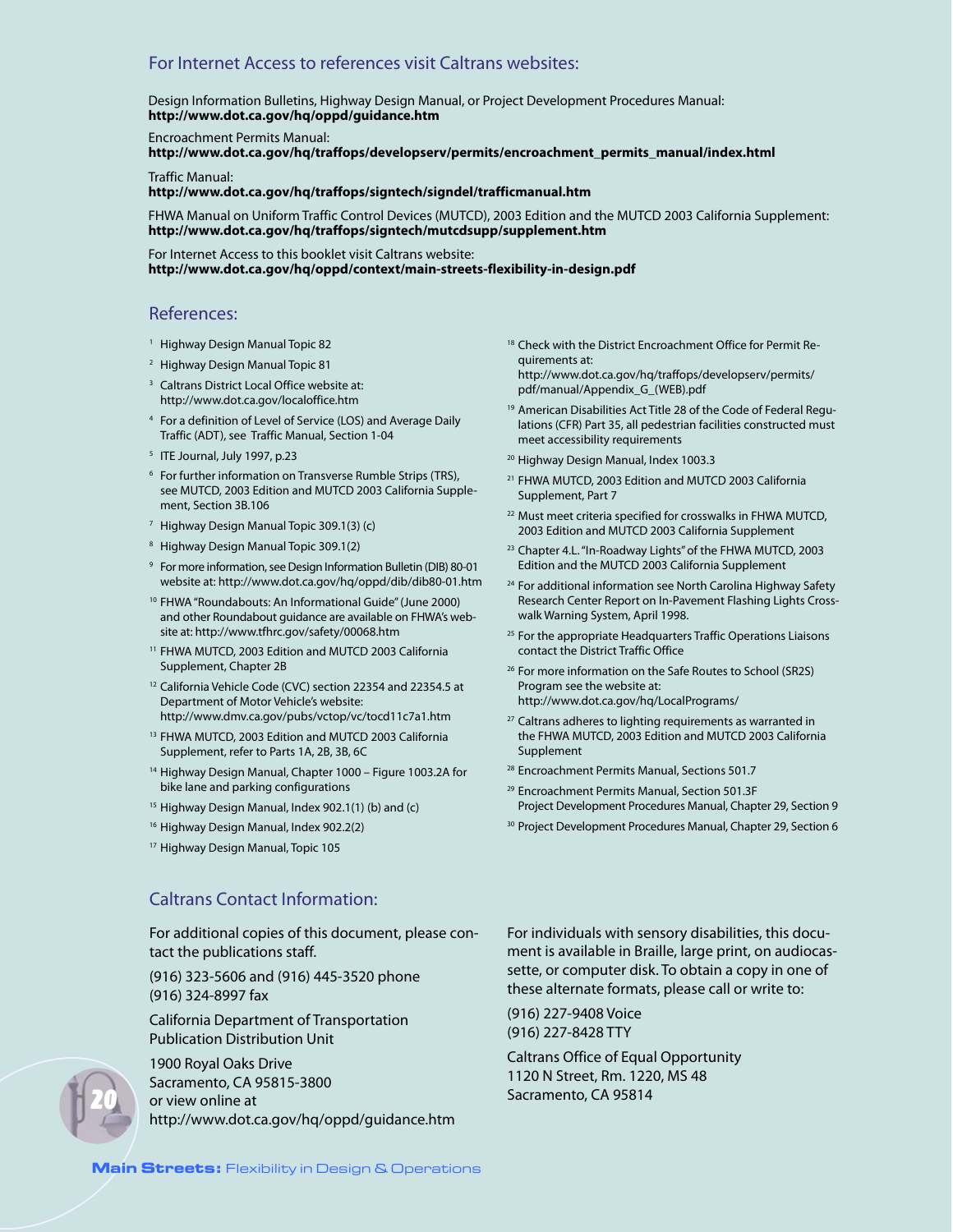## For Internet Access to references visit Caltrans websites:

Design Information Bulletins, Highway Design Manual, or Project Development Procedures Manual:
**http://www.dot.ca.gov/hq/oppd/guidance.htm**

Encroachment Permits Manual:
**http://www.dot.ca.gov/hq/traffops/developserv/permits/encroachment_permits_manual/index.html**

Traffic Manual:
**http://www.dot.ca.gov/hq/traffops/signtech/signdel/trafficmanual.htm**

FHWA Manual on Uniform Traffic Control Devices (MUTCD), 2003 Edition and the MUTCD 2003 California Supplement:
**http://www.dot.ca.gov/hq/traffops/signtech/mutcdsupp/supplement.htm**

For Internet Access to this booklet visit Caltrans website:
**http://www.dot.ca.gov/hq/oppd/context/main-streets-flexibility-in-design.pdf**

## References:

1. Highway Design Manual Topic 82
2. Highway Design Manual Topic 81
3. Caltrans District Local Office website at: http://www.dot.ca.gov/localoffice.htm
4. For a definition of Level of Service (LOS) and Average Daily Traffic (ADT), see Traffic Manual, Section 1-04
5. ITE Journal, July 1997, p.23
6. For further information on Transverse Rumble Strips (TRS), see MUTCD, 2003 Edition and MUTCD 2003 California Supplement, Section 3B.106
7. Highway Design Manual Topic 309.1(3) (c)
8. Highway Design Manual Topic 309.1(2)
9. For more information, see Design Information Bulletin (DIB) 80-01 website at: http://www.dot.ca.gov/hq/oppd/dib/dib80-01.htm
10. FHWA "Roundabouts: An Informational Guide" (June 2000) and other Roundabout guidance are available on FHWA's website at: http://www.tfhrc.gov/safety/00068.htm
11. FHWA MUTCD, 2003 Edition and MUTCD 2003 California Supplement, Chapter 2B
12. California Vehicle Code (CVC) section 22354 and 22354.5 at Department of Motor Vehicle's website: http://www.dmv.ca.gov/pubs/vctop/vc/tocd11c7a1.htm
13. FHWA MUTCD, 2003 Edition and MUTCD 2003 California Supplement, refer to Parts 1A, 2B, 3B, 6C
14. Highway Design Manual, Chapter 1000 – Figure 1003.2A for bike lane and parking configurations
15. Highway Design Manual, Index 902.1(1) (b) and (c)
16. Highway Design Manual, Index 902.2(2)
17. Highway Design Manual, Topic 105
18. Check with the District Encroachment Office for Permit Requirements at: http://www.dot.ca.gov/hq/traffops/developserv/permits/pdf/manual/Appendix_G_(WEB).pdf
19. American Disabilities Act Title 28 of the Code of Federal Regulations (CFR) Part 35, all pedestrian facilities constructed must meet accessibility requirements
20. Highway Design Manual, Index 1003.3
21. FHWA MUTCD, 2003 Edition and MUTCD 2003 California Supplement, Part 7
22. Must meet criteria specified for crosswalks in FHWA MUTCD, 2003 Edition and MUTCD 2003 California Supplement
23. Chapter 4.L. "In-Roadway Lights" of the FHWA MUTCD, 2003 Edition and the MUTCD 2003 California Supplement
24. For additional information see North Carolina Highway Safety Research Center Report on In-Pavement Flashing Lights Crosswalk Warning System, April 1998.
25. For the appropriate Headquarters Traffic Operations Liaisons contact the District Traffic Office
26. For more information on the Safe Routes to School (SR2S) Program see the website at: http://www.dot.ca.gov/hq/LocalPrograms/
27. Caltrans adheres to lighting requirements as warranted in the FHWA MUTCD, 2003 Edition and MUTCD 2003 California Supplement
28. Encroachment Permits Manual, Sections 501.7
29. Encroachment Permits Manual, Section 501.3F
    Project Development Procedures Manual, Chapter 29, Section 9
30. Project Development Procedures Manual, Chapter 29, Section 6

## Caltrans Contact Information:

For additional copies of this document, please contact the publications staff.

(916) 323-5606 and (916) 445-3520 phone
(916) 324-8997 fax

California Department of Transportation
Publication Distribution Unit

1900 Royal Oaks Drive
Sacramento, CA 95815-3800
or view online at
http://www.dot.ca.gov/hq/oppd/guidance.htm

For individuals with sensory disabilities, this document is available in Braille, large print, on audiocassette, or computer disk. To obtain a copy in one of these alternate formats, please call or write to:

(916) 227-9408 Voice
(916) 227-8428 TTY

Caltrans Office of Equal Opportunity
1120 N Street, Rm. 1220, MS 48
Sacramento, CA 95814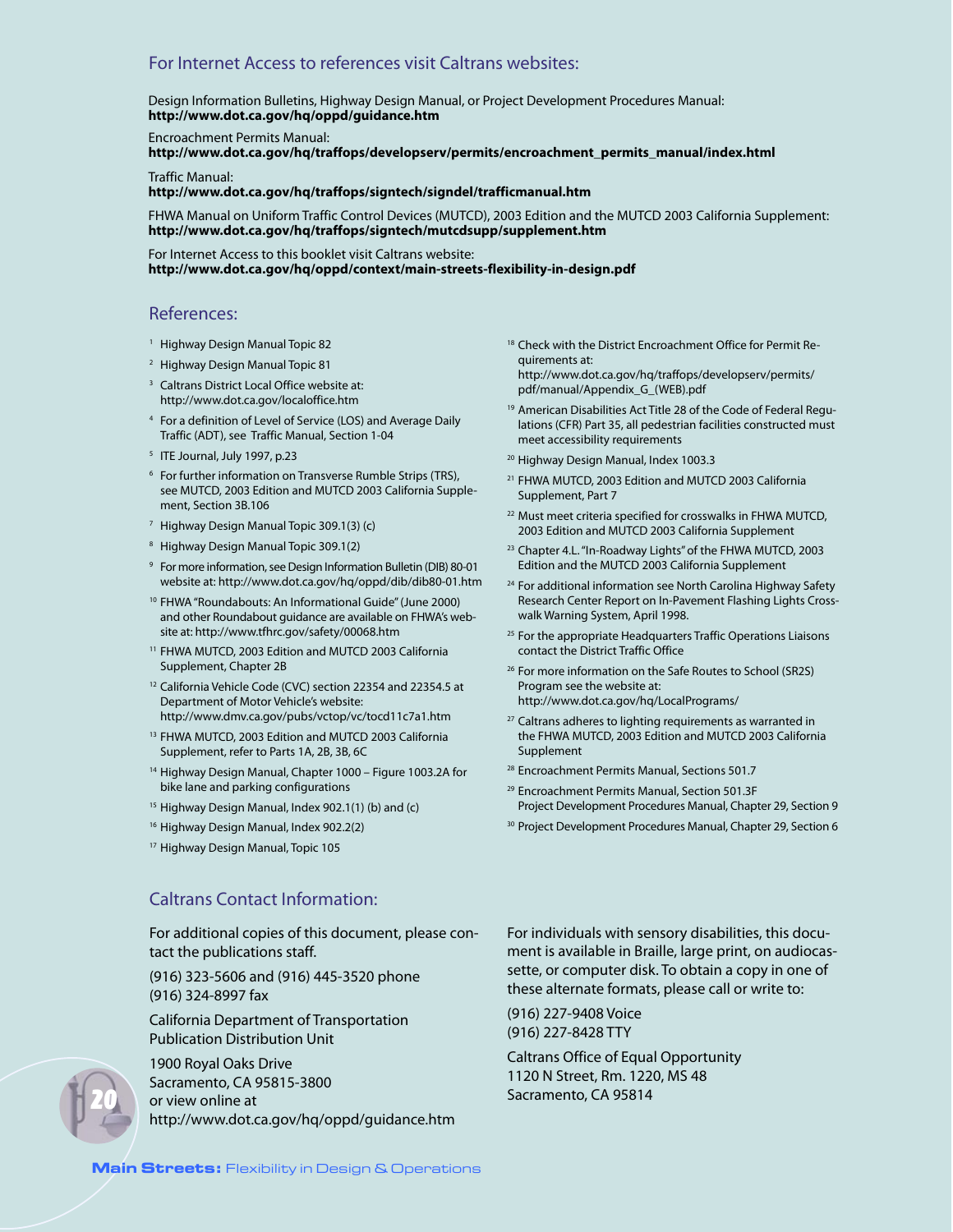## For Internet Access to references visit Caltrans websites:

Design Information Bulletins, Highway Design Manual, or Project Development Procedures Manual:
**http://www.dot.ca.gov/hq/oppd/guidance.htm**

Encroachment Permits Manual:
**http://www.dot.ca.gov/hq/traffops/developserv/permits/encroachment_permits_manual/index.html**

Traffic Manual:
**http://www.dot.ca.gov/hq/traffops/signtech/signdel/trafficmanual.htm**

FHWA Manual on Uniform Traffic Control Devices (MUTCD), 2003 Edition and the MUTCD 2003 California Supplement:
**http://www.dot.ca.gov/hq/traffops/signtech/mutcdsupp/supplement.htm**

For Internet Access to this booklet visit Caltrans website:
**http://www.dot.ca.gov/hq/oppd/context/main-streets-flexibility-in-design.pdf**

## References:

[1] Highway Design Manual Topic 82

[2] Highway Design Manual Topic 81

[3] Caltrans District Local Office website at: http://www.dot.ca.gov/localoffice.htm

[4] For a definition of Level of Service (LOS) and Average Daily Traffic (ADT), see Traffic Manual, Section 1-04

[5] ITE Journal, July 1997, p.23

[6] For further information on Transverse Rumble Strips (TRS), see MUTCD, 2003 Edition and MUTCD 2003 California Supplement, Section 3B.106

[7] Highway Design Manual Topic 309.1(3) (c)

[8] Highway Design Manual Topic 309.1(2)

[9] For more information, see Design Information Bulletin (DIB) 80-01 website at: http://www.dot.ca.gov/hq/oppd/dib/dib80-01.htm

[10] FHWA "Roundabouts: An Informational Guide" (June 2000) and other Roundabout guidance are available on FHWA's website at: http://www.tfhrc.gov/safety/00068.htm

[11] FHWA MUTCD, 2003 Edition and MUTCD 2003 California Supplement, Chapter 2B

[12] California Vehicle Code (CVC) section 22354 and 22354.5 at Department of Motor Vehicle's website: http://www.dmv.ca.gov/pubs/vctop/vc/tocd11c7a1.htm

[13] FHWA MUTCD, 2003 Edition and MUTCD 2003 California Supplement, refer to Parts 1A, 2B, 3B, 6C

[14] Highway Design Manual, Chapter 1000 – Figure 1003.2A for bike lane and parking configurations

[15] Highway Design Manual, Index 902.1(1) (b) and (c)

[16] Highway Design Manual, Index 902.2(2)

[17] Highway Design Manual, Topic 105

[18] Check with the District Encroachment Office for Permit Requirements at: http://www.dot.ca.gov/hq/traffops/developserv/permits/pdf/manual/Appendix_G_(WEB).pdf

[19] American Disabilities Act Title 28 of the Code of Federal Regulations (CFR) Part 35, all pedestrian facilities constructed must meet accessibility requirements

[20] Highway Design Manual, Index 1003.3

[21] FHWA MUTCD, 2003 Edition and MUTCD 2003 California Supplement, Part 7

[22] Must meet criteria specified for crosswalks in FHWA MUTCD, 2003 Edition and MUTCD 2003 California Supplement

[23] Chapter 4.L. "In-Roadway Lights" of the FHWA MUTCD, 2003 Edition and the MUTCD 2003 California Supplement

[24] For additional information see North Carolina Highway Safety Research Center Report on In-Pavement Flashing Lights Crosswalk Warning System, April 1998.

[25] For the appropriate Headquarters Traffic Operations Liaisons contact the District Traffic Office

[26] For more information on the Safe Routes to School (SR2S) Program see the website at: http://www.dot.ca.gov/hq/LocalPrograms/

[27] Caltrans adheres to lighting requirements as warranted in the FHWA MUTCD, 2003 Edition and MUTCD 2003 California Supplement

[28] Encroachment Permits Manual, Sections 501.7

[29] Encroachment Permits Manual, Section 501.3F
Project Development Procedures Manual, Chapter 29, Section 9

[30] Project Development Procedures Manual, Chapter 29, Section 6

## Caltrans Contact Information:

For additional copies of this document, please contact the publications staff.

(916) 323-5606 and (916) 445-3520 phone
(916) 324-8997 fax

California Department of Transportation
Publication Distribution Unit

1900 Royal Oaks Drive
Sacramento, CA 95815-3800
or view online at
http://www.dot.ca.gov/hq/oppd/guidance.htm

For individuals with sensory disabilities, this document is available in Braille, large print, on audiocassette, or computer disk. To obtain a copy in one of these alternate formats, please call or write to:

(916) 227-9408 Voice
(916) 227-8428 TTY

Caltrans Office of Equal Opportunity
1120 N Street, Rm. 1220, MS 48
Sacramento, CA 95814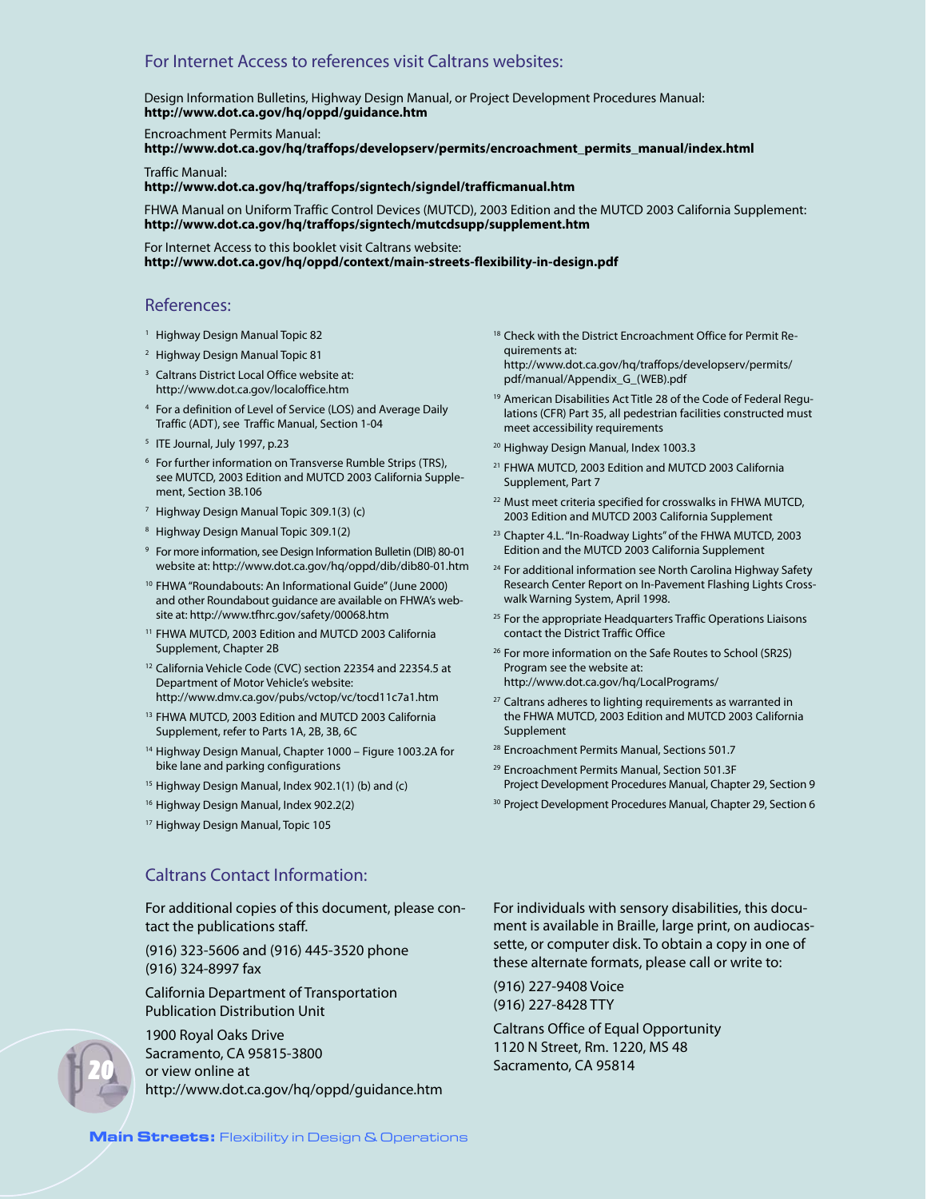## For Internet Access to references visit Caltrans websites:

Design Information Bulletins, Highway Design Manual, or Project Development Procedures Manual:
**http://www.dot.ca.gov/hq/oppd/guidance.htm**

Encroachment Permits Manual:
**http://www.dot.ca.gov/hq/traffops/developserv/permits/encroachment_permits_manual/index.html**

Traffic Manual:
**http://www.dot.ca.gov/hq/traffops/signtech/signdel/trafficmanual.htm**

FHWA Manual on Uniform Traffic Control Devices (MUTCD), 2003 Edition and the MUTCD 2003 California Supplement:
**http://www.dot.ca.gov/hq/traffops/signtech/mutcdsupp/supplement.htm**

For Internet Access to this booklet visit Caltrans website:
**http://www.dot.ca.gov/hq/oppd/context/main-streets-flexibility-in-design.pdf**

## References:

[1] Highway Design Manual Topic 82

[2] Highway Design Manual Topic 81

[3] Caltrans District Local Office website at: http://www.dot.ca.gov/localoffice.htm

[4] For a definition of Level of Service (LOS) and Average Daily Traffic (ADT), see Traffic Manual, Section 1-04

[5] ITE Journal, July 1997, p.23

[6] For further information on Transverse Rumble Strips (TRS), see MUTCD, 2003 Edition and MUTCD 2003 California Supplement, Section 3B.106

[7] Highway Design Manual Topic 309.1(3) (c)

[8] Highway Design Manual Topic 309.1(2)

[9] For more information, see Design Information Bulletin (DIB) 80-01 website at: http://www.dot.ca.gov/hq/oppd/dib/dib80-01.htm

[10] FHWA "Roundabouts: An Informational Guide" (June 2000) and other Roundabout guidance are available on FHWA's website at: http://www.tfhrc.gov/safety/00068.htm

[11] FHWA MUTCD, 2003 Edition and MUTCD 2003 California Supplement, Chapter 2B

[12] California Vehicle Code (CVC) section 22354 and 22354.5 at Department of Motor Vehicle's website: http://www.dmv.ca.gov/pubs/vctop/vc/tocd11c7a1.htm

[13] FHWA MUTCD, 2003 Edition and MUTCD 2003 California Supplement, refer to Parts 1A, 2B, 3B, 6C

[14] Highway Design Manual, Chapter 1000 – Figure 1003.2A for bike lane and parking configurations

[15] Highway Design Manual, Index 902.1(1) (b) and (c)

[16] Highway Design Manual, Index 902.2(2)

[17] Highway Design Manual, Topic 105

[18] Check with the District Encroachment Office for Permit Requirements at: http://www.dot.ca.gov/hq/traffops/developserv/permits/pdf/manual/Appendix_G_(WEB).pdf

[19] American Disabilities Act Title 28 of the Code of Federal Regulations (CFR) Part 35, all pedestrian facilities constructed must meet accessibility requirements

[20] Highway Design Manual, Index 1003.3

[21] FHWA MUTCD, 2003 Edition and MUTCD 2003 California Supplement, Part 7

[22] Must meet criteria specified for crosswalks in FHWA MUTCD, 2003 Edition and MUTCD 2003 California Supplement

[23] Chapter 4.L. "In-Roadway Lights" of the FHWA MUTCD, 2003 Edition and the MUTCD 2003 California Supplement

[24] For additional information see North Carolina Highway Safety Research Center Report on In-Pavement Flashing Lights Crosswalk Warning System, April 1998.

[25] For the appropriate Headquarters Traffic Operations Liaisons contact the District Traffic Office

[26] For more information on the Safe Routes to School (SR2S) Program see the website at: http://www.dot.ca.gov/hq/LocalPrograms/

[27] Caltrans adheres to lighting requirements as warranted in the FHWA MUTCD, 2003 Edition and MUTCD 2003 California Supplement

[28] Encroachment Permits Manual, Sections 501.7

[29] Encroachment Permits Manual, Section 501.3F
Project Development Procedures Manual, Chapter 29, Section 9

[30] Project Development Procedures Manual, Chapter 29, Section 6

## Caltrans Contact Information:

For additional copies of this document, please contact the publications staff.

(916) 323-5606 and (916) 445-3520 phone
(916) 324-8997 fax

California Department of Transportation
Publication Distribution Unit

1900 Royal Oaks Drive
Sacramento, CA 95815-3800
or view online at
http://www.dot.ca.gov/hq/oppd/guidance.htm

For individuals with sensory disabilities, this document is available in Braille, large print, on audiocassette, or computer disk. To obtain a copy in one of these alternate formats, please call or write to:

(916) 227-9408 Voice
(916) 227-8428 TTY

Caltrans Office of Equal Opportunity
1120 N Street, Rm. 1220, MS 48
Sacramento, CA 95814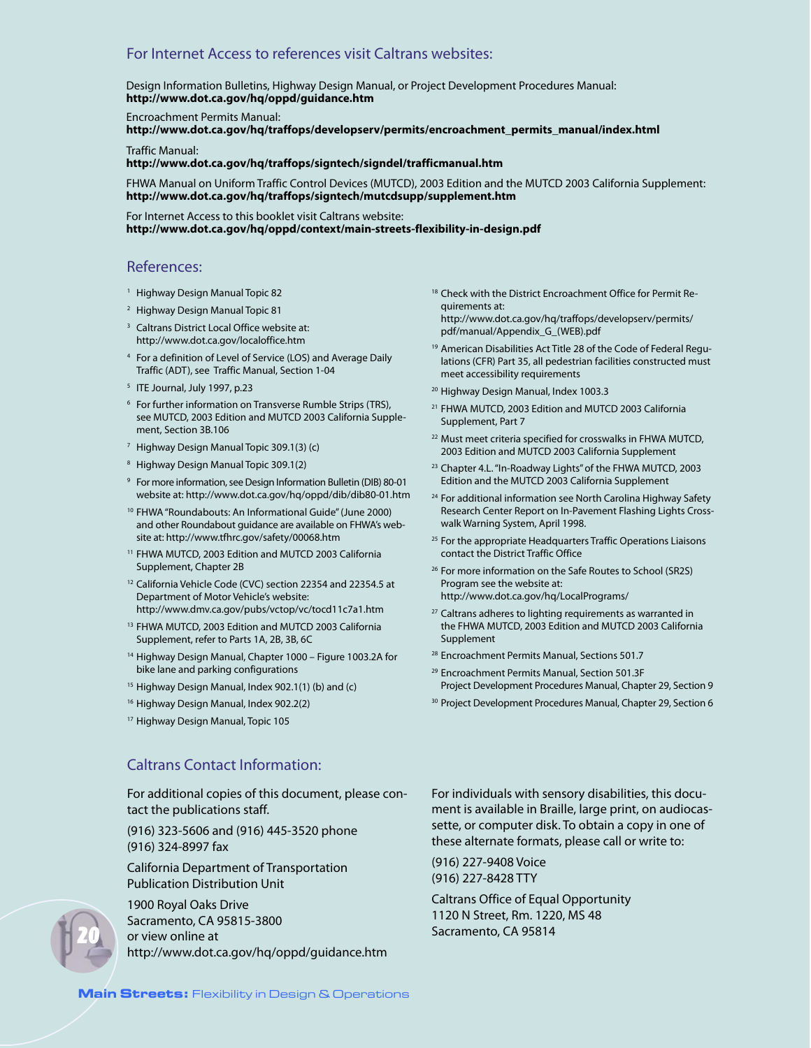## For Internet Access to references visit Caltrans websites:

Design Information Bulletins, Highway Design Manual, or Project Development Procedures Manual:
**http://www.dot.ca.gov/hq/oppd/guidance.htm**

Encroachment Permits Manual:
**http://www.dot.ca.gov/hq/traffops/developserv/permits/encroachment_permits_manual/index.html**

Traffic Manual:
**http://www.dot.ca.gov/hq/traffops/signtech/signdel/trafficmanual.htm**

FHWA Manual on Uniform Traffic Control Devices (MUTCD), 2003 Edition and the MUTCD 2003 California Supplement:
**http://www.dot.ca.gov/hq/traffops/signtech/mutcdsupp/supplement.htm**

For Internet Access to this booklet visit Caltrans website:
**http://www.dot.ca.gov/hq/oppd/context/main-streets-flexibility-in-design.pdf**

## References:

[1] Highway Design Manual Topic 82

[2] Highway Design Manual Topic 81

[3] Caltrans District Local Office website at: http://www.dot.ca.gov/localoffice.htm

[4] For a definition of Level of Service (LOS) and Average Daily Traffic (ADT), see Traffic Manual, Section 1-04

[5] ITE Journal, July 1997, p.23

[6] For further information on Transverse Rumble Strips (TRS), see MUTCD, 2003 Edition and MUTCD 2003 California Supplement, Section 3B.106

[7] Highway Design Manual Topic 309.1(3) (c)

[8] Highway Design Manual Topic 309.1(2)

[9] For more information, see Design Information Bulletin (DIB) 80-01 website at: http://www.dot.ca.gov/hq/oppd/dib/dib80-01.htm

[10] FHWA "Roundabouts: An Informational Guide" (June 2000) and other Roundabout guidance are available on FHWA's website at: http://www.tfhrc.gov/safety/00068.htm

[11] FHWA MUTCD, 2003 Edition and MUTCD 2003 California Supplement, Chapter 2B

[12] California Vehicle Code (CVC) section 22354 and 22354.5 at Department of Motor Vehicle's website: http://www.dmv.ca.gov/pubs/vctop/vc/tocd11c7a1.htm

[13] FHWA MUTCD, 2003 Edition and MUTCD 2003 California Supplement, refer to Parts 1A, 2B, 3B, 6C

[14] Highway Design Manual, Chapter 1000 – Figure 1003.2A for bike lane and parking configurations

[15] Highway Design Manual, Index 902.1(1) (b) and (c)

[16] Highway Design Manual, Index 902.2(2)

[17] Highway Design Manual, Topic 105

[18] Check with the District Encroachment Office for Permit Requirements at: http://www.dot.ca.gov/hq/traffops/developserv/permits/pdf/manual/Appendix_G_(WEB).pdf

[19] American Disabilities Act Title 28 of the Code of Federal Regulations (CFR) Part 35, all pedestrian facilities constructed must meet accessibility requirements

[20] Highway Design Manual, Index 1003.3

[21] FHWA MUTCD, 2003 Edition and MUTCD 2003 California Supplement, Part 7

[22] Must meet criteria specified for crosswalks in FHWA MUTCD, 2003 Edition and MUTCD 2003 California Supplement

[23] Chapter 4.L. "In-Roadway Lights" of the FHWA MUTCD, 2003 Edition and the MUTCD 2003 California Supplement

[24] For additional information see North Carolina Highway Safety Research Center Report on In-Pavement Flashing Lights Crosswalk Warning System, April 1998.

[25] For the appropriate Headquarters Traffic Operations Liaisons contact the District Traffic Office

[26] For more information on the Safe Routes to School (SR2S) Program see the website at: http://www.dot.ca.gov/hq/LocalPrograms/

[27] Caltrans adheres to lighting requirements as warranted in the FHWA MUTCD, 2003 Edition and MUTCD 2003 California Supplement

[28] Encroachment Permits Manual, Sections 501.7

[29] Encroachment Permits Manual, Section 501.3F
Project Development Procedures Manual, Chapter 29, Section 9

[30] Project Development Procedures Manual, Chapter 29, Section 6

## Caltrans Contact Information:

For additional copies of this document, please contact the publications staff.

(916) 323-5606 and (916) 445-3520 phone
(916) 324-8997 fax

California Department of Transportation
Publication Distribution Unit

1900 Royal Oaks Drive
Sacramento, CA 95815-3800
or view online at
http://www.dot.ca.gov/hq/oppd/guidance.htm

For individuals with sensory disabilities, this document is available in Braille, large print, on audiocassette, or computer disk. To obtain a copy in one of these alternate formats, please call or write to:

(916) 227-9408 Voice
(916) 227-8428 TTY

Caltrans Office of Equal Opportunity
1120 N Street, Rm. 1220, MS 48
Sacramento, CA 95814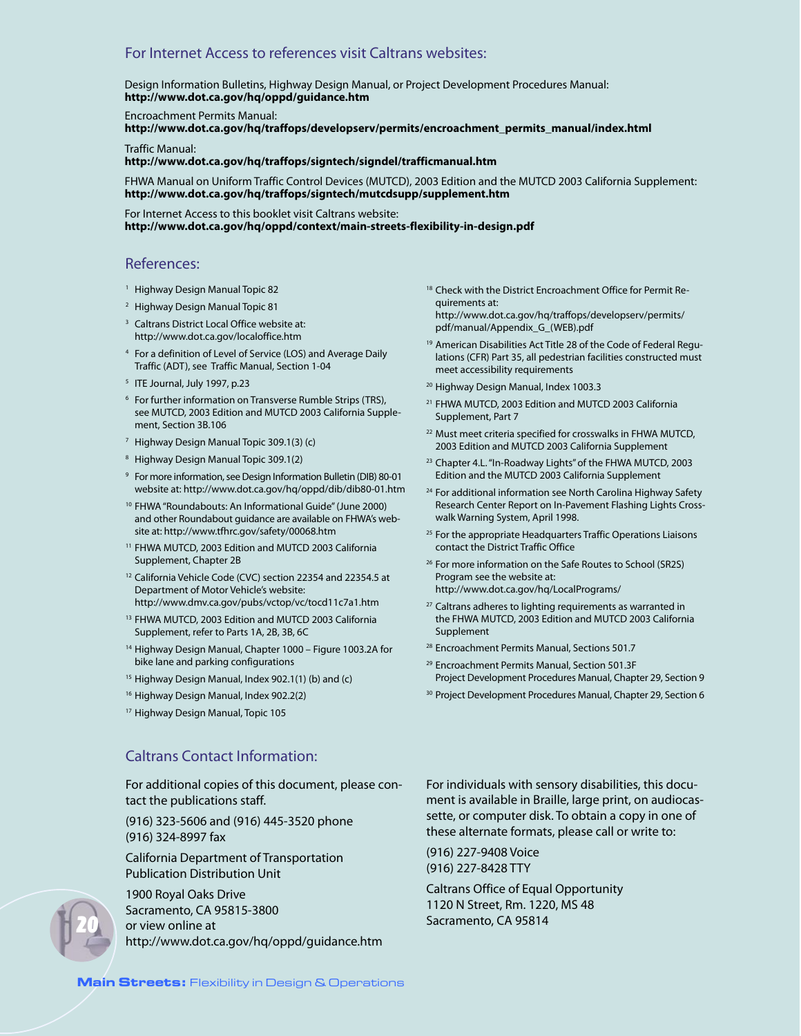## For Internet Access to references visit Caltrans websites:

Design Information Bulletins, Highway Design Manual, or Project Development Procedures Manual:
**http://www.dot.ca.gov/hq/oppd/guidance.htm**

Encroachment Permits Manual:
**http://www.dot.ca.gov/hq/traffops/developserv/permits/encroachment_permits_manual/index.html**

Traffic Manual:
**http://www.dot.ca.gov/hq/traffops/signtech/signdel/trafficmanual.htm**

FHWA Manual on Uniform Traffic Control Devices (MUTCD), 2003 Edition and the MUTCD 2003 California Supplement:
**http://www.dot.ca.gov/hq/traffops/signtech/mutcdsupp/supplement.htm**

For Internet Access to this booklet visit Caltrans website:
**http://www.dot.ca.gov/hq/oppd/context/main-streets-flexibility-in-design.pdf**

## References:

[1] Highway Design Manual Topic 82

[2] Highway Design Manual Topic 81

[3] Caltrans District Local Office website at: http://www.dot.ca.gov/localoffice.htm

[4] For a definition of Level of Service (LOS) and Average Daily Traffic (ADT), see Traffic Manual, Section 1-04

[5] ITE Journal, July 1997, p.23

[6] For further information on Transverse Rumble Strips (TRS), see MUTCD, 2003 Edition and MUTCD 2003 California Supplement, Section 3B.106

[7] Highway Design Manual Topic 309.1(3) (c)

[8] Highway Design Manual Topic 309.1(2)

[9] For more information, see Design Information Bulletin (DIB) 80-01 website at: http://www.dot.ca.gov/hq/oppd/dib/dib80-01.htm

[10] FHWA "Roundabouts: An Informational Guide" (June 2000) and other Roundabout guidance are available on FHWA's website at: http://www.tfhrc.gov/safety/00068.htm

[11] FHWA MUTCD, 2003 Edition and MUTCD 2003 California Supplement, Chapter 2B

[12] California Vehicle Code (CVC) section 22354 and 22354.5 at Department of Motor Vehicle's website: http://www.dmv.ca.gov/pubs/vctop/vc/tocd11c7a1.htm

[13] FHWA MUTCD, 2003 Edition and MUTCD 2003 California Supplement, refer to Parts 1A, 2B, 3B, 6C

[14] Highway Design Manual, Chapter 1000 – Figure 1003.2A for bike lane and parking configurations

[15] Highway Design Manual, Index 902.1(1) (b) and (c)

[16] Highway Design Manual, Index 902.2(2)

[17] Highway Design Manual, Topic 105

[18] Check with the District Encroachment Office for Permit Requirements at: http://www.dot.ca.gov/hq/traffops/developserv/permits/pdf/manual/Appendix_G_(WEB).pdf

[19] American Disabilities Act Title 28 of the Code of Federal Regulations (CFR) Part 35, all pedestrian facilities constructed must meet accessibility requirements

[20] Highway Design Manual, Index 1003.3

[21] FHWA MUTCD, 2003 Edition and MUTCD 2003 California Supplement, Part 7

[22] Must meet criteria specified for crosswalks in FHWA MUTCD, 2003 Edition and MUTCD 2003 California Supplement

[23] Chapter 4.L. "In-Roadway Lights" of the FHWA MUTCD, 2003 Edition and the MUTCD 2003 California Supplement

[24] For additional information see North Carolina Highway Safety Research Center Report on In-Pavement Flashing Lights Crosswalk Warning System, April 1998.

[25] For the appropriate Headquarters Traffic Operations Liaisons contact the District Traffic Office

[26] For more information on the Safe Routes to School (SR2S) Program see the website at: http://www.dot.ca.gov/hq/LocalPrograms/

[27] Caltrans adheres to lighting requirements as warranted in the FHWA MUTCD, 2003 Edition and MUTCD 2003 California Supplement

[28] Encroachment Permits Manual, Sections 501.7

[29] Encroachment Permits Manual, Section 501.3F
Project Development Procedures Manual, Chapter 29, Section 9

[30] Project Development Procedures Manual, Chapter 29, Section 6

## Caltrans Contact Information:

For additional copies of this document, please contact the publications staff.

(916) 323-5606 and (916) 445-3520 phone
(916) 324-8997 fax

California Department of Transportation
Publication Distribution Unit

1900 Royal Oaks Drive
Sacramento, CA 95815-3800
or view online at
http://www.dot.ca.gov/hq/oppd/guidance.htm

For individuals with sensory disabilities, this document is available in Braille, large print, on audiocassette, or computer disk. To obtain a copy in one of these alternate formats, please call or write to:

(916) 227-9408 Voice
(916) 227-8428 TTY

Caltrans Office of Equal Opportunity
1120 N Street, Rm. 1220, MS 48
Sacramento, CA 95814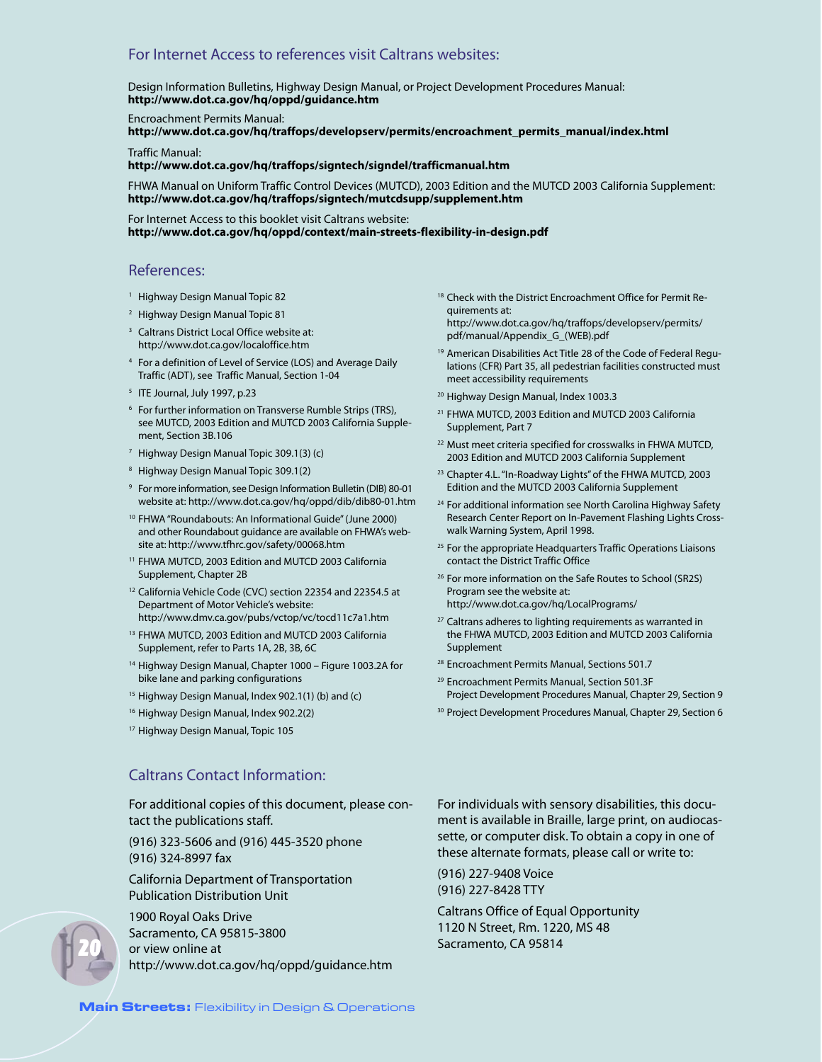## For Internet Access to references visit Caltrans websites:

Design Information Bulletins, Highway Design Manual, or Project Development Procedures Manual:
**http://www.dot.ca.gov/hq/oppd/guidance.htm**

Encroachment Permits Manual:
**http://www.dot.ca.gov/hq/traffops/developserv/permits/encroachment_permits_manual/index.html**

Traffic Manual:
**http://www.dot.ca.gov/hq/traffops/signtech/signdel/trafficmanual.htm**

FHWA Manual on Uniform Traffic Control Devices (MUTCD), 2003 Edition and the MUTCD 2003 California Supplement:
**http://www.dot.ca.gov/hq/traffops/signtech/mutcdsupp/supplement.htm**

For Internet Access to this booklet visit Caltrans website:
**http://www.dot.ca.gov/hq/oppd/context/main-streets-flexibility-in-design.pdf**

## References:

[1] Highway Design Manual Topic 82

[2] Highway Design Manual Topic 81

[3] Caltrans District Local Office website at: http://www.dot.ca.gov/localoffice.htm

[4] For a definition of Level of Service (LOS) and Average Daily Traffic (ADT), see Traffic Manual, Section 1-04

[5] ITE Journal, July 1997, p.23

[6] For further information on Transverse Rumble Strips (TRS), see MUTCD, 2003 Edition and MUTCD 2003 California Supplement, Section 3B.106

[7] Highway Design Manual Topic 309.1(3) (c)

[8] Highway Design Manual Topic 309.1(2)

[9] For more information, see Design Information Bulletin (DIB) 80-01 website at: http://www.dot.ca.gov/hq/oppd/dib/dib80-01.htm

[10] FHWA "Roundabouts: An Informational Guide" (June 2000) and other Roundabout guidance are available on FHWA's website at: http://www.tfhrc.gov/safety/00068.htm

[11] FHWA MUTCD, 2003 Edition and MUTCD 2003 California Supplement, Chapter 2B

[12] California Vehicle Code (CVC) section 22354 and 22354.5 at Department of Motor Vehicle's website: http://www.dmv.ca.gov/pubs/vctop/vc/tocd11c7a1.htm

[13] FHWA MUTCD, 2003 Edition and MUTCD 2003 California Supplement, refer to Parts 1A, 2B, 3B, 6C

[14] Highway Design Manual, Chapter 1000 – Figure 1003.2A for bike lane and parking configurations

[15] Highway Design Manual, Index 902.1(1) (b) and (c)

[16] Highway Design Manual, Index 902.2(2)

[17] Highway Design Manual, Topic 105

[18] Check with the District Encroachment Office for Permit Requirements at: http://www.dot.ca.gov/hq/traffops/developserv/permits/pdf/manual/Appendix_G_(WEB).pdf

[19] American Disabilities Act Title 28 of the Code of Federal Regulations (CFR) Part 35, all pedestrian facilities constructed must meet accessibility requirements

[20] Highway Design Manual, Index 1003.3

[21] FHWA MUTCD, 2003 Edition and MUTCD 2003 California Supplement, Part 7

[22] Must meet criteria specified for crosswalks in FHWA MUTCD, 2003 Edition and MUTCD 2003 California Supplement

[23] Chapter 4.L. "In-Roadway Lights" of the FHWA MUTCD, 2003 Edition and the MUTCD 2003 California Supplement

[24] For additional information see North Carolina Highway Safety Research Center Report on In-Pavement Flashing Lights Crosswalk Warning System, April 1998.

[25] For the appropriate Headquarters Traffic Operations Liaisons contact the District Traffic Office

[26] For more information on the Safe Routes to School (SR2S) Program see the website at: http://www.dot.ca.gov/hq/LocalPrograms/

[27] Caltrans adheres to lighting requirements as warranted in the FHWA MUTCD, 2003 Edition and MUTCD 2003 California Supplement

[28] Encroachment Permits Manual, Sections 501.7

[29] Encroachment Permits Manual, Section 501.3F
Project Development Procedures Manual, Chapter 29, Section 9

[30] Project Development Procedures Manual, Chapter 29, Section 6

## Caltrans Contact Information:

For additional copies of this document, please contact the publications staff.

(916) 323-5606 and (916) 445-3520 phone
(916) 324-8997 fax

California Department of Transportation
Publication Distribution Unit

1900 Royal Oaks Drive
Sacramento, CA 95815-3800
or view online at
http://www.dot.ca.gov/hq/oppd/guidance.htm

For individuals with sensory disabilities, this document is available in Braille, large print, on audiocassette, or computer disk. To obtain a copy in one of these alternate formats, please call or write to:

(916) 227-9408 Voice
(916) 227-8428 TTY

Caltrans Office of Equal Opportunity
1120 N Street, Rm. 1220, MS 48
Sacramento, CA 95814